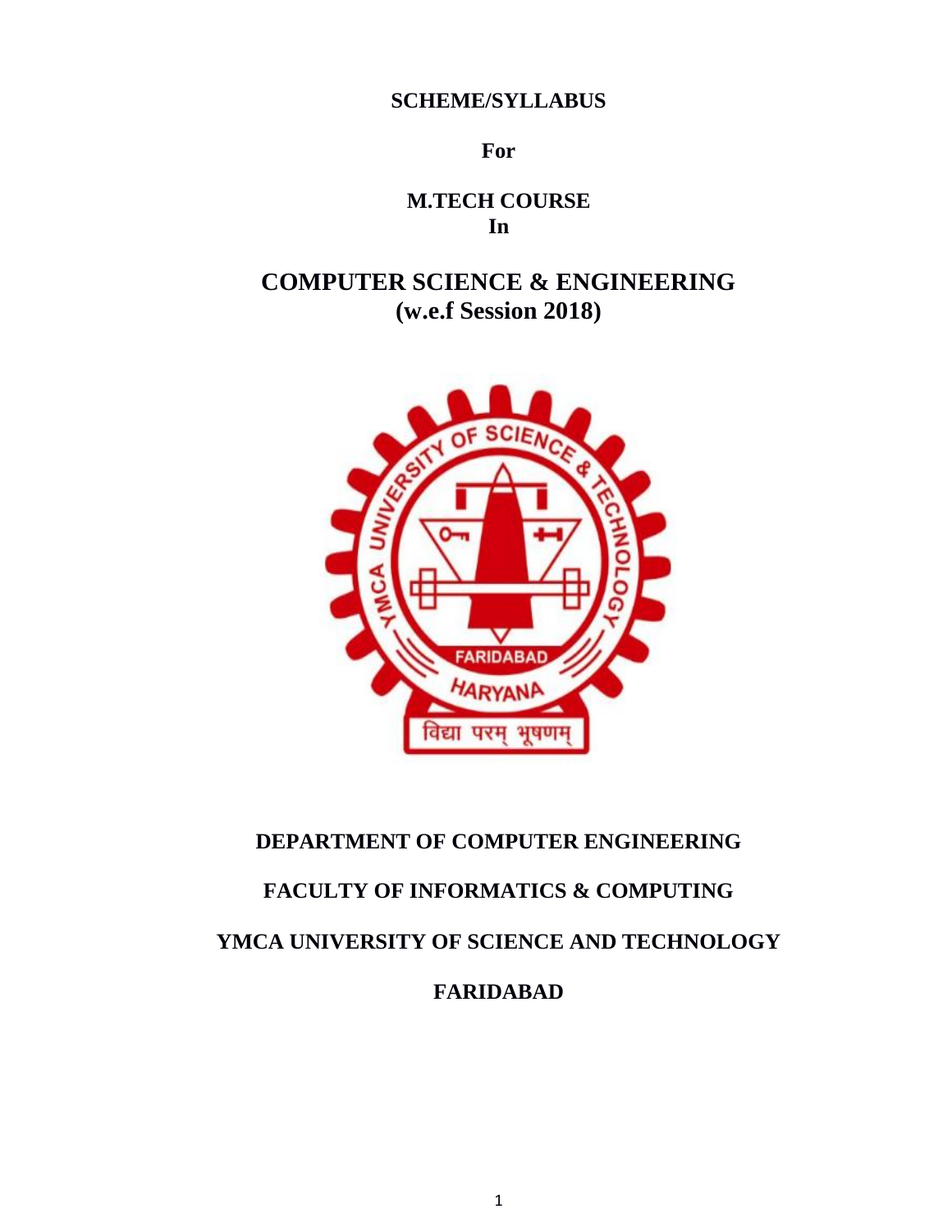**SCHEME/SYLLABUS**

**For**

**M.TECH COURSE**
**In**

# COMPUTER SCIENCE & ENGINEERING
## (w.e.f Session 2018)

**DEPARTMENT OF COMPUTER ENGINEERING**

**FACULTY OF INFORMATICS & COMPUTING**

**YMCA UNIVERSITY OF SCIENCE AND TECHNOLOGY**

**FARIDABAD**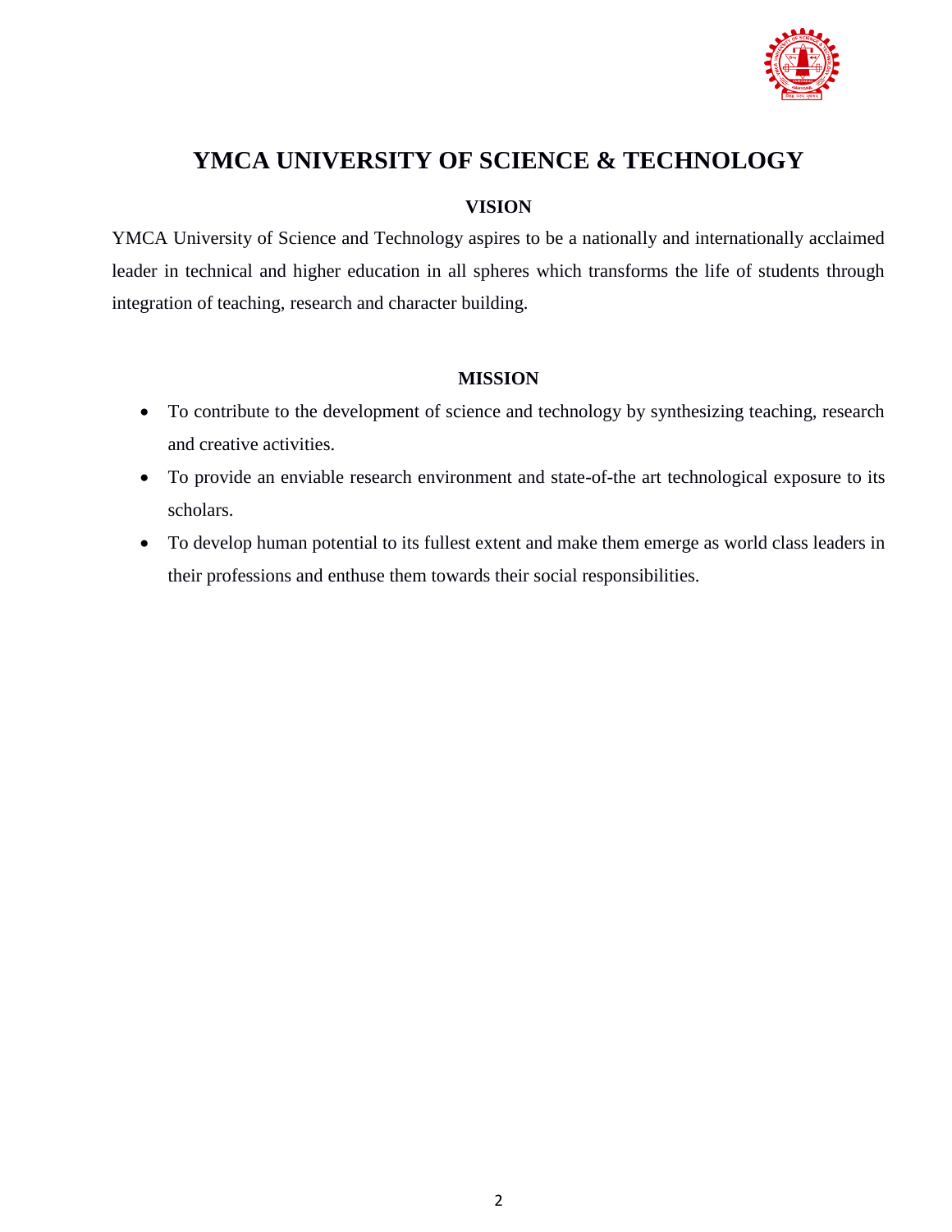# YMCA UNIVERSITY OF SCIENCE & TECHNOLOGY

## VISION

YMCA University of Science and Technology aspires to be a nationally and internationally acclaimed leader in technical and higher education in all spheres which transforms the life of students through integration of teaching, research and character building.

## MISSION

- To contribute to the development of science and technology by synthesizing teaching, research and creative activities.
- To provide an enviable research environment and state-of-the art technological exposure to its scholars.
- To develop human potential to its fullest extent and make them emerge as world class leaders in their professions and enthuse them towards their social responsibilities.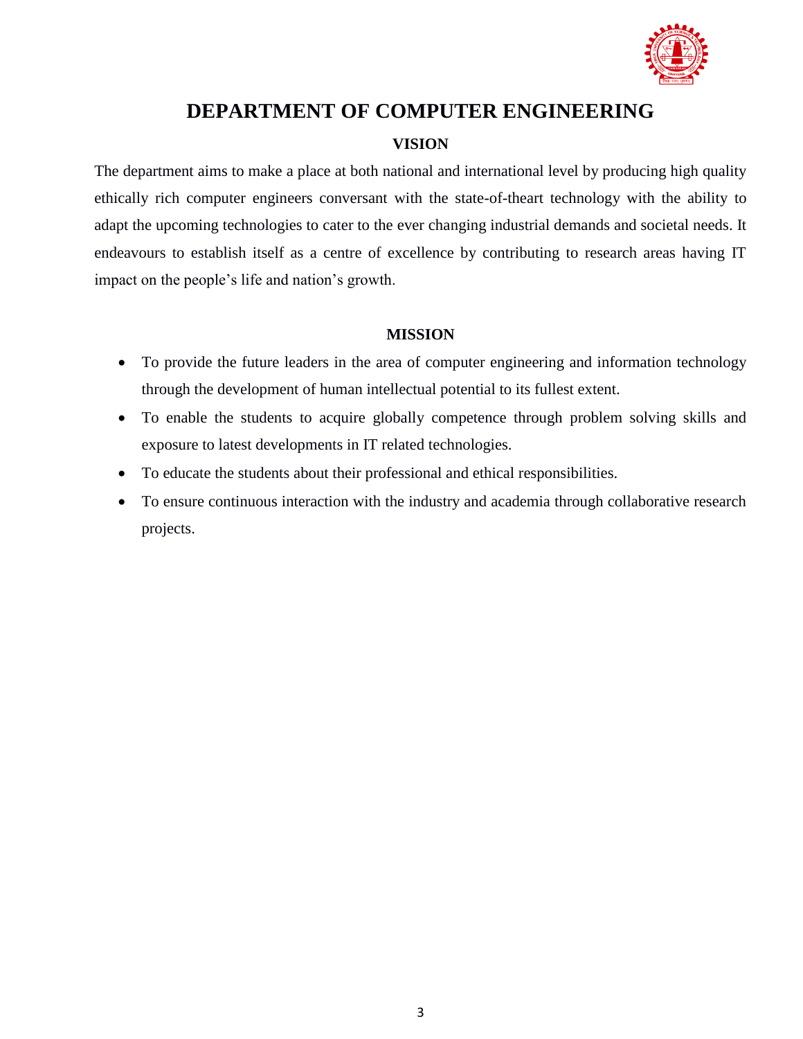# DEPARTMENT OF COMPUTER ENGINEERING

## VISION

The department aims to make a place at both national and international level by producing high quality ethically rich computer engineers conversant with the state-of-theart technology with the ability to adapt the upcoming technologies to cater to the ever changing industrial demands and societal needs. It endeavours to establish itself as a centre of excellence by contributing to research areas having IT impact on the people's life and nation's growth.

## MISSION

- To provide the future leaders in the area of computer engineering and information technology through the development of human intellectual potential to its fullest extent.
- To enable the students to acquire globally competence through problem solving skills and exposure to latest developments in IT related technologies.
- To educate the students about their professional and ethical responsibilities.
- To ensure continuous interaction with the industry and academia through collaborative research projects.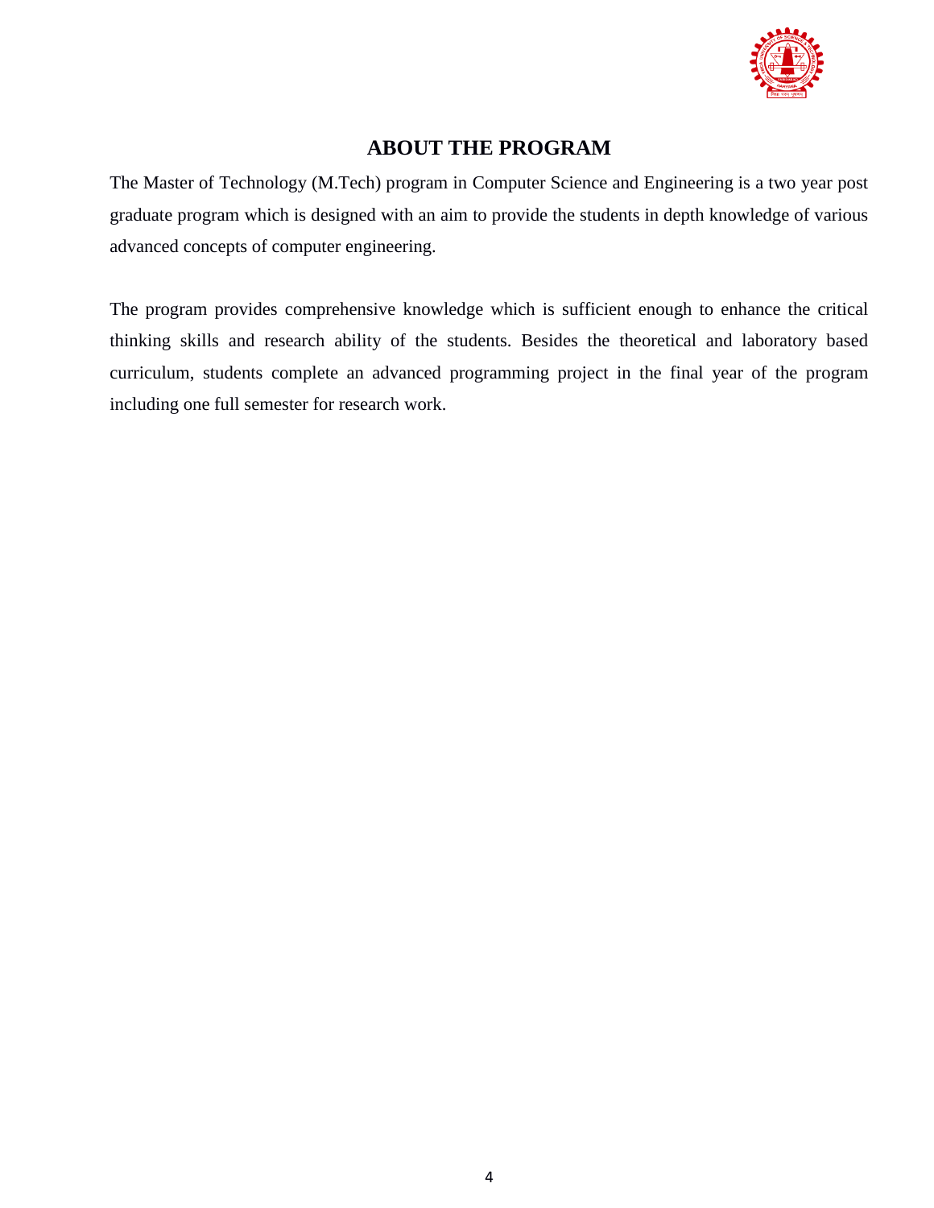# ABOUT THE PROGRAM

The Master of Technology (M.Tech) program in Computer Science and Engineering is a two year post graduate program which is designed with an aim to provide the students in depth knowledge of various advanced concepts of computer engineering.

The program provides comprehensive knowledge which is sufficient enough to enhance the critical thinking skills and research ability of the students. Besides the theoretical and laboratory based curriculum, students complete an advanced programming project in the final year of the program including one full semester for research work.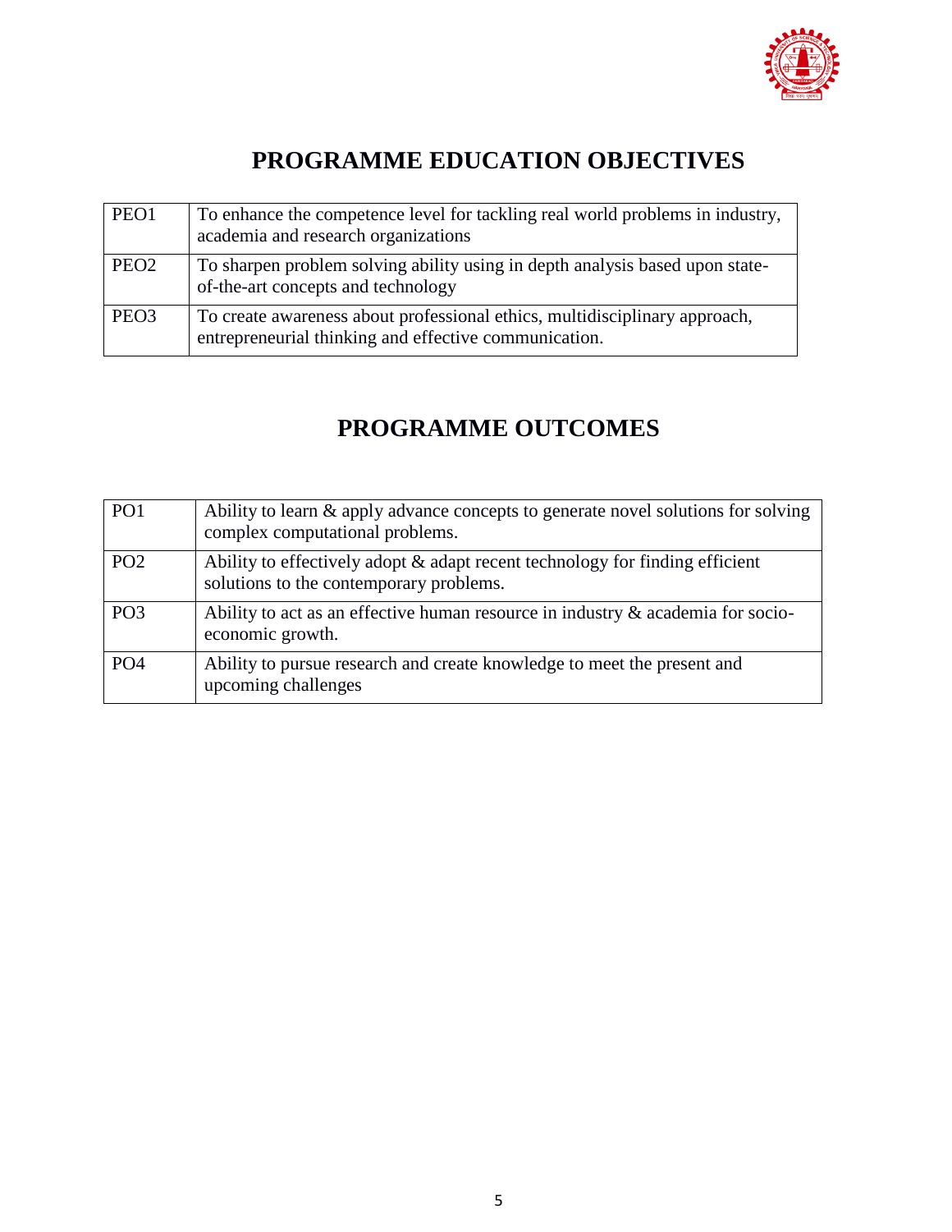# PROGRAMME EDUCATION OBJECTIVES

| | |
|---|---|
| PEO1 | To enhance the competence level for tackling real world problems in industry, academia and research organizations |
| PEO2 | To sharpen problem solving ability using in depth analysis based upon state-of-the-art concepts and technology |
| PEO3 | To create awareness about professional ethics, multidisciplinary approach, entrepreneurial thinking and effective communication. |

# PROGRAMME OUTCOMES

| | |
|---|---|
| PO1 | Ability to learn & apply advance concepts to generate novel solutions for solving complex computational problems. |
| PO2 | Ability to effectively adopt & adapt recent technology for finding efficient solutions to the contemporary problems. |
| PO3 | Ability to act as an effective human resource in industry & academia for socio-economic growth. |
| PO4 | Ability to pursue research and create knowledge to meet the present and upcoming challenges |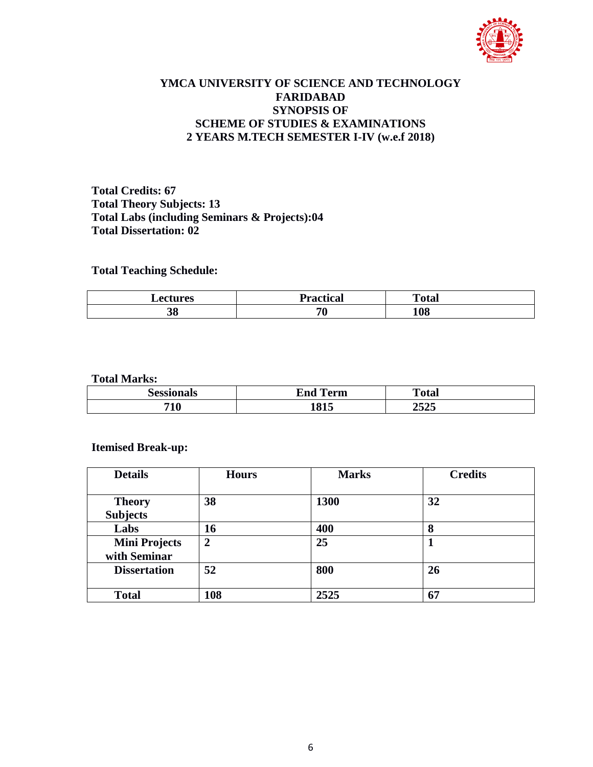# YMCA UNIVERSITY OF SCIENCE AND TECHNOLOGY
## FARIDABAD
## SYNOPSIS OF
## SCHEME OF STUDIES & EXAMINATIONS
## 2 YEARS M.TECH SEMESTER I-IV (w.e.f 2018)

**Total Credits: 67**
**Total Theory Subjects: 13**
**Total Labs (including Seminars & Projects):04**
**Total Dissertation: 02**

**Total Teaching Schedule:**

| Lectures | Practical | Total |
|---|---|---|
| 38 | 70 | 108 |

**Total Marks:**

| Sessionals | End Term | Total |
|---|---|---|
| 710 | 1815 | 2525 |

**Itemised Break-up:**

| Details | Hours | Marks | Credits |
|---|---|---|---|
| Theory Subjects | 38 | 1300 | 32 |
| Labs | 16 | 400 | 8 |
| Mini Projects with Seminar | 2 | 25 | 1 |
| Dissertation | 52 | 800 | 26 |
| Total | 108 | 2525 | 67 |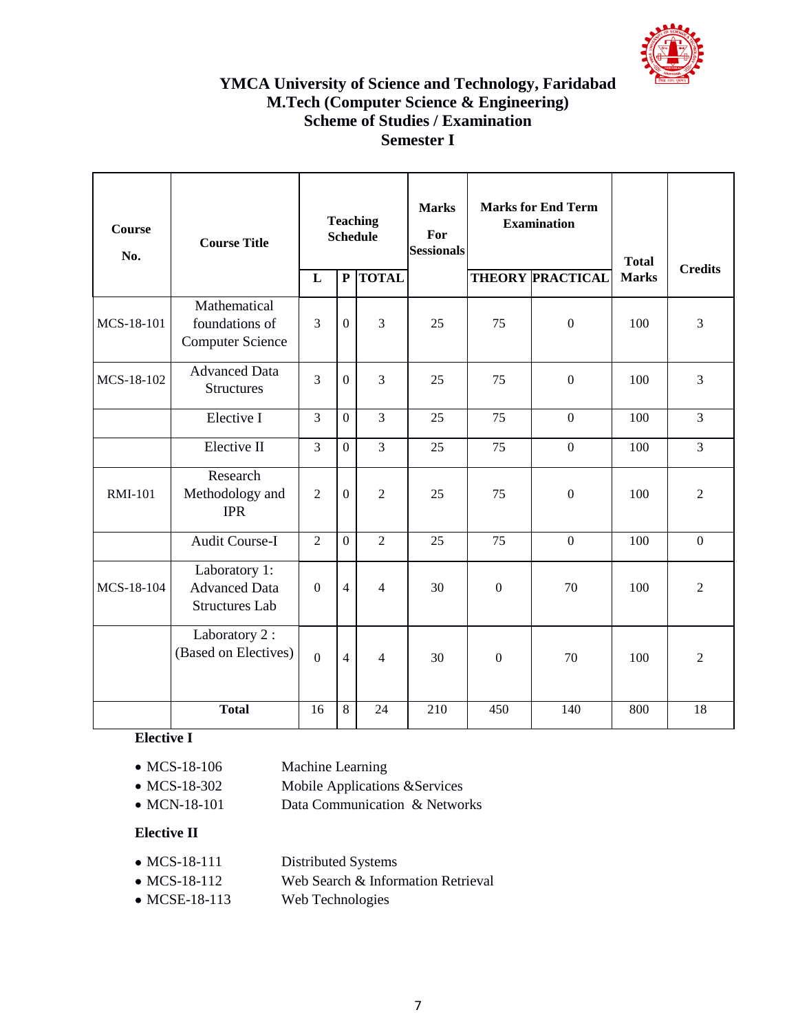# YMCA University of Science and Technology, Faridabad
## M.Tech (Computer Science & Engineering)
## Scheme of Studies / Examination
## Semester I

| Course No. | Course Title | Teaching Schedule | | | Marks For Sessionals | Marks for End Term Examination | | Total Marks | Credits |
|---|---|---|---|---|---|---|---|---|---|
| | | L | P | TOTAL | | THEORY | PRACTICAL | | |
| MCS-18-101 | Mathematical foundations of Computer Science | 3 | 0 | 3 | 25 | 75 | 0 | 100 | 3 |
| MCS-18-102 | Advanced Data Structures | 3 | 0 | 3 | 25 | 75 | 0 | 100 | 3 |
| | Elective I | 3 | 0 | 3 | 25 | 75 | 0 | 100 | 3 |
| | Elective II | 3 | 0 | 3 | 25 | 75 | 0 | 100 | 3 |
| RMI-101 | Research Methodology and IPR | 2 | 0 | 2 | 25 | 75 | 0 | 100 | 2 |
| | Audit Course-I | 2 | 0 | 2 | 25 | 75 | 0 | 100 | 0 |
| MCS-18-104 | Laboratory 1: Advanced Data Structures Lab | 0 | 4 | 4 | 30 | 0 | 70 | 100 | 2 |
| | Laboratory 2 : (Based on Electives) | 0 | 4 | 4 | 30 | 0 | 70 | 100 | 2 |
| | **Total** | 16 | 8 | 24 | 210 | 450 | 140 | 800 | 18 |

**Elective I**

- MCS-18-106 Machine Learning
- MCS-18-302 Mobile Applications &Services
- MCN-18-101 Data Communication & Networks

**Elective II**

- MCS-18-111 Distributed Systems
- MCS-18-112 Web Search & Information Retrieval
- MCSE-18-113 Web Technologies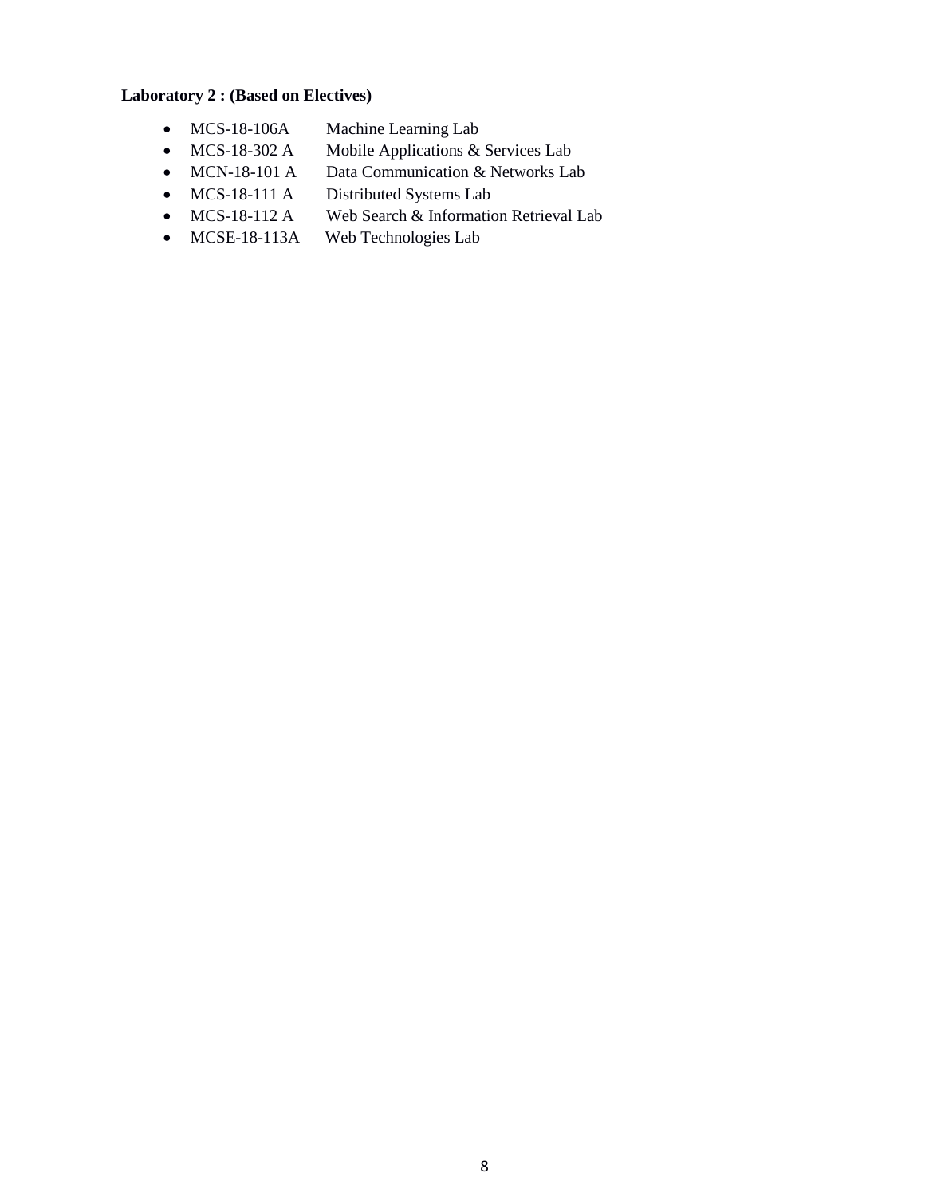**Laboratory 2 : (Based on Electives)**

- MCS-18-106A Machine Learning Lab
- MCS-18-302 A Mobile Applications & Services Lab
- MCN-18-101 A Data Communication & Networks Lab
- MCS-18-111 A Distributed Systems Lab
- MCS-18-112 A Web Search & Information Retrieval Lab
- MCSE-18-113A Web Technologies Lab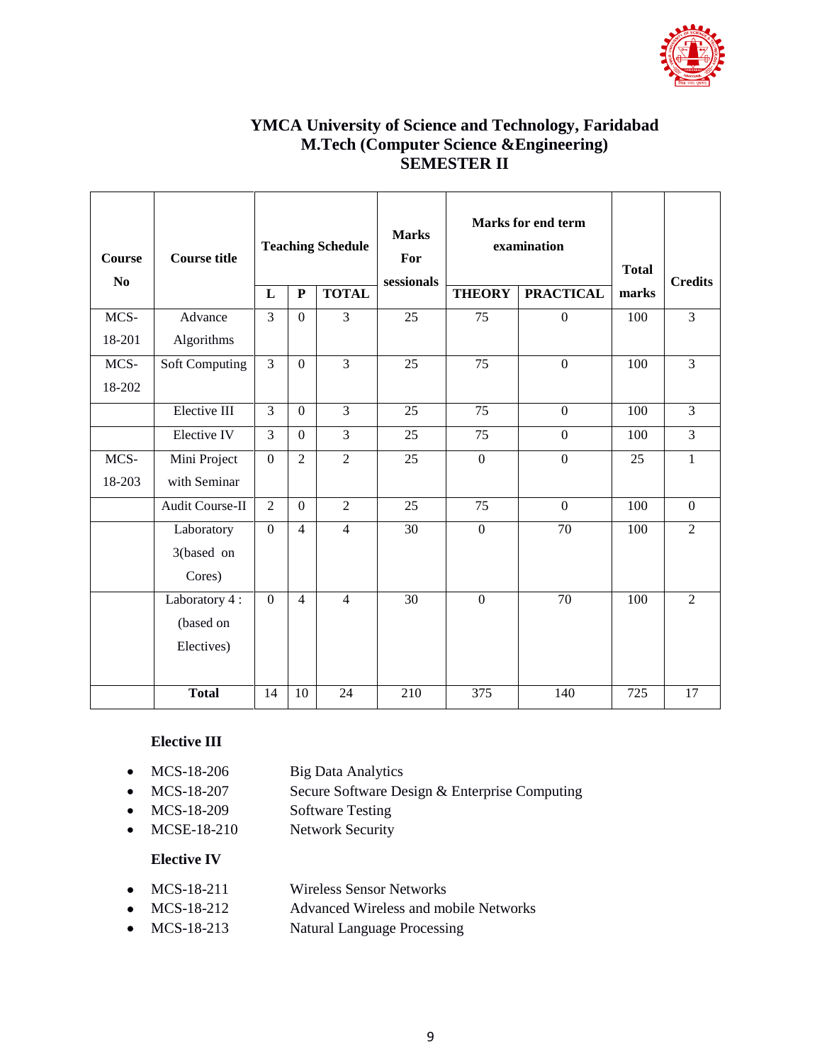# YMCA University of Science and Technology, Faridabad
## M.Tech (Computer Science &Engineering)
## SEMESTER II

| Course No | Course title | Teaching Schedule | | | Marks For sessionals | Marks for end term examination | | Total marks | Credits |
|---|---|---|---|---|---|---|---|---|---|
| | | L | P | TOTAL | | THEORY | PRACTICAL | | |
| MCS-18-201 | Advance Algorithms | 3 | 0 | 3 | 25 | 75 | 0 | 100 | 3 |
| MCS-18-202 | Soft Computing | 3 | 0 | 3 | 25 | 75 | 0 | 100 | 3 |
| | Elective III | 3 | 0 | 3 | 25 | 75 | 0 | 100 | 3 |
| | Elective IV | 3 | 0 | 3 | 25 | 75 | 0 | 100 | 3 |
| MCS-18-203 | Mini Project with Seminar | 0 | 2 | 2 | 25 | 0 | 0 | 25 | 1 |
| | Audit Course-II | 2 | 0 | 2 | 25 | 75 | 0 | 100 | 0 |
| | Laboratory 3(based on Cores) | 0 | 4 | 4 | 30 | 0 | 70 | 100 | 2 |
| | Laboratory 4 : (based on Electives) | 0 | 4 | 4 | 30 | 0 | 70 | 100 | 2 |
| | **Total** | 14 | 10 | 24 | 210 | 375 | 140 | 725 | 17 |

**Elective III**

- MCS-18-206 Big Data Analytics
- MCS-18-207 Secure Software Design & Enterprise Computing
- MCS-18-209 Software Testing
- MCSE-18-210 Network Security

**Elective IV**

- MCS-18-211 Wireless Sensor Networks
- MCS-18-212 Advanced Wireless and mobile Networks
- MCS-18-213 Natural Language Processing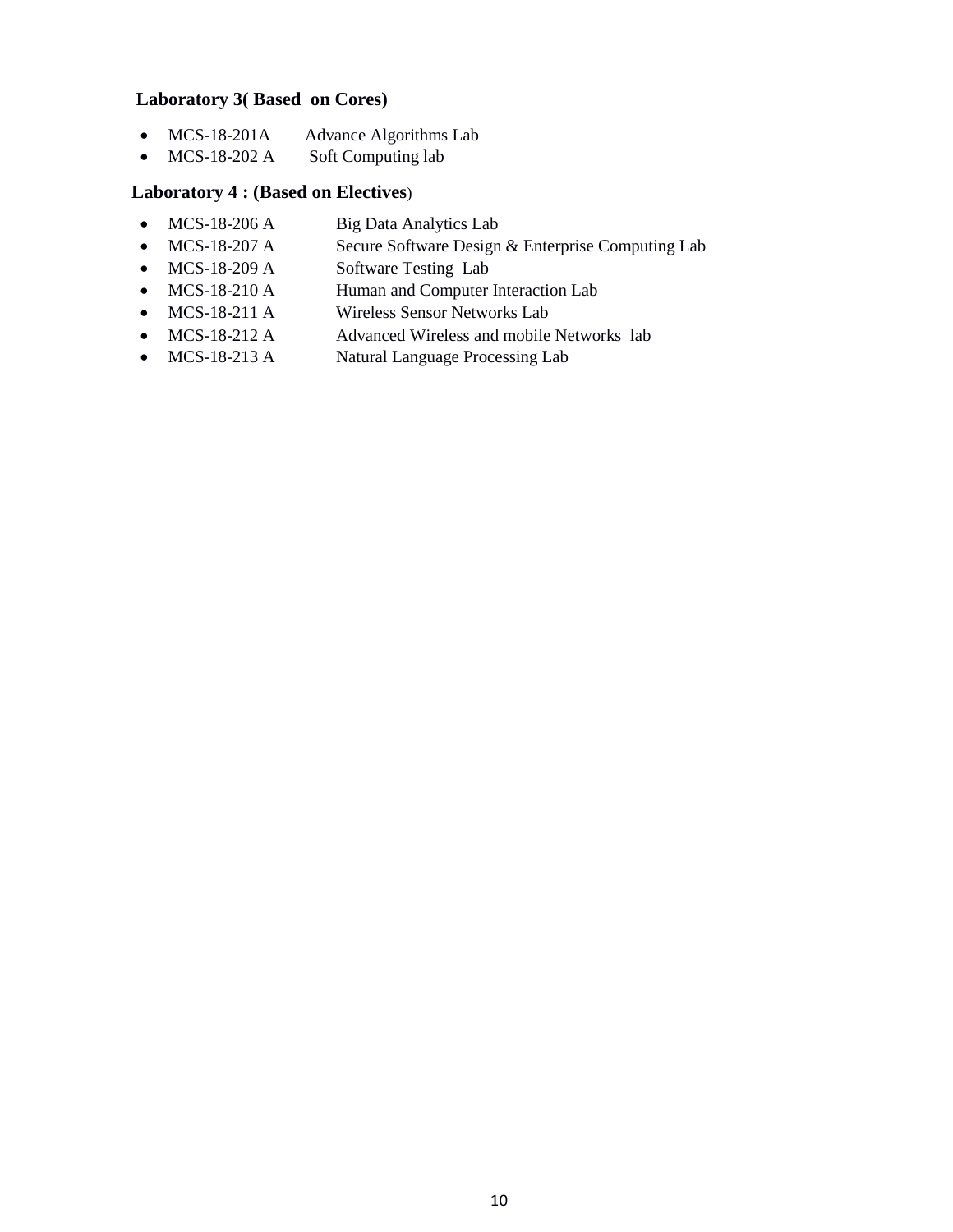**Laboratory 3( Based on Cores)**

- MCS-18-201A Advance Algorithms Lab
- MCS-18-202 A Soft Computing lab

**Laboratory 4 : (Based on Electives)**

- MCS-18-206 A Big Data Analytics Lab
- MCS-18-207 A Secure Software Design & Enterprise Computing Lab
- MCS-18-209 A Software Testing Lab
- MCS-18-210 A Human and Computer Interaction Lab
- MCS-18-211 A Wireless Sensor Networks Lab
- MCS-18-212 A Advanced Wireless and mobile Networks lab
- MCS-18-213 A Natural Language Processing Lab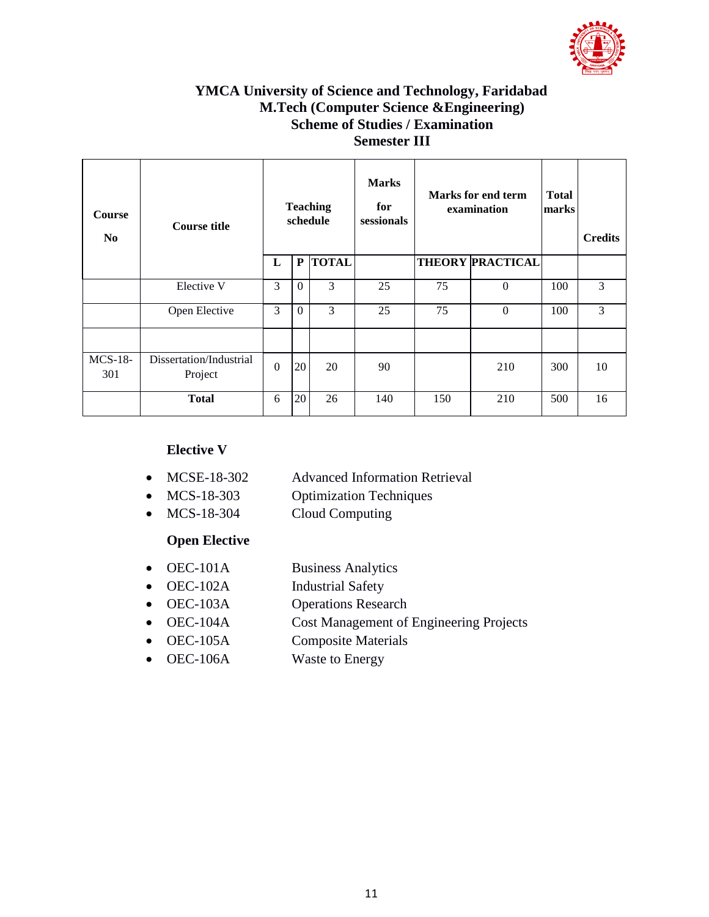# YMCA University of Science and Technology, Faridabad

## M.Tech (Computer Science &Engineering)

## Scheme of Studies / Examination

## Semester III

| Course No | Course title | Teaching schedule | | | Marks for sessionals | Marks for end term examination | | Total marks | Credits |
|---|---|---|---|---|---|---|---|---|---|
| | | L | P | TOTAL | | THEORY | PRACTICAL | | |
| | Elective V | 3 | 0 | 3 | 25 | 75 | 0 | 100 | 3 |
| | Open Elective | 3 | 0 | 3 | 25 | 75 | 0 | 100 | 3 |
| | | | | | | | | | |
| MCS-18-301 | Dissertation/Industrial Project | 0 | 20 | 20 | 90 | | 210 | 300 | 10 |
| | **Total** | 6 | 20 | 26 | 140 | 150 | 210 | 500 | 16 |

### Elective V

- MCSE-18-302 Advanced Information Retrieval
- MCS-18-303 Optimization Techniques
- MCS-18-304 Cloud Computing

### Open Elective

- OEC-101A Business Analytics
- OEC-102A Industrial Safety
- OEC-103A Operations Research
- OEC-104A Cost Management of Engineering Projects
- OEC-105A Composite Materials
- OEC-106A Waste to Energy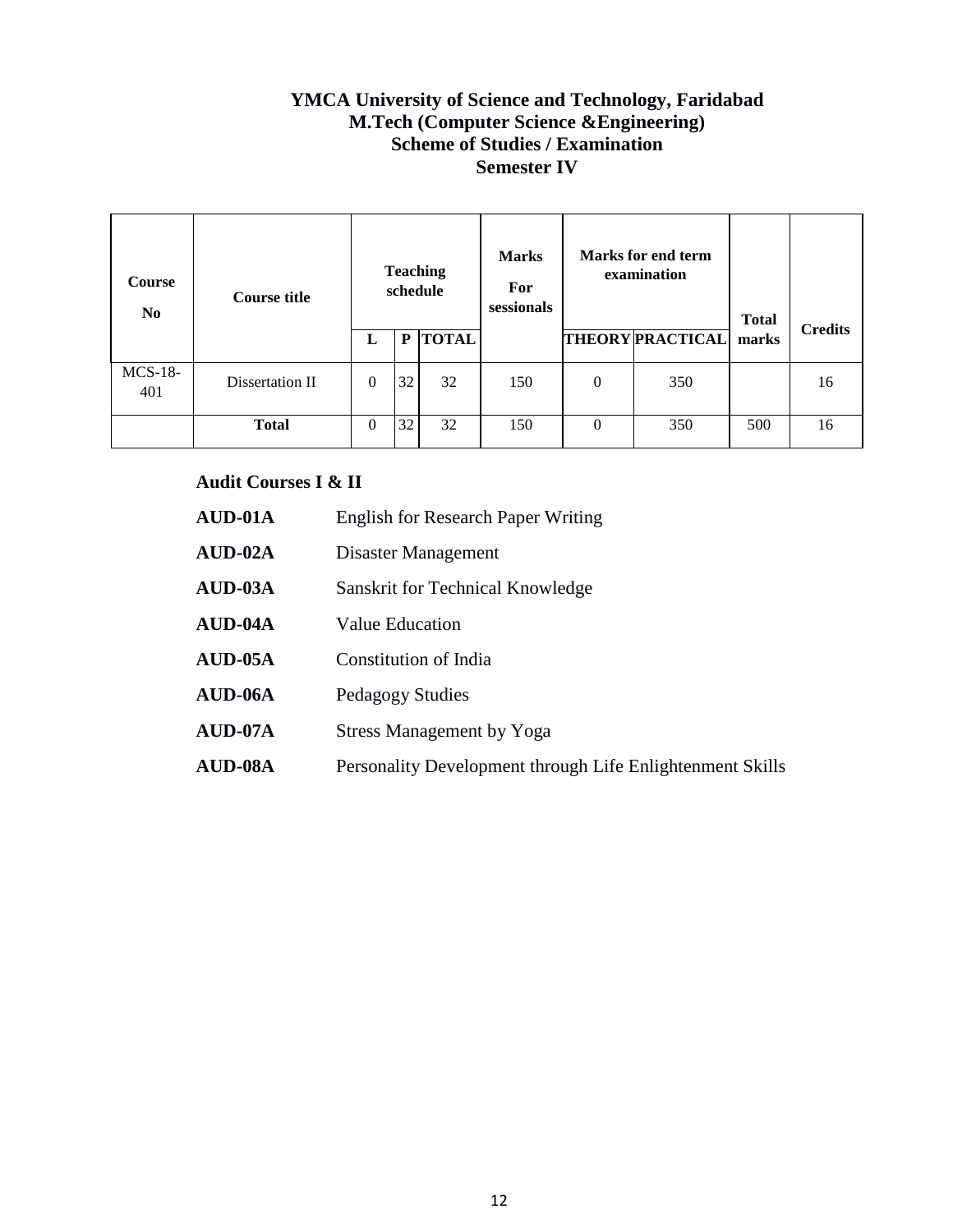**YMCA University of Science and Technology, Faridabad**
**M.Tech (Computer Science &Engineering)**
**Scheme of Studies / Examination**
**Semester IV**

| Course No | Course title | Teaching schedule | | | Marks For sessionals | Marks for end term examination | | Total marks | Credits |
|---|---|---|---|---|---|---|---|---|---|
| | | L | P | TOTAL | | THEORY | PRACTICAL | | |
| MCS-18-401 | Dissertation II | 0 | 32 | 32 | 150 | 0 | 350 | | 16 |
| | **Total** | 0 | 32 | 32 | 150 | 0 | 350 | 500 | 16 |

**Audit Courses I & II**

| | |
|---|---|
| **AUD-01A** | English for Research Paper Writing |
| **AUD-02A** | Disaster Management |
| **AUD-03A** | Sanskrit for Technical Knowledge |
| **AUD-04A** | Value Education |
| **AUD-05A** | Constitution of India |
| **AUD-06A** | Pedagogy Studies |
| **AUD-07A** | Stress Management by Yoga |
| **AUD-08A** | Personality Development through Life Enlightenment Skills |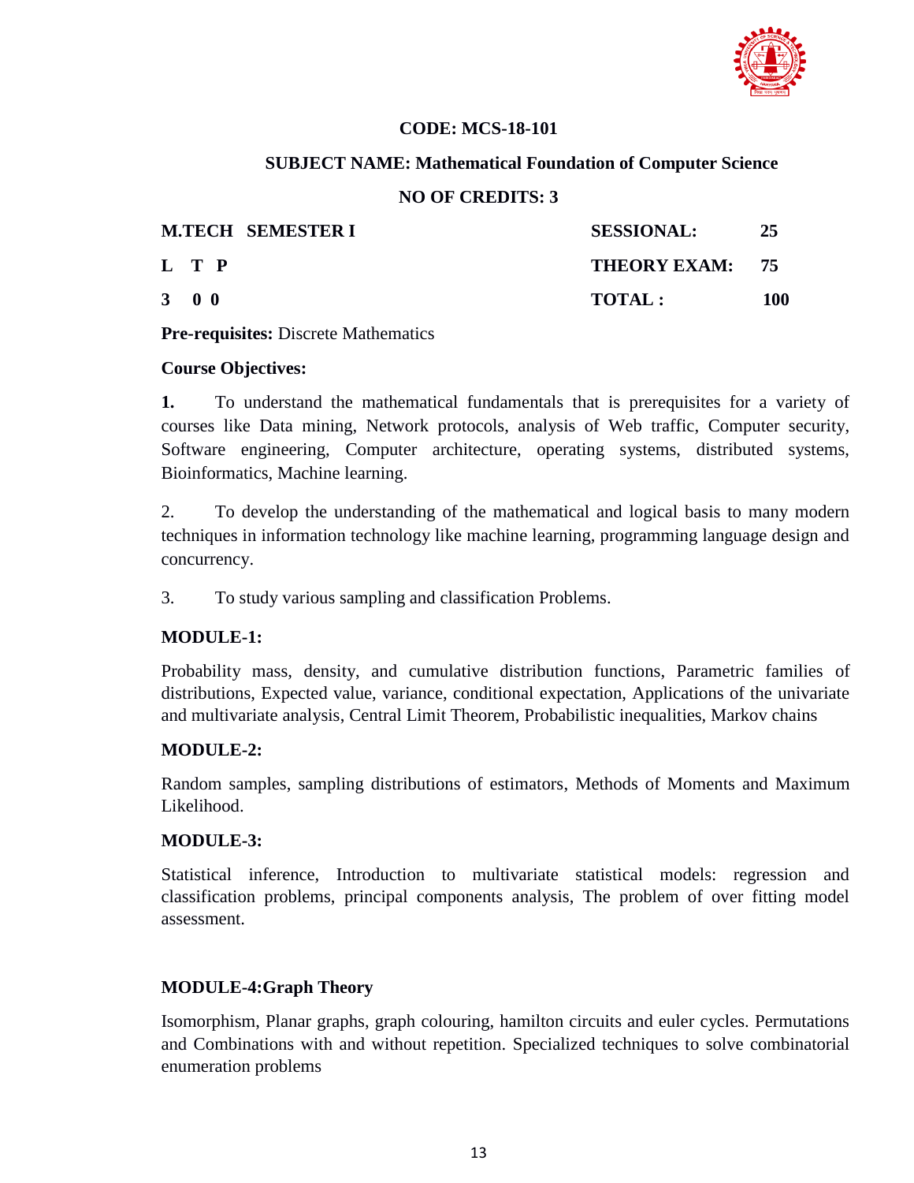**CODE: MCS-18-101**

**SUBJECT NAME: Mathematical Foundation of Computer Science**

**NO OF CREDITS: 3**

| **M.TECH SEMESTER I** | **SESSIONAL:** | **25** |
|---|---|---|
| **L T P** | **THEORY EXAM:** | **75** |
| **3 0 0** | **TOTAL :** | **100** |

**Pre-requisites:** Discrete Mathematics

**Course Objectives:**

**1.** To understand the mathematical fundamentals that is prerequisites for a variety of courses like Data mining, Network protocols, analysis of Web traffic, Computer security, Software engineering, Computer architecture, operating systems, distributed systems, Bioinformatics, Machine learning.

2. To develop the understanding of the mathematical and logical basis to many modern techniques in information technology like machine learning, programming language design and concurrency.

3. To study various sampling and classification Problems.

**MODULE-1:**

Probability mass, density, and cumulative distribution functions, Parametric families of distributions, Expected value, variance, conditional expectation, Applications of the univariate and multivariate analysis, Central Limit Theorem, Probabilistic inequalities, Markov chains

**MODULE-2:**

Random samples, sampling distributions of estimators, Methods of Moments and Maximum Likelihood.

**MODULE-3:**

Statistical inference, Introduction to multivariate statistical models: regression and classification problems, principal components analysis, The problem of over fitting model assessment.

**MODULE-4:Graph Theory**

Isomorphism, Planar graphs, graph colouring, hamilton circuits and euler cycles. Permutations and Combinations with and without repetition. Specialized techniques to solve combinatorial enumeration problems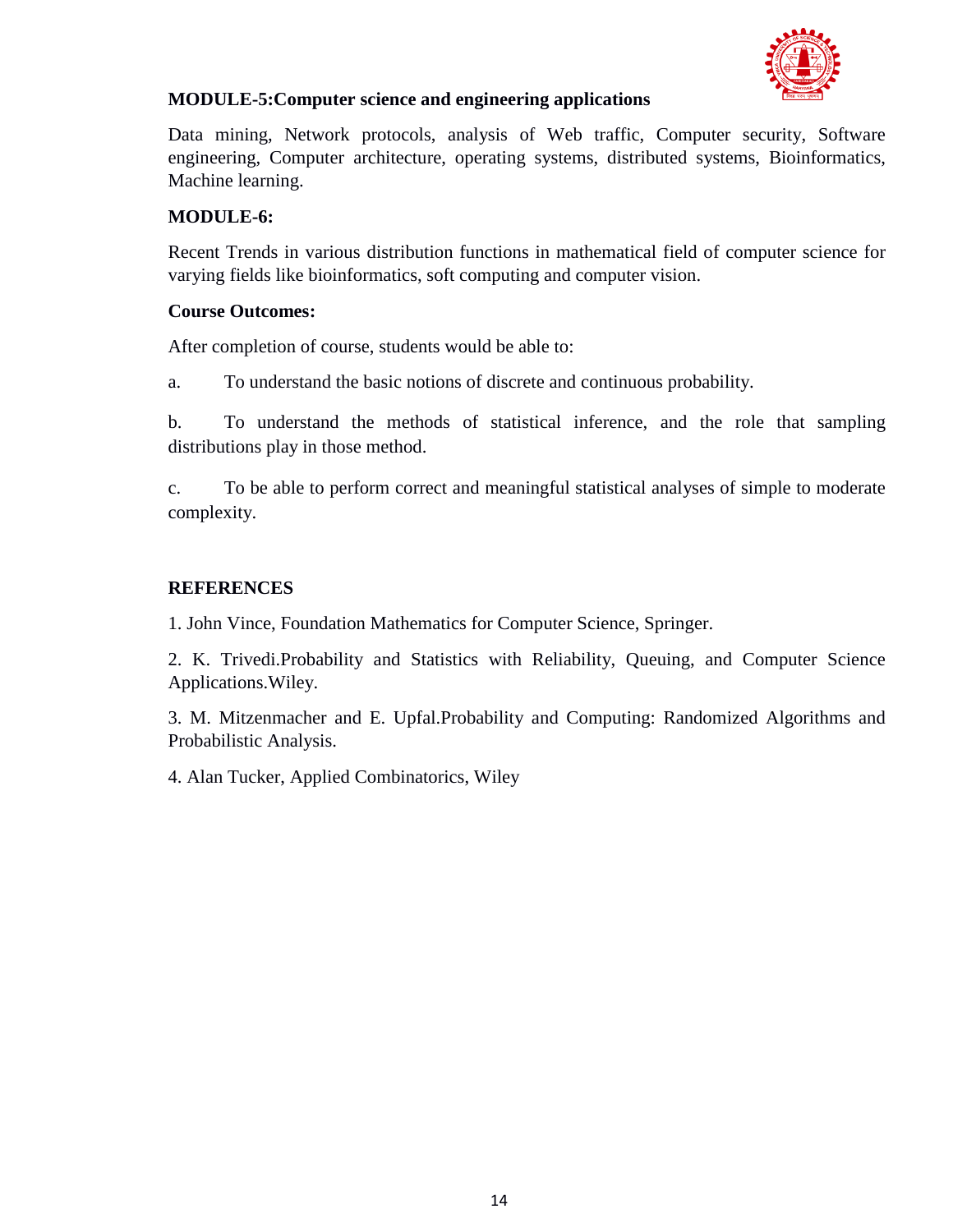**MODULE-5:Computer science and engineering applications**

Data mining, Network protocols, analysis of Web traffic, Computer security, Software engineering, Computer architecture, operating systems, distributed systems, Bioinformatics, Machine learning.

**MODULE-6:**

Recent Trends in various distribution functions in mathematical field of computer science for varying fields like bioinformatics, soft computing and computer vision.

**Course Outcomes:**

After completion of course, students would be able to:

a. To understand the basic notions of discrete and continuous probability.

b. To understand the methods of statistical inference, and the role that sampling distributions play in those method.

c. To be able to perform correct and meaningful statistical analyses of simple to moderate complexity.

**REFERENCES**

1. John Vince, Foundation Mathematics for Computer Science, Springer.

2. K. Trivedi.Probability and Statistics with Reliability, Queuing, and Computer Science Applications.Wiley.

3. M. Mitzenmacher and E. Upfal.Probability and Computing: Randomized Algorithms and Probabilistic Analysis.

4. Alan Tucker, Applied Combinatorics, Wiley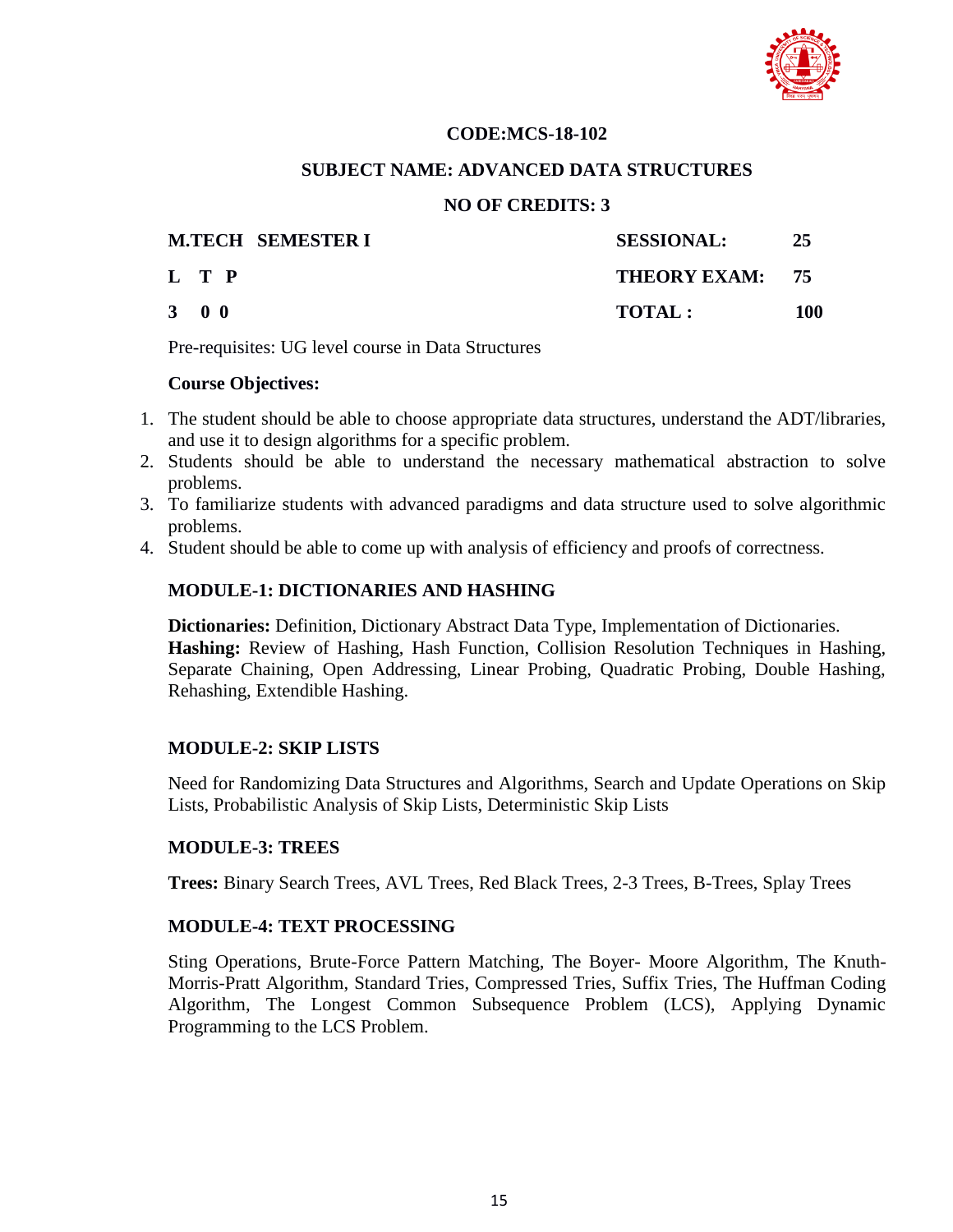**CODE:MCS-18-102**

**SUBJECT NAME: ADVANCED DATA STRUCTURES**

**NO OF CREDITS: 3**

| **M.TECH SEMESTER I** | **SESSIONAL:** | **25** |
|---|---|---|
| **L T P** | **THEORY EXAM:** | **75** |
| **3 0 0** | **TOTAL :** | **100** |

Pre-requisites: UG level course in Data Structures

**Course Objectives:**

1. The student should be able to choose appropriate data structures, understand the ADT/libraries, and use it to design algorithms for a specific problem.
2. Students should be able to understand the necessary mathematical abstraction to solve problems.
3. To familiarize students with advanced paradigms and data structure used to solve algorithmic problems.
4. Student should be able to come up with analysis of efficiency and proofs of correctness.

**MODULE-1: DICTIONARIES AND HASHING**

**Dictionaries:** Definition, Dictionary Abstract Data Type, Implementation of Dictionaries.
**Hashing:** Review of Hashing, Hash Function, Collision Resolution Techniques in Hashing, Separate Chaining, Open Addressing, Linear Probing, Quadratic Probing, Double Hashing, Rehashing, Extendible Hashing.

**MODULE-2: SKIP LISTS**

Need for Randomizing Data Structures and Algorithms, Search and Update Operations on Skip Lists, Probabilistic Analysis of Skip Lists, Deterministic Skip Lists

**MODULE-3: TREES**

**Trees:** Binary Search Trees, AVL Trees, Red Black Trees, 2-3 Trees, B-Trees, Splay Trees

**MODULE-4: TEXT PROCESSING**

Sting Operations, Brute-Force Pattern Matching, The Boyer- Moore Algorithm, The Knuth-Morris-Pratt Algorithm, Standard Tries, Compressed Tries, Suffix Tries, The Huffman Coding Algorithm, The Longest Common Subsequence Problem (LCS), Applying Dynamic Programming to the LCS Problem.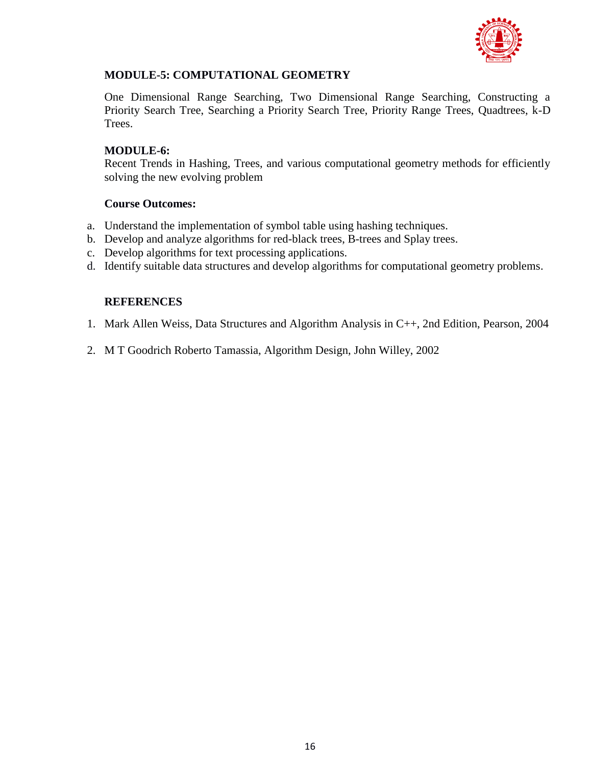### MODULE-5: COMPUTATIONAL GEOMETRY

One Dimensional Range Searching, Two Dimensional Range Searching, Constructing a Priority Search Tree, Searching a Priority Search Tree, Priority Range Trees, Quadtrees, k-D Trees.

### MODULE-6:

Recent Trends in Hashing, Trees, and various computational geometry methods for efficiently solving the new evolving problem

### Course Outcomes:

a. Understand the implementation of symbol table using hashing techniques.
b. Develop and analyze algorithms for red-black trees, B-trees and Splay trees.
c. Develop algorithms for text processing applications.
d. Identify suitable data structures and develop algorithms for computational geometry problems.

### REFERENCES

1. Mark Allen Weiss, Data Structures and Algorithm Analysis in C++, 2nd Edition, Pearson, 2004
2. M T Goodrich Roberto Tamassia, Algorithm Design, John Willey, 2002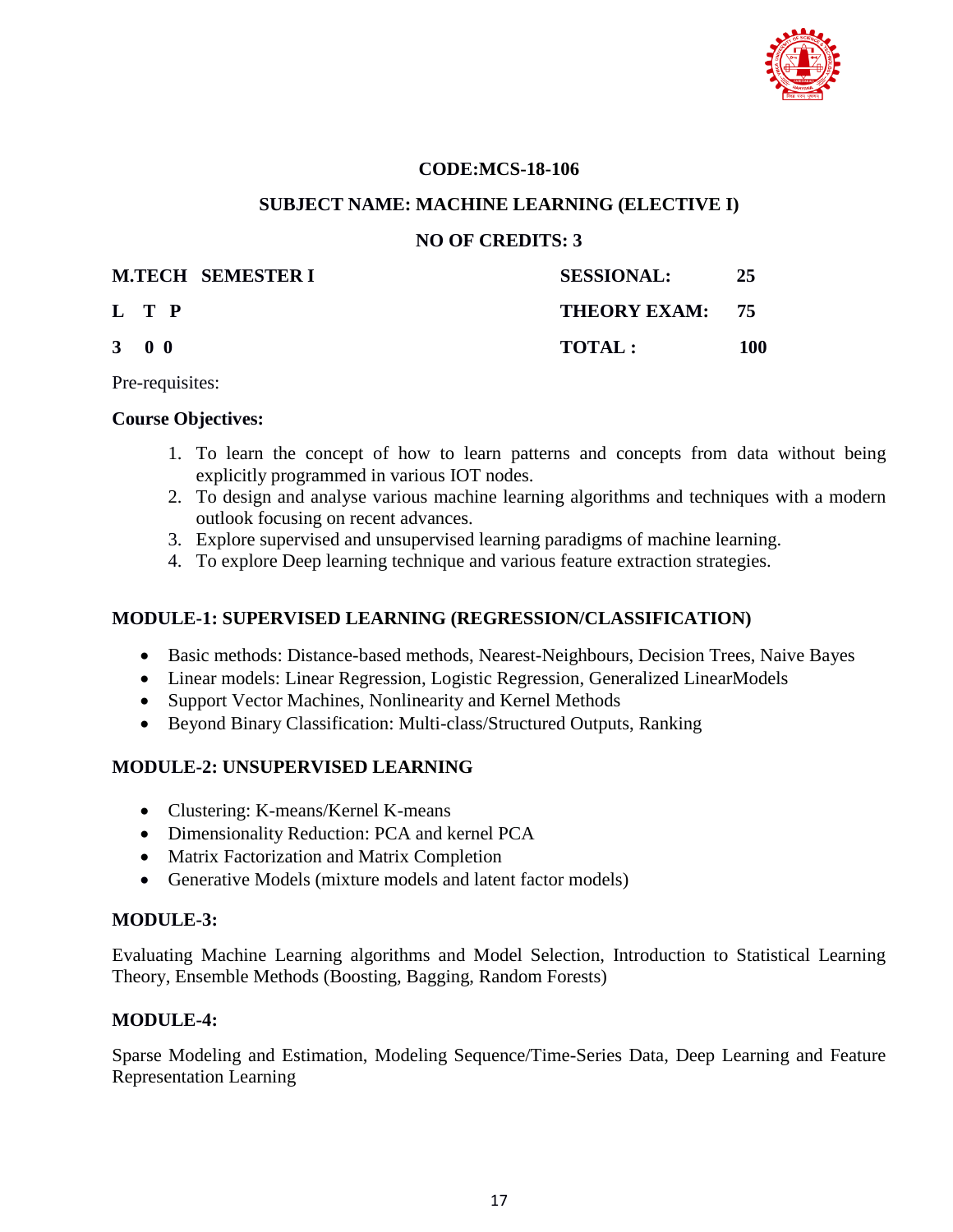**CODE:MCS-18-106**

**SUBJECT NAME: MACHINE LEARNING (ELECTIVE I)**

**NO OF CREDITS: 3**

| **M.TECH SEMESTER I** | **SESSIONAL:** | **25** |
|---|---|---|
| **L T P** | **THEORY EXAM:** | **75** |
| **3 0 0** | **TOTAL :** | **100** |

Pre-requisites:

**Course Objectives:**

1. To learn the concept of how to learn patterns and concepts from data without being explicitly programmed in various IOT nodes.
2. To design and analyse various machine learning algorithms and techniques with a modern outlook focusing on recent advances.
3. Explore supervised and unsupervised learning paradigms of machine learning.
4. To explore Deep learning technique and various feature extraction strategies.

**MODULE-1: SUPERVISED LEARNING (REGRESSION/CLASSIFICATION)**

- Basic methods: Distance-based methods, Nearest-Neighbours, Decision Trees, Naive Bayes
- Linear models: Linear Regression, Logistic Regression, Generalized LinearModels
- Support Vector Machines, Nonlinearity and Kernel Methods
- Beyond Binary Classification: Multi-class/Structured Outputs, Ranking

**MODULE-2: UNSUPERVISED LEARNING**

- Clustering: K-means/Kernel K-means
- Dimensionality Reduction: PCA and kernel PCA
- Matrix Factorization and Matrix Completion
- Generative Models (mixture models and latent factor models)

**MODULE-3:**

Evaluating Machine Learning algorithms and Model Selection, Introduction to Statistical Learning Theory, Ensemble Methods (Boosting, Bagging, Random Forests)

**MODULE-4:**

Sparse Modeling and Estimation, Modeling Sequence/Time-Series Data, Deep Learning and Feature Representation Learning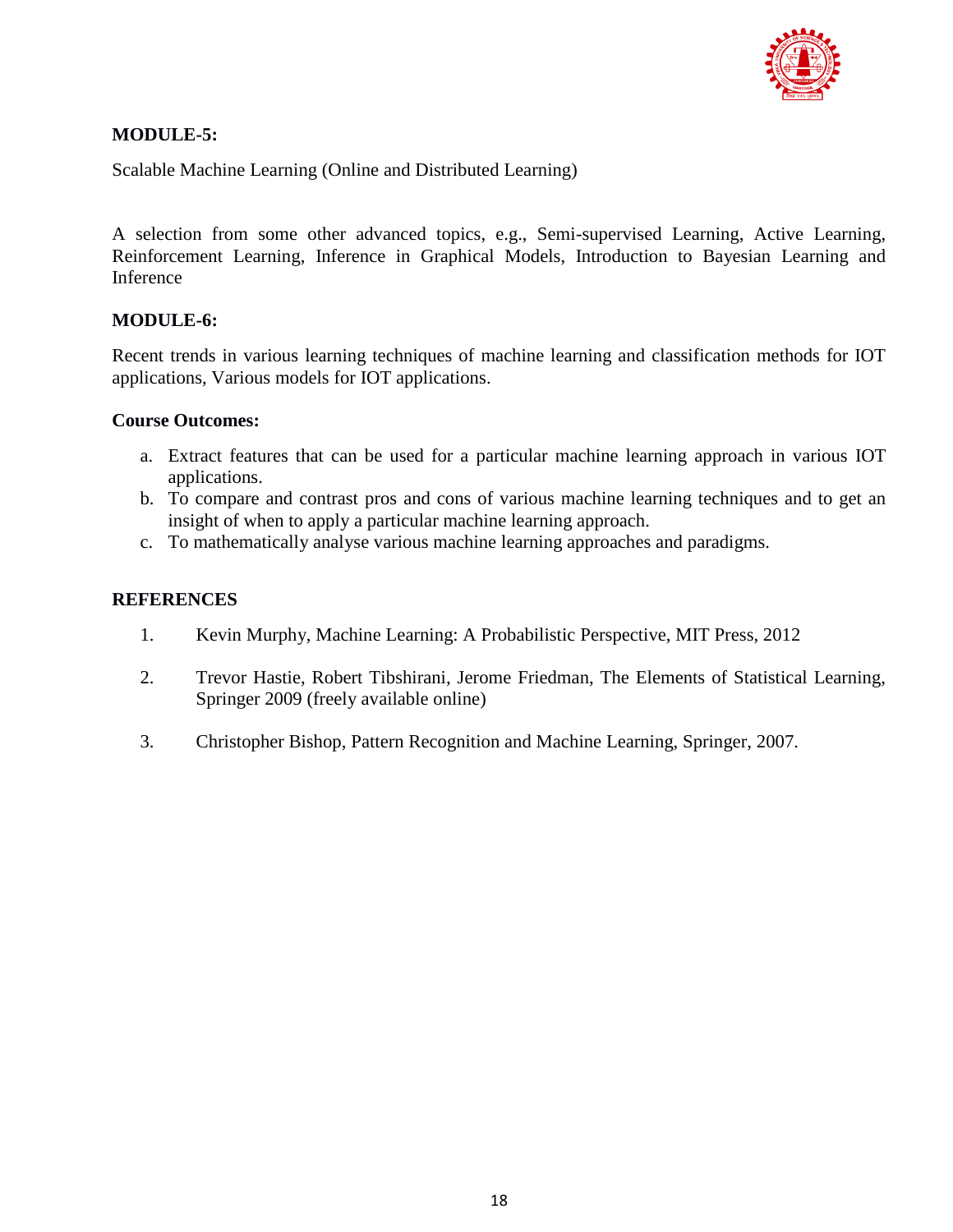**MODULE-5:**

Scalable Machine Learning (Online and Distributed Learning)

A selection from some other advanced topics, e.g., Semi-supervised Learning, Active Learning, Reinforcement Learning, Inference in Graphical Models, Introduction to Bayesian Learning and Inference

**MODULE-6:**

Recent trends in various learning techniques of machine learning and classification methods for IOT applications, Various models for IOT applications.

**Course Outcomes:**

a. Extract features that can be used for a particular machine learning approach in various IOT applications.
b. To compare and contrast pros and cons of various machine learning techniques and to get an insight of when to apply a particular machine learning approach.
c. To mathematically analyse various machine learning approaches and paradigms.

**REFERENCES**

1. Kevin Murphy, Machine Learning: A Probabilistic Perspective, MIT Press, 2012
2. Trevor Hastie, Robert Tibshirani, Jerome Friedman, The Elements of Statistical Learning, Springer 2009 (freely available online)
3. Christopher Bishop, Pattern Recognition and Machine Learning, Springer, 2007.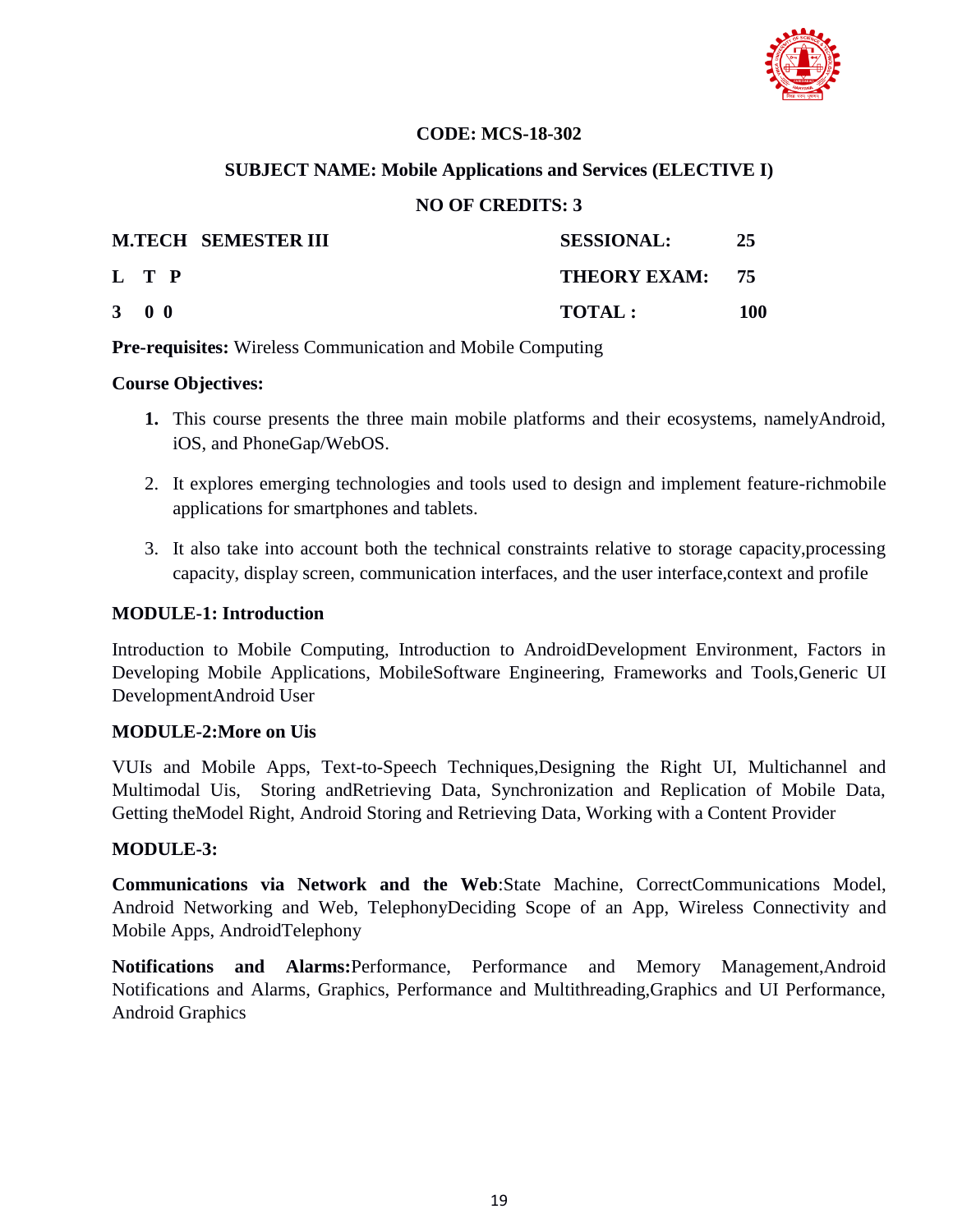**CODE: MCS-18-302**

**SUBJECT NAME: Mobile Applications and Services (ELECTIVE I)**

**NO OF CREDITS: 3**

| **M.TECH SEMESTER III** | **SESSIONAL:** | **25** |
|---|---|---|
| **L T P** | **THEORY EXAM:** | **75** |
| **3 0 0** | **TOTAL :** | **100** |

**Pre-requisites:** Wireless Communication and Mobile Computing

**Course Objectives:**

1. This course presents the three main mobile platforms and their ecosystems, namelyAndroid, iOS, and PhoneGap/WebOS.
2. It explores emerging technologies and tools used to design and implement feature-richmobile applications for smartphones and tablets.
3. It also take into account both the technical constraints relative to storage capacity,processing capacity, display screen, communication interfaces, and the user interface,context and profile

**MODULE-1: Introduction**

Introduction to Mobile Computing, Introduction to AndroidDevelopment Environment, Factors in Developing Mobile Applications, MobileSoftware Engineering, Frameworks and Tools,Generic UI DevelopmentAndroid User

**MODULE-2:More on Uis**

VUIs and Mobile Apps, Text-to-Speech Techniques,Designing the Right UI, Multichannel and Multimodal Uis, Storing andRetrieving Data, Synchronization and Replication of Mobile Data, Getting theModel Right, Android Storing and Retrieving Data, Working with a Content Provider

**MODULE-3:**

**Communications via Network and the Web**:State Machine, CorrectCommunications Model, Android Networking and Web, TelephonyDeciding Scope of an App, Wireless Connectivity and Mobile Apps, AndroidTelephony

**Notifications and Alarms:**Performance, Performance and Memory Management,Android Notifications and Alarms, Graphics, Performance and Multithreading,Graphics and UI Performance, Android Graphics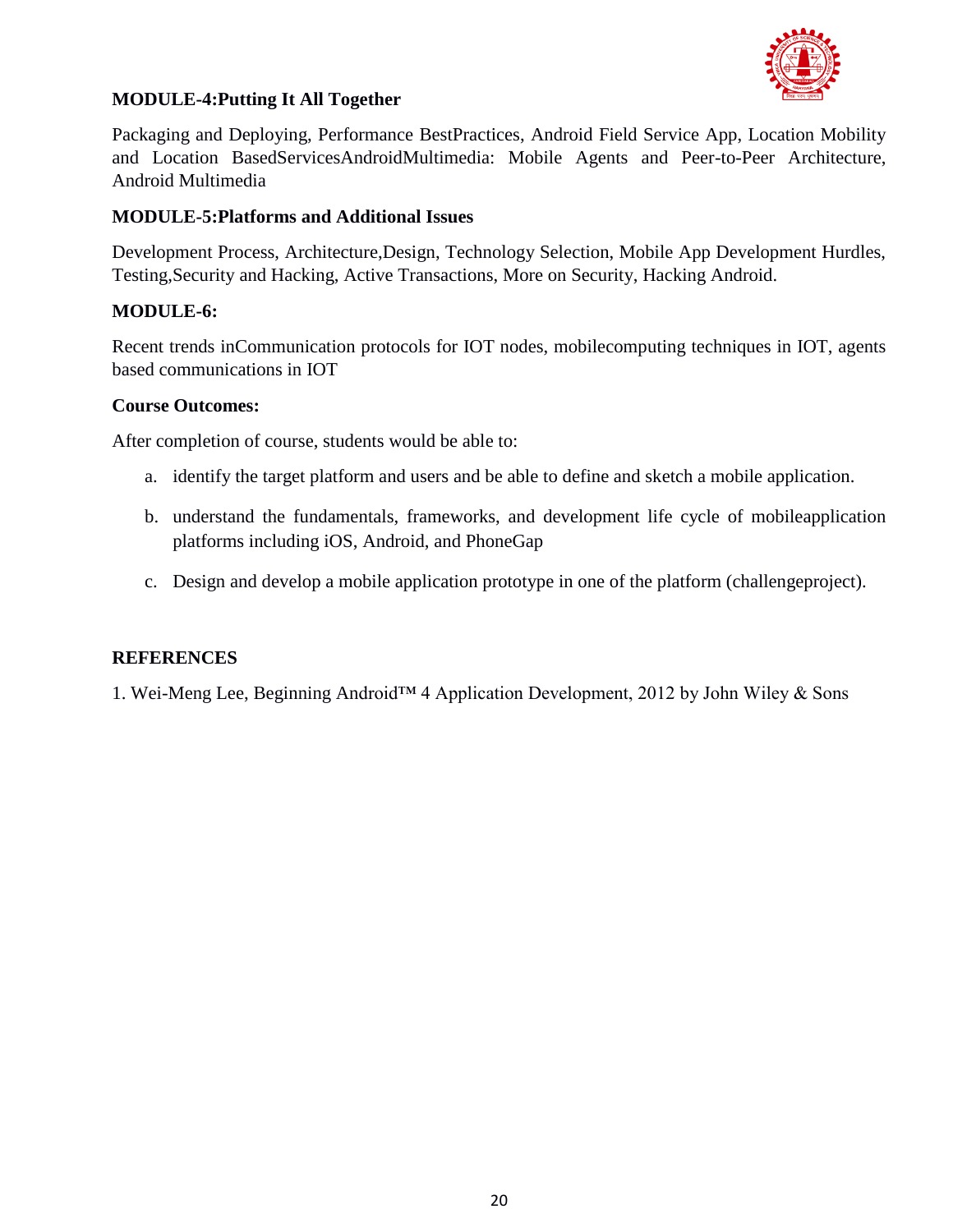**MODULE-4:Putting It All Together**

Packaging and Deploying, Performance BestPractices, Android Field Service App, Location Mobility and Location BasedServicesAndroidMultimedia: Mobile Agents and Peer-to-Peer Architecture, Android Multimedia

**MODULE-5:Platforms and Additional Issues**

Development Process, Architecture,Design, Technology Selection, Mobile App Development Hurdles, Testing,Security and Hacking, Active Transactions, More on Security, Hacking Android.

**MODULE-6:**

Recent trends inCommunication protocols for IOT nodes, mobilecomputing techniques in IOT, agents based communications in IOT

**Course Outcomes:**

After completion of course, students would be able to:

a. identify the target platform and users and be able to define and sketch a mobile application.

b. understand the fundamentals, frameworks, and development life cycle of mobileapplication platforms including iOS, Android, and PhoneGap

c. Design and develop a mobile application prototype in one of the platform (challengeproject).

**REFERENCES**

1. Wei-Meng Lee, Beginning Android™ 4 Application Development, 2012 by John Wiley & Sons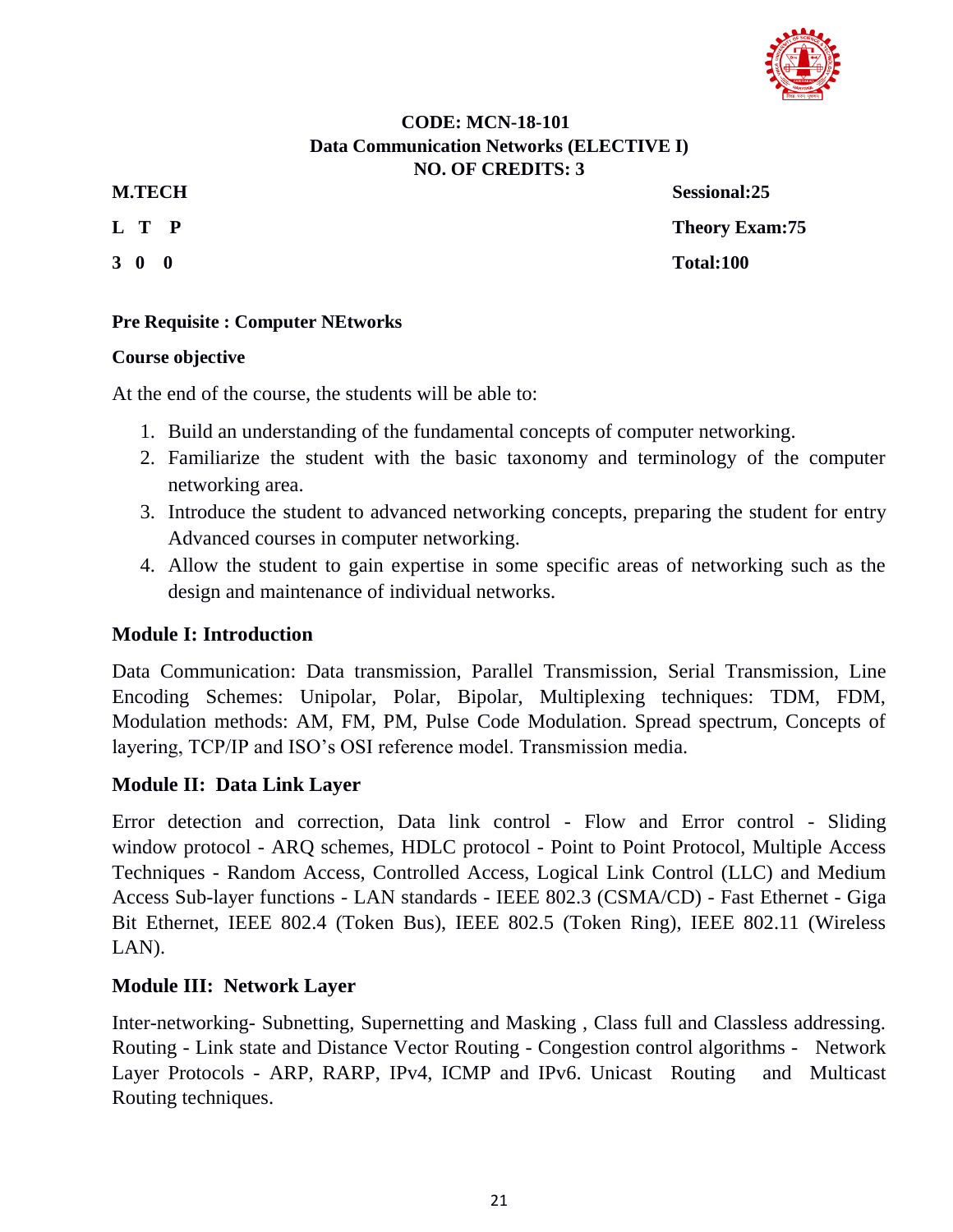**CODE: MCN-18-101**
**Data Communication Networks (ELECTIVE I)**
**NO. OF CREDITS: 3**

| | |
|---|---|
| **M.TECH** | **Sessional:25** |
| **L T P** | **Theory Exam:75** |
| **3 0 0** | **Total:100** |

**Pre Requisite : Computer NEtworks**

**Course objective**

At the end of the course, the students will be able to:

1. Build an understanding of the fundamental concepts of computer networking.
2. Familiarize the student with the basic taxonomy and terminology of the computer networking area.
3. Introduce the student to advanced networking concepts, preparing the student for entry Advanced courses in computer networking.
4. Allow the student to gain expertise in some specific areas of networking such as the design and maintenance of individual networks.

## Module I: Introduction

Data Communication: Data transmission, Parallel Transmission, Serial Transmission, Line Encoding Schemes: Unipolar, Polar, Bipolar, Multiplexing techniques: TDM, FDM, Modulation methods: AM, FM, PM, Pulse Code Modulation. Spread spectrum, Concepts of layering, TCP/IP and ISO's OSI reference model. Transmission media.

## Module II: Data Link Layer

Error detection and correction, Data link control - Flow and Error control - Sliding window protocol - ARQ schemes, HDLC protocol - Point to Point Protocol, Multiple Access Techniques - Random Access, Controlled Access, Logical Link Control (LLC) and Medium Access Sub-layer functions - LAN standards - IEEE 802.3 (CSMA/CD) - Fast Ethernet - Giga Bit Ethernet, IEEE 802.4 (Token Bus), IEEE 802.5 (Token Ring), IEEE 802.11 (Wireless LAN).

## Module III: Network Layer

Inter-networking- Subnetting, Supernetting and Masking , Class full and Classless addressing. Routing - Link state and Distance Vector Routing - Congestion control algorithms - Network Layer Protocols - ARP, RARP, IPv4, ICMP and IPv6. Unicast Routing and Multicast Routing techniques.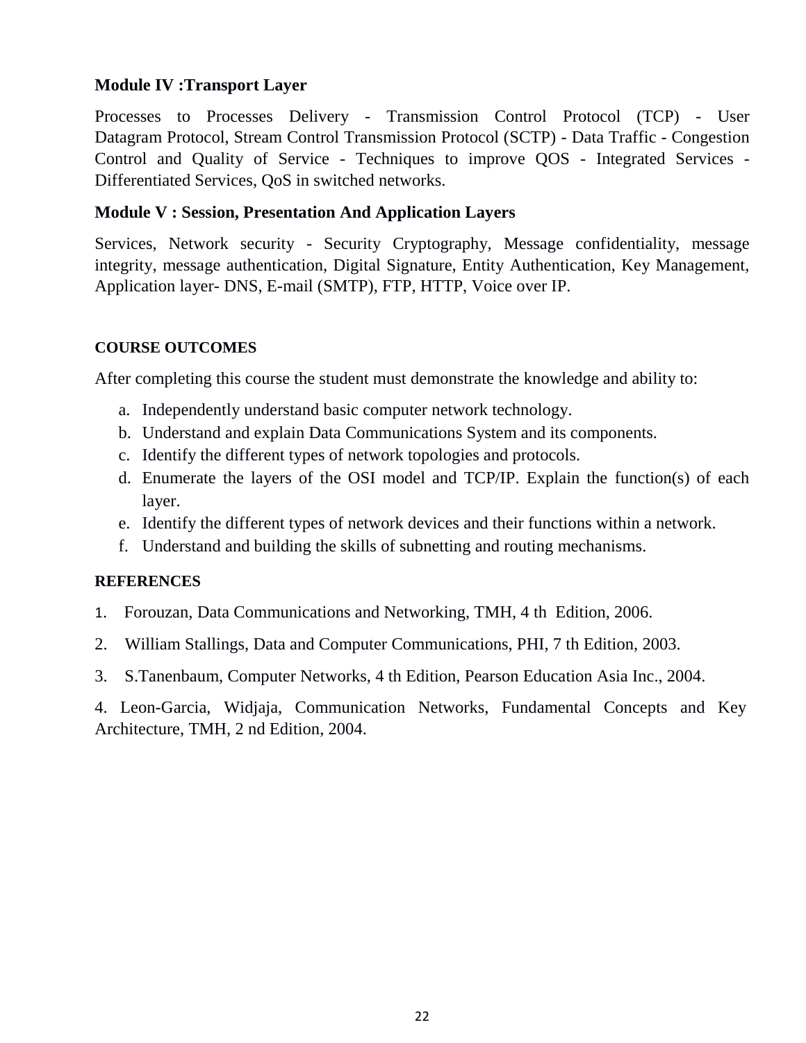**Module IV :Transport Layer**

Processes to Processes Delivery - Transmission Control Protocol (TCP) - User Datagram Protocol, Stream Control Transmission Protocol (SCTP) - Data Traffic - Congestion Control and Quality of Service - Techniques to improve QOS - Integrated Services - Differentiated Services, QoS in switched networks.

**Module V : Session, Presentation And Application Layers**

Services, Network security - Security Cryptography, Message confidentiality, message integrity, message authentication, Digital Signature, Entity Authentication, Key Management, Application layer- DNS, E-mail (SMTP), FTP, HTTP, Voice over IP.

**COURSE OUTCOMES**

After completing this course the student must demonstrate the knowledge and ability to:

a. Independently understand basic computer network technology.
b. Understand and explain Data Communications System and its components.
c. Identify the different types of network topologies and protocols.
d. Enumerate the layers of the OSI model and TCP/IP. Explain the function(s) of each layer.
e. Identify the different types of network devices and their functions within a network.
f. Understand and building the skills of subnetting and routing mechanisms.

**REFERENCES**

1. Forouzan, Data Communications and Networking, TMH, 4 th Edition, 2006.
2. William Stallings, Data and Computer Communications, PHI, 7 th Edition, 2003.
3. S.Tanenbaum, Computer Networks, 4 th Edition, Pearson Education Asia Inc., 2004.
4. Leon-Garcia, Widjaja, Communication Networks, Fundamental Concepts and Key Architecture, TMH, 2 nd Edition, 2004.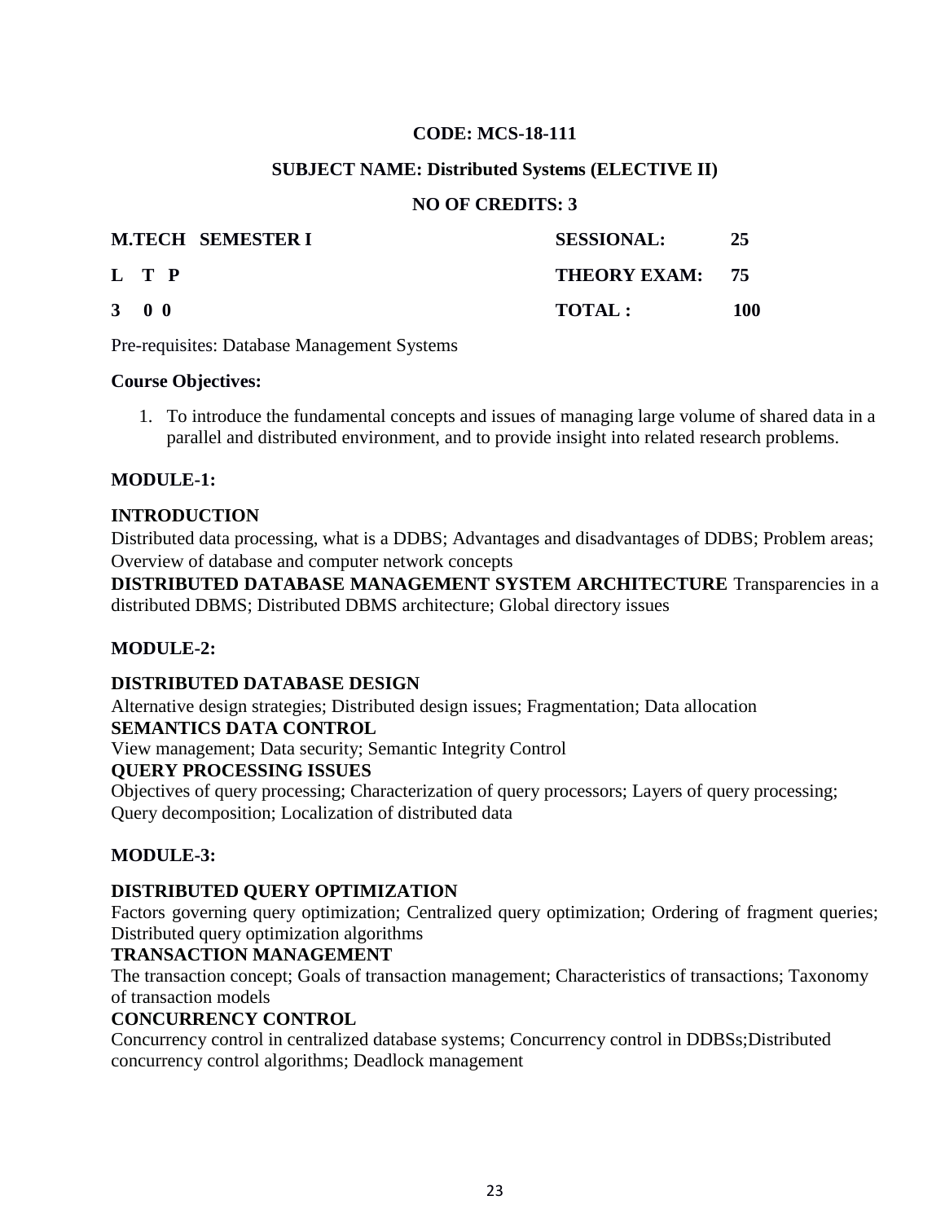**CODE: MCS-18-111**

**SUBJECT NAME: Distributed Systems (ELECTIVE II)**

**NO OF CREDITS: 3**

| **M.TECH SEMESTER I** | **SESSIONAL:** | **25** |
|---|---|---|
| **L T P** | **THEORY EXAM:** | **75** |
| **3 0 0** | **TOTAL :** | **100** |

Pre-requisites: Database Management Systems

**Course Objectives:**

1. To introduce the fundamental concepts and issues of managing large volume of shared data in a parallel and distributed environment, and to provide insight into related research problems.

**MODULE-1:**

**INTRODUCTION**
Distributed data processing, what is a DDBS; Advantages and disadvantages of DDBS; Problem areas; Overview of database and computer network concepts
**DISTRIBUTED DATABASE MANAGEMENT SYSTEM ARCHITECTURE** Transparencies in a distributed DBMS; Distributed DBMS architecture; Global directory issues

**MODULE-2:**

**DISTRIBUTED DATABASE DESIGN**
Alternative design strategies; Distributed design issues; Fragmentation; Data allocation
**SEMANTICS DATA CONTROL**
View management; Data security; Semantic Integrity Control
**QUERY PROCESSING ISSUES**
Objectives of query processing; Characterization of query processors; Layers of query processing; Query decomposition; Localization of distributed data

**MODULE-3:**

**DISTRIBUTED QUERY OPTIMIZATION**
Factors governing query optimization; Centralized query optimization; Ordering of fragment queries; Distributed query optimization algorithms
**TRANSACTION MANAGEMENT**
The transaction concept; Goals of transaction management; Characteristics of transactions; Taxonomy of transaction models
**CONCURRENCY CONTROL**
Concurrency control in centralized database systems; Concurrency control in DDBSs;Distributed concurrency control algorithms; Deadlock management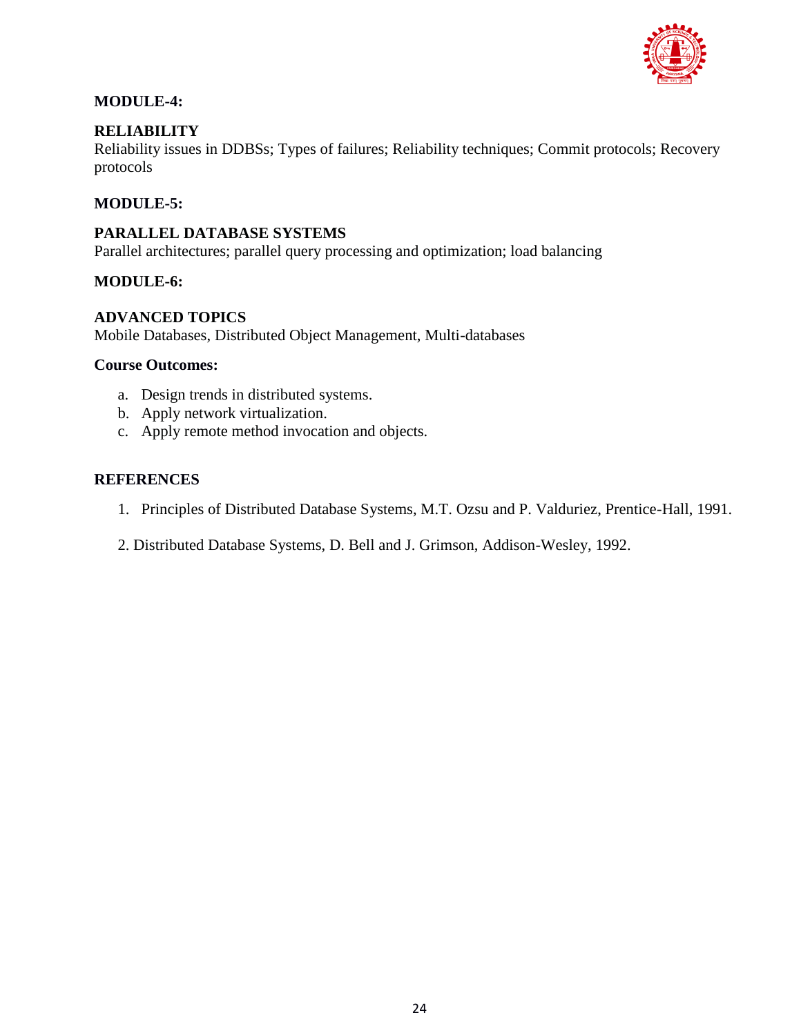**MODULE-4:**

**RELIABILITY**

Reliability issues in DDBSs; Types of failures; Reliability techniques; Commit protocols; Recovery protocols

**MODULE-5:**

**PARALLEL DATABASE SYSTEMS**

Parallel architectures; parallel query processing and optimization; load balancing

**MODULE-6:**

**ADVANCED TOPICS**

Mobile Databases, Distributed Object Management, Multi-databases

**Course Outcomes:**

a. Design trends in distributed systems.
b. Apply network virtualization.
c. Apply remote method invocation and objects.

**REFERENCES**

1. Principles of Distributed Database Systems, M.T. Ozsu and P. Valduriez, Prentice-Hall, 1991.

2. Distributed Database Systems, D. Bell and J. Grimson, Addison-Wesley, 1992.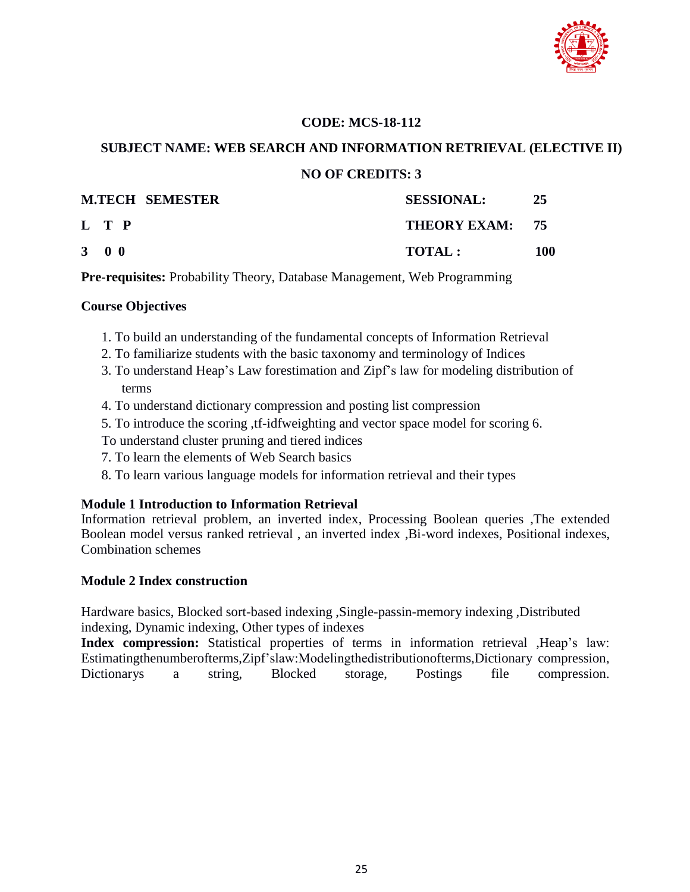**CODE: MCS-18-112**

**SUBJECT NAME: WEB SEARCH AND INFORMATION RETRIEVAL (ELECTIVE II)**

**NO OF CREDITS: 3**

| **M.TECH SEMESTER** | **SESSIONAL:** | **25** |
|---|---|---|
| **L T P** | **THEORY EXAM:** | **75** |
| **3 0 0** | **TOTAL :** | **100** |

**Pre-requisites:** Probability Theory, Database Management, Web Programming

**Course Objectives**

1. To build an understanding of the fundamental concepts of Information Retrieval
2. To familiarize students with the basic taxonomy and terminology of Indices
3. To understand Heap's Law forestimation and Zipf's law for modeling distribution of terms
4. To understand dictionary compression and posting list compression
5. To introduce the scoring ,tf-idfweighting and vector space model for scoring 6.

To understand cluster pruning and tiered indices

7. To learn the elements of Web Search basics
8. To learn various language models for information retrieval and their types

**Module 1 Introduction to Information Retrieval**

Information retrieval problem, an inverted index, Processing Boolean queries ,The extended Boolean model versus ranked retrieval , an inverted index ,Bi-word indexes, Positional indexes, Combination schemes

**Module 2 Index construction**

Hardware basics, Blocked sort-based indexing ,Single-passin-memory indexing ,Distributed indexing, Dynamic indexing, Other types of indexes

**Index compression:** Statistical properties of terms in information retrieval ,Heap's law: Estimatingthenumberofterms,Zipf'slaw:Modelingthedistributionofterms,Dictionary compression, Dictionarys a string, Blocked storage, Postings file compression.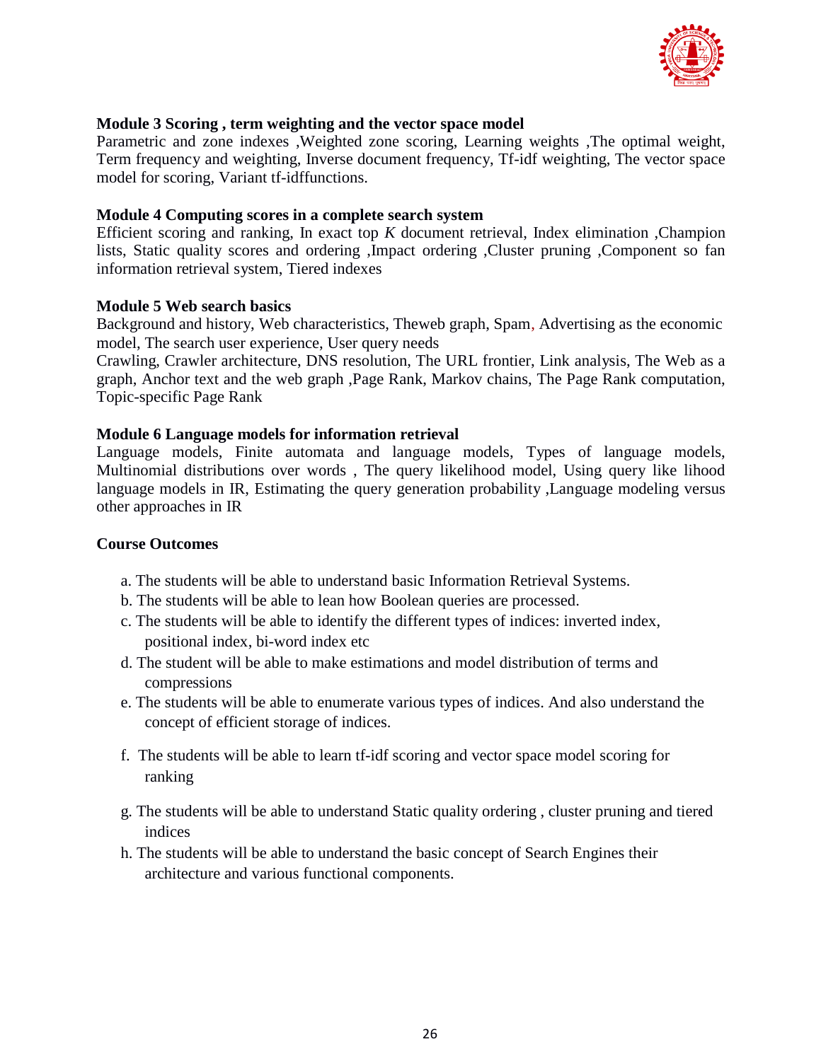### Module 3 Scoring , term weighting and the vector space model

Parametric and zone indexes ,Weighted zone scoring, Learning weights ,The optimal weight, Term frequency and weighting, Inverse document frequency, Tf-idf weighting, The vector space model for scoring, Variant tf-idffunctions.

### Module 4 Computing scores in a complete search system

Efficient scoring and ranking, In exact top *K* document retrieval, Index elimination ,Champion lists, Static quality scores and ordering ,Impact ordering ,Cluster pruning ,Component so fan information retrieval system, Tiered indexes

### Module 5 Web search basics

Background and history, Web characteristics, Theweb graph, Spam, Advertising as the economic model, The search user experience, User query needs

Crawling, Crawler architecture, DNS resolution, The URL frontier, Link analysis, The Web as a graph, Anchor text and the web graph ,Page Rank, Markov chains, The Page Rank computation, Topic-specific Page Rank

### Module 6 Language models for information retrieval

Language models, Finite automata and language models, Types of language models, Multinomial distributions over words , The query likelihood model, Using query like lihood language models in IR, Estimating the query generation probability ,Language modeling versus other approaches in IR

### Course Outcomes

a. The students will be able to understand basic Information Retrieval Systems.
b. The students will be able to lean how Boolean queries are processed.
c. The students will be able to identify the different types of indices: inverted index, positional index, bi-word index etc
d. The student will be able to make estimations and model distribution of terms and compressions
e. The students will be able to enumerate various types of indices. And also understand the concept of efficient storage of indices.
f. The students will be able to learn tf-idf scoring and vector space model scoring for ranking
g. The students will be able to understand Static quality ordering , cluster pruning and tiered indices
h. The students will be able to understand the basic concept of Search Engines their architecture and various functional components.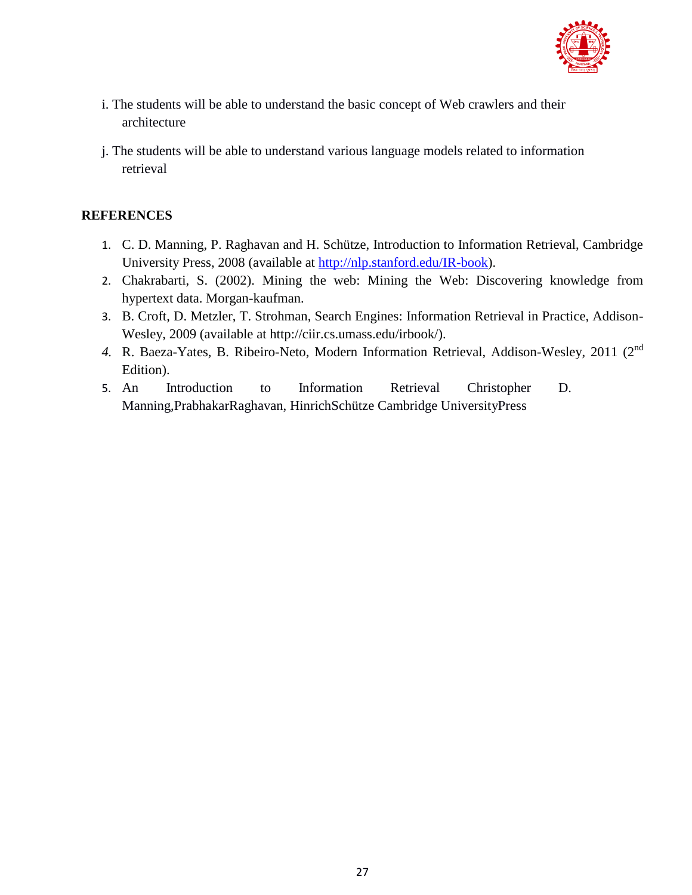i. The students will be able to understand the basic concept of Web crawlers and their architecture

j. The students will be able to understand various language models related to information retrieval

## REFERENCES

1. C. D. Manning, P. Raghavan and H. Schütze, Introduction to Information Retrieval, Cambridge University Press, 2008 (available at http://nlp.stanford.edu/IR-book).
2. Chakrabarti, S. (2002). Mining the web: Mining the Web: Discovering knowledge from hypertext data. Morgan-kaufman.
3. B. Croft, D. Metzler, T. Strohman, Search Engines: Information Retrieval in Practice, Addison-Wesley, 2009 (available at http://ciir.cs.umass.edu/irbook/).
4. R. Baeza-Yates, B. Ribeiro-Neto, Modern Information Retrieval, Addison-Wesley, 2011 (2nd Edition).
5. An Introduction to Information Retrieval Christopher D. Manning,PrabhakarRaghavan, HinrichSchütze Cambridge UniversityPress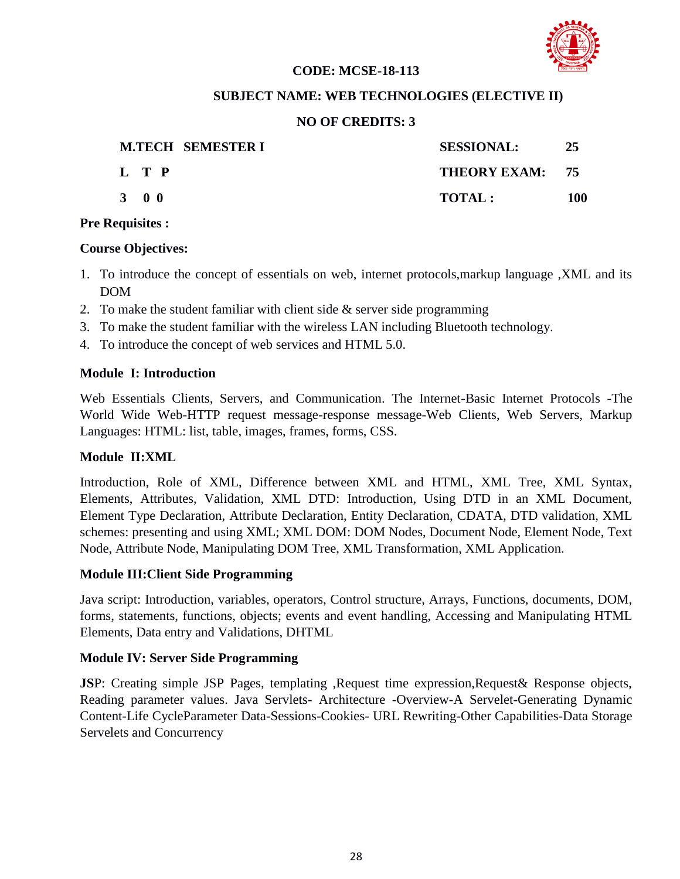**CODE: MCSE-18-113**

**SUBJECT NAME: WEB TECHNOLOGIES (ELECTIVE II)**

**NO OF CREDITS: 3**

| | |
|---|---|
| **M.TECH SEMESTER I** | **SESSIONAL: 25** |
| **L T P** | **THEORY EXAM: 75** |
| **3 0 0** | **TOTAL : 100** |

**Pre Requisites :**

**Course Objectives:**

1. To introduce the concept of essentials on web, internet protocols,markup language ,XML and its DOM
2. To make the student familiar with client side & server side programming
3. To make the student familiar with the wireless LAN including Bluetooth technology.
4. To introduce the concept of web services and HTML 5.0.

**Module I: Introduction**

Web Essentials Clients, Servers, and Communication. The Internet-Basic Internet Protocols -The World Wide Web-HTTP request message-response message-Web Clients, Web Servers, Markup Languages: HTML: list, table, images, frames, forms, CSS.

**Module II:XML**

Introduction, Role of XML, Difference between XML and HTML, XML Tree, XML Syntax, Elements, Attributes, Validation, XML DTD: Introduction, Using DTD in an XML Document, Element Type Declaration, Attribute Declaration, Entity Declaration, CDATA, DTD validation, XML schemes: presenting and using XML; XML DOM: DOM Nodes, Document Node, Element Node, Text Node, Attribute Node, Manipulating DOM Tree, XML Transformation, XML Application.

**Module III:Client Side Programming**

Java script: Introduction, variables, operators, Control structure, Arrays, Functions, documents, DOM, forms, statements, functions, objects; events and event handling, Accessing and Manipulating HTML Elements, Data entry and Validations, DHTML

**Module IV: Server Side Programming**

**JS**P: Creating simple JSP Pages, templating ,Request time expression,Request& Response objects, Reading parameter values. Java Servlets- Architecture -Overview-A Servelet-Generating Dynamic Content-Life CycleParameter Data-Sessions-Cookies- URL Rewriting-Other Capabilities-Data Storage Servelets and Concurrency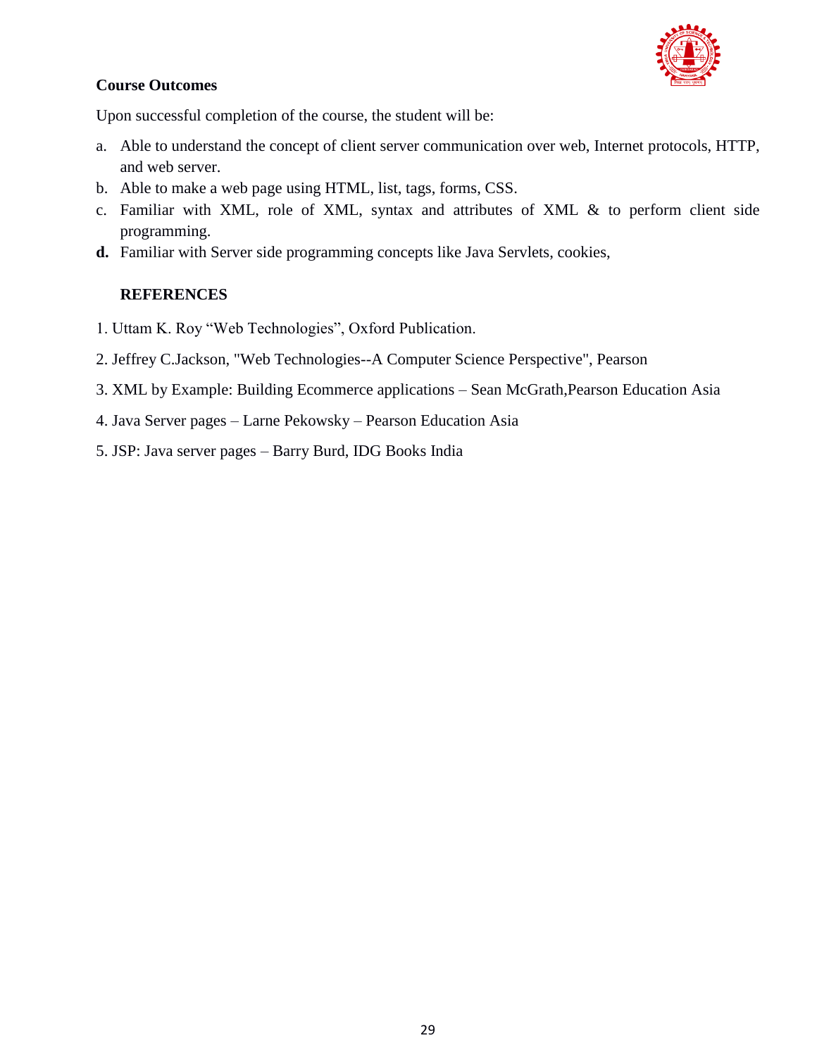**Course Outcomes**

Upon successful completion of the course, the student will be:

a. Able to understand the concept of client server communication over web, Internet protocols, HTTP, and web server.
b. Able to make a web page using HTML, list, tags, forms, CSS.
c. Familiar with XML, role of XML, syntax and attributes of XML & to perform client side programming.
**d.** Familiar with Server side programming concepts like Java Servlets, cookies,

**REFERENCES**

1. Uttam K. Roy “Web Technologies”, Oxford Publication.

2. Jeffrey C.Jackson, "Web Technologies--A Computer Science Perspective", Pearson

3. XML by Example: Building Ecommerce applications – Sean McGrath,Pearson Education Asia

4. Java Server pages – Larne Pekowsky – Pearson Education Asia

5. JSP: Java server pages – Barry Burd, IDG Books India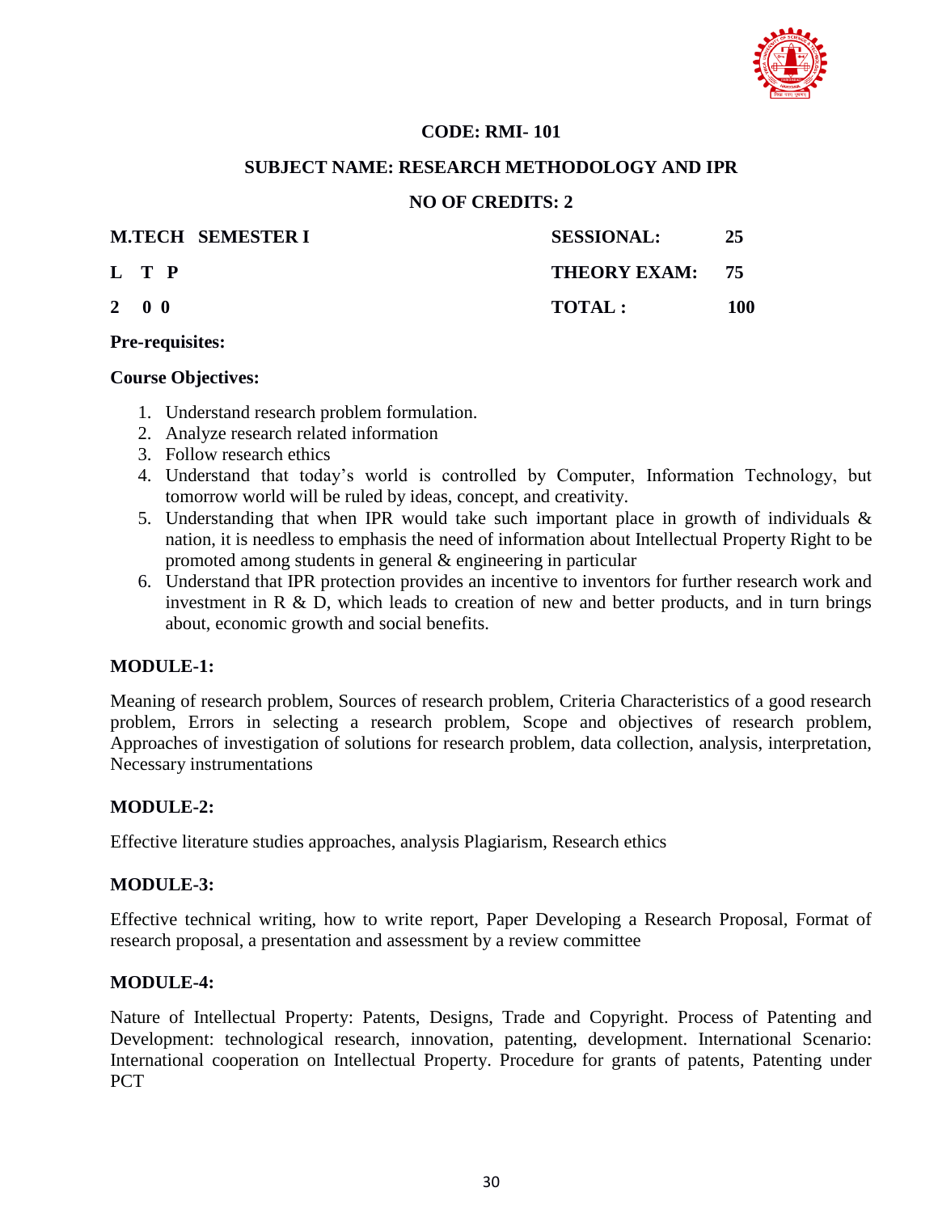**CODE: RMI- 101**

**SUBJECT NAME: RESEARCH METHODOLOGY AND IPR**

**NO OF CREDITS: 2**

| **M.TECH SEMESTER I** | **SESSIONAL:** | **25** |
|---|---|---|
| **L T P** | **THEORY EXAM:** | **75** |
| **2 0 0** | **TOTAL :** | **100** |

**Pre-requisites:**

**Course Objectives:**

1. Understand research problem formulation.
2. Analyze research related information
3. Follow research ethics
4. Understand that today's world is controlled by Computer, Information Technology, but tomorrow world will be ruled by ideas, concept, and creativity.
5. Understanding that when IPR would take such important place in growth of individuals & nation, it is needless to emphasis the need of information about Intellectual Property Right to be promoted among students in general & engineering in particular
6. Understand that IPR protection provides an incentive to inventors for further research work and investment in R & D, which leads to creation of new and better products, and in turn brings about, economic growth and social benefits.

**MODULE-1:**

Meaning of research problem, Sources of research problem, Criteria Characteristics of a good research problem, Errors in selecting a research problem, Scope and objectives of research problem, Approaches of investigation of solutions for research problem, data collection, analysis, interpretation, Necessary instrumentations

**MODULE-2:**

Effective literature studies approaches, analysis Plagiarism, Research ethics

**MODULE-3:**

Effective technical writing, how to write report, Paper Developing a Research Proposal, Format of research proposal, a presentation and assessment by a review committee

**MODULE-4:**

Nature of Intellectual Property: Patents, Designs, Trade and Copyright. Process of Patenting and Development: technological research, innovation, patenting, development. International Scenario: International cooperation on Intellectual Property. Procedure for grants of patents, Patenting under PCT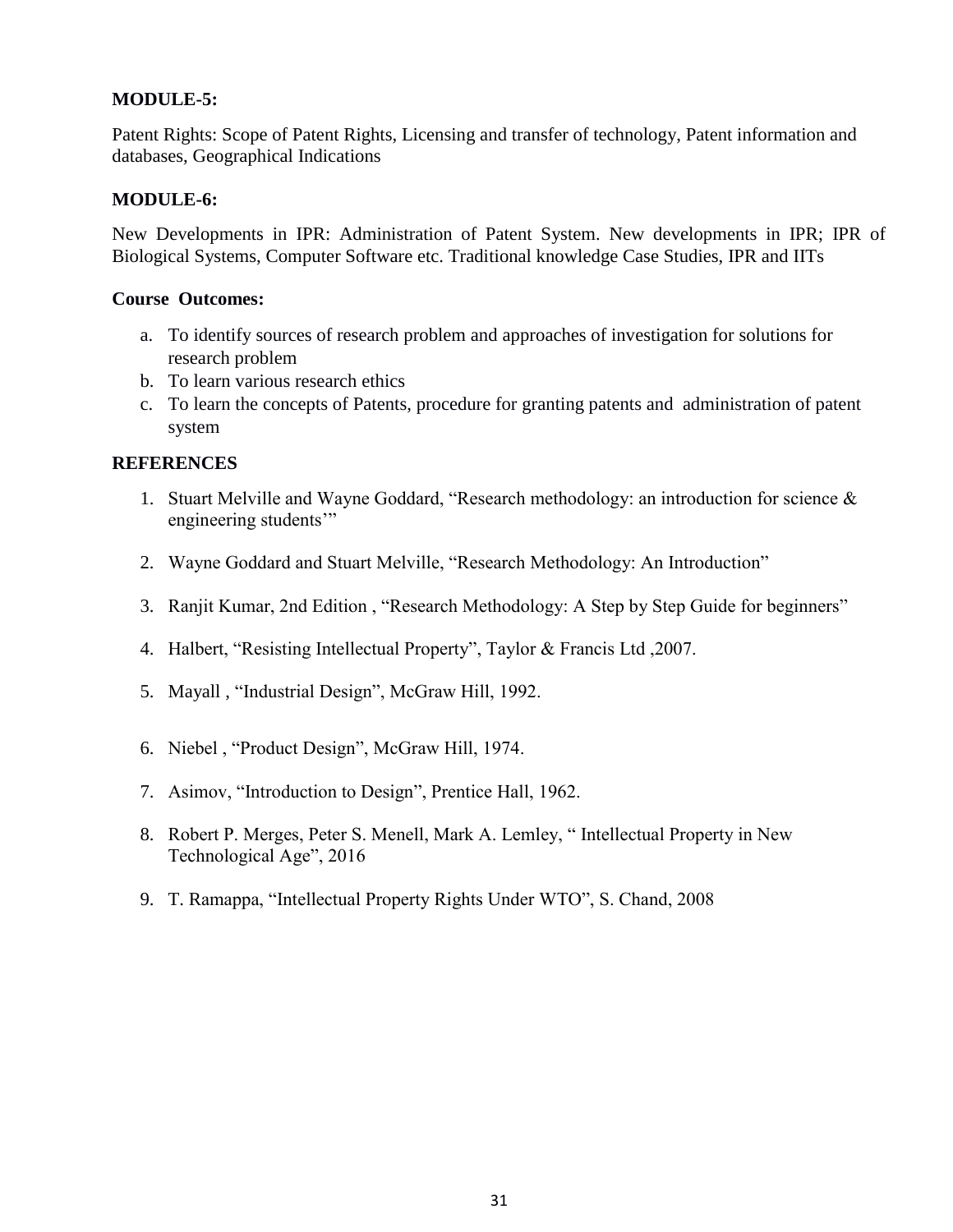**MODULE-5:**

Patent Rights: Scope of Patent Rights, Licensing and transfer of technology, Patent information and databases, Geographical Indications

**MODULE-6:**

New Developments in IPR: Administration of Patent System. New developments in IPR; IPR of Biological Systems, Computer Software etc. Traditional knowledge Case Studies, IPR and IITs

**Course Outcomes:**

a. To identify sources of research problem and approaches of investigation for solutions for research problem
b. To learn various research ethics
c. To learn the concepts of Patents, procedure for granting patents and administration of patent system

**REFERENCES**

1. Stuart Melville and Wayne Goddard, "Research methodology: an introduction for science & engineering students'"
2. Wayne Goddard and Stuart Melville, "Research Methodology: An Introduction"
3. Ranjit Kumar, 2nd Edition , "Research Methodology: A Step by Step Guide for beginners"
4. Halbert, "Resisting Intellectual Property", Taylor & Francis Ltd ,2007.
5. Mayall , "Industrial Design", McGraw Hill, 1992.
6. Niebel , "Product Design", McGraw Hill, 1974.
7. Asimov, "Introduction to Design", Prentice Hall, 1962.
8. Robert P. Merges, Peter S. Menell, Mark A. Lemley, " Intellectual Property in New Technological Age", 2016
9. T. Ramappa, "Intellectual Property Rights Under WTO", S. Chand, 2008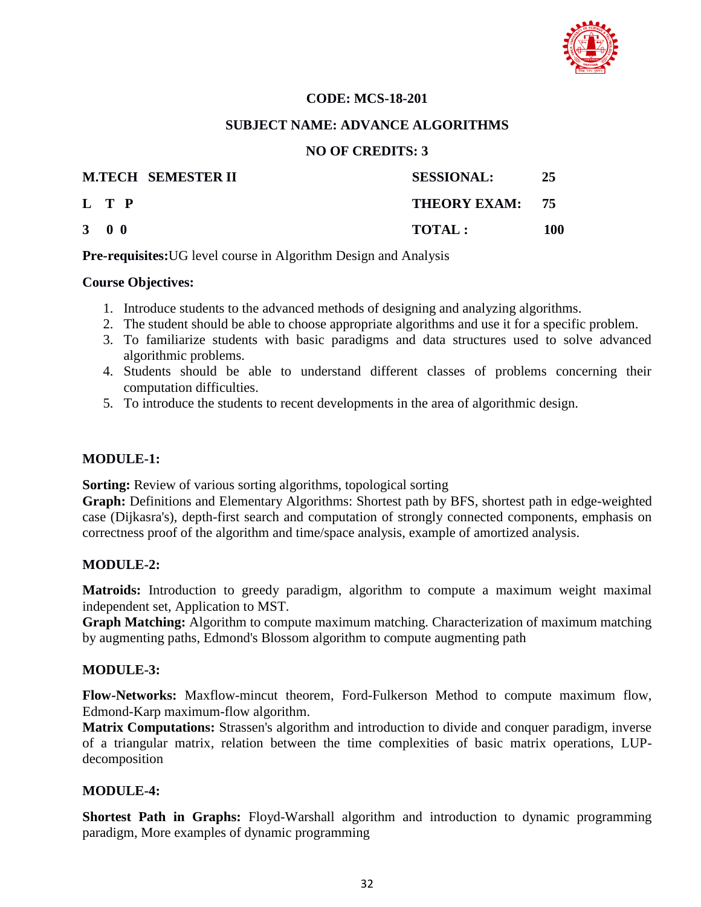**CODE: MCS-18-201**

**SUBJECT NAME: ADVANCE ALGORITHMS**

**NO OF CREDITS: 3**

| **M.TECH SEMESTER II** | **SESSIONAL:** | **25** |
|---|---|---|
| **L T P** | **THEORY EXAM:** | **75** |
| **3 0 0** | **TOTAL :** | **100** |

**Pre-requisites:**UG level course in Algorithm Design and Analysis

**Course Objectives:**

1. Introduce students to the advanced methods of designing and analyzing algorithms.
2. The student should be able to choose appropriate algorithms and use it for a specific problem.
3. To familiarize students with basic paradigms and data structures used to solve advanced algorithmic problems.
4. Students should be able to understand different classes of problems concerning their computation difficulties.
5. To introduce the students to recent developments in the area of algorithmic design.

**MODULE-1:**

**Sorting:** Review of various sorting algorithms, topological sorting
**Graph:** Definitions and Elementary Algorithms: Shortest path by BFS, shortest path in edge-weighted case (Dijkasra's), depth-first search and computation of strongly connected components, emphasis on correctness proof of the algorithm and time/space analysis, example of amortized analysis.

**MODULE-2:**

**Matroids:** Introduction to greedy paradigm, algorithm to compute a maximum weight maximal independent set, Application to MST.
**Graph Matching:** Algorithm to compute maximum matching. Characterization of maximum matching by augmenting paths, Edmond's Blossom algorithm to compute augmenting path

**MODULE-3:**

**Flow-Networks:** Maxflow-mincut theorem, Ford-Fulkerson Method to compute maximum flow, Edmond-Karp maximum-flow algorithm.
**Matrix Computations:** Strassen's algorithm and introduction to divide and conquer paradigm, inverse of a triangular matrix, relation between the time complexities of basic matrix operations, LUP-decomposition

**MODULE-4:**

**Shortest Path in Graphs:** Floyd-Warshall algorithm and introduction to dynamic programming paradigm, More examples of dynamic programming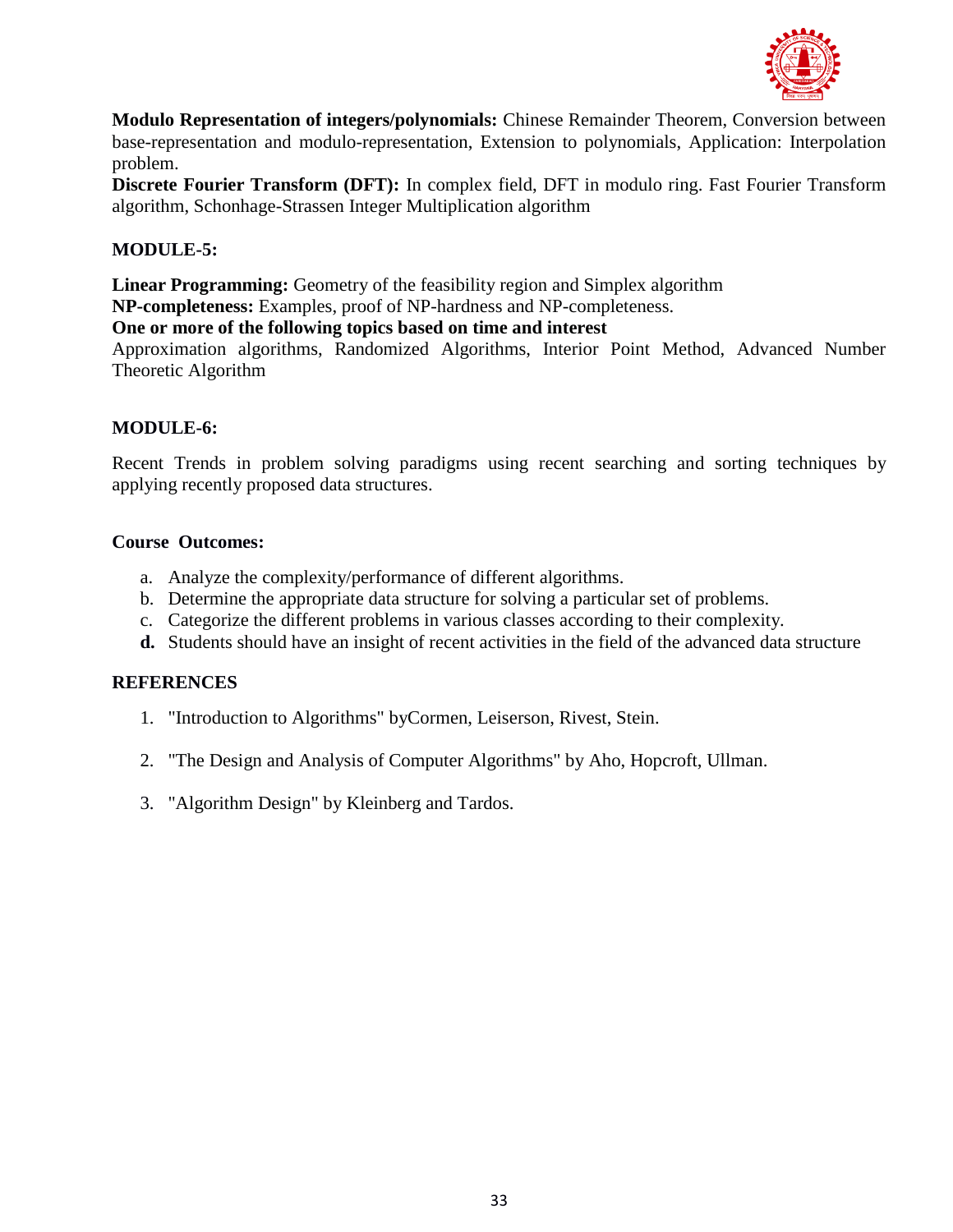**Modulo Representation of integers/polynomials:** Chinese Remainder Theorem, Conversion between base-representation and modulo-representation, Extension to polynomials, Application: Interpolation problem.

**Discrete Fourier Transform (DFT):** In complex field, DFT in modulo ring. Fast Fourier Transform algorithm, Schonhage-Strassen Integer Multiplication algorithm

### MODULE-5:

**Linear Programming:** Geometry of the feasibility region and Simplex algorithm

**NP-completeness:** Examples, proof of NP-hardness and NP-completeness.

**One or more of the following topics based on time and interest**

Approximation algorithms, Randomized Algorithms, Interior Point Method, Advanced Number Theoretic Algorithm

### MODULE-6:

Recent Trends in problem solving paradigms using recent searching and sorting techniques by applying recently proposed data structures.

### Course Outcomes:

a. Analyze the complexity/performance of different algorithms.
b. Determine the appropriate data structure for solving a particular set of problems.
c. Categorize the different problems in various classes according to their complexity.
**d.** Students should have an insight of recent activities in the field of the advanced data structure

### REFERENCES

1. "Introduction to Algorithms" byCormen, Leiserson, Rivest, Stein.
2. "The Design and Analysis of Computer Algorithms" by Aho, Hopcroft, Ullman.
3. "Algorithm Design" by Kleinberg and Tardos.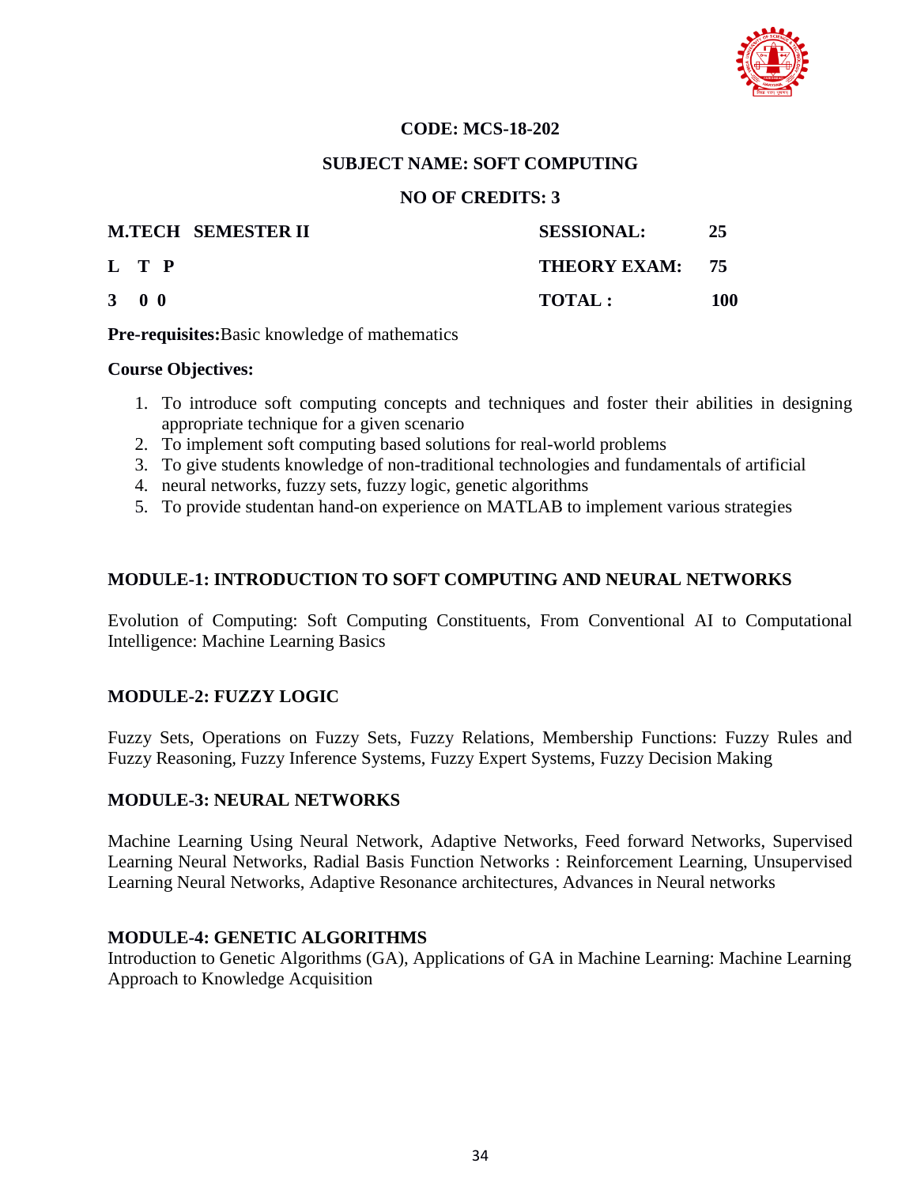**CODE: MCS-18-202**

**SUBJECT NAME: SOFT COMPUTING**

**NO OF CREDITS: 3**

| **M.TECH SEMESTER II** | **SESSIONAL:** | **25** |
|---|---|---|
| **L T P** | **THEORY EXAM:** | **75** |
| **3 0 0** | **TOTAL :** | **100** |

**Pre-requisites:**Basic knowledge of mathematics

**Course Objectives:**

1. To introduce soft computing concepts and techniques and foster their abilities in designing appropriate technique for a given scenario
2. To implement soft computing based solutions for real-world problems
3. To give students knowledge of non-traditional technologies and fundamentals of artificial
4. neural networks, fuzzy sets, fuzzy logic, genetic algorithms
5. To provide studentan hand-on experience on MATLAB to implement various strategies

## MODULE-1: INTRODUCTION TO SOFT COMPUTING AND NEURAL NETWORKS

Evolution of Computing: Soft Computing Constituents, From Conventional AI to Computational Intelligence: Machine Learning Basics

## MODULE-2: FUZZY LOGIC

Fuzzy Sets, Operations on Fuzzy Sets, Fuzzy Relations, Membership Functions: Fuzzy Rules and Fuzzy Reasoning, Fuzzy Inference Systems, Fuzzy Expert Systems, Fuzzy Decision Making

## MODULE-3: NEURAL NETWORKS

Machine Learning Using Neural Network, Adaptive Networks, Feed forward Networks, Supervised Learning Neural Networks, Radial Basis Function Networks : Reinforcement Learning, Unsupervised Learning Neural Networks, Adaptive Resonance architectures, Advances in Neural networks

## MODULE-4: GENETIC ALGORITHMS

Introduction to Genetic Algorithms (GA), Applications of GA in Machine Learning: Machine Learning Approach to Knowledge Acquisition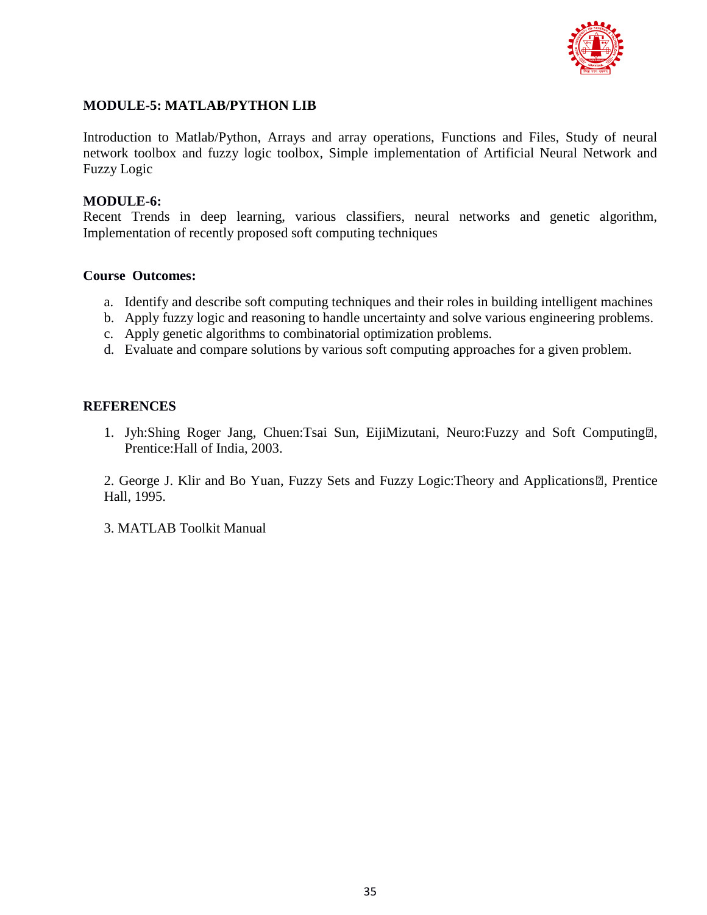**MODULE-5: MATLAB/PYTHON LIB**

Introduction to Matlab/Python, Arrays and array operations, Functions and Files, Study of neural network toolbox and fuzzy logic toolbox, Simple implementation of Artificial Neural Network and Fuzzy Logic

**MODULE-6:**

Recent Trends in deep learning, various classifiers, neural networks and genetic algorithm, Implementation of recently proposed soft computing techniques

**Course Outcomes:**

a. Identify and describe soft computing techniques and their roles in building intelligent machines
b. Apply fuzzy logic and reasoning to handle uncertainty and solve various engineering problems.
c. Apply genetic algorithms to combinatorial optimization problems.
d. Evaluate and compare solutions by various soft computing approaches for a given problem.

**REFERENCES**

1. Jyh:Shing Roger Jang, Chuen:Tsai Sun, EijiMizutani, Neuro:Fuzzy and Soft Computing, Prentice:Hall of India, 2003.

2. George J. Klir and Bo Yuan, Fuzzy Sets and Fuzzy Logic:Theory and Applications, Prentice Hall, 1995.

3. MATLAB Toolkit Manual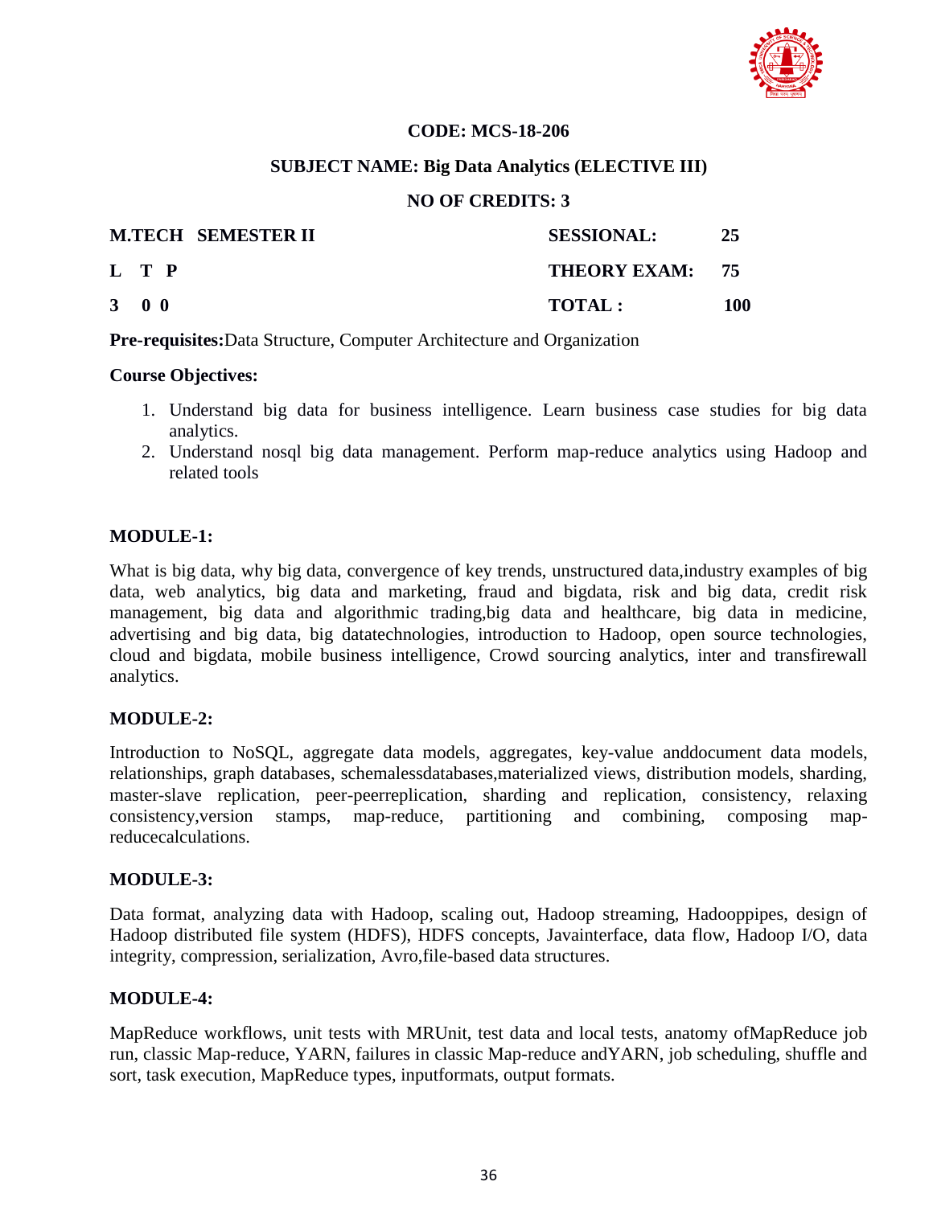**CODE: MCS-18-206**

**SUBJECT NAME: Big Data Analytics (ELECTIVE III)**

**NO OF CREDITS: 3**

| **M.TECH SEMESTER II** | **SESSIONAL:** | **25** |
|---|---|---|
| **L T P** | **THEORY EXAM:** | **75** |
| **3 0 0** | **TOTAL :** | **100** |

**Pre-requisites:**Data Structure, Computer Architecture and Organization

**Course Objectives:**

1. Understand big data for business intelligence. Learn business case studies for big data analytics.
2. Understand nosql big data management. Perform map-reduce analytics using Hadoop and related tools

**MODULE-1:**

What is big data, why big data, convergence of key trends, unstructured data,industry examples of big data, web analytics, big data and marketing, fraud and bigdata, risk and big data, credit risk management, big data and algorithmic trading,big data and healthcare, big data in medicine, advertising and big data, big datatechnologies, introduction to Hadoop, open source technologies, cloud and bigdata, mobile business intelligence, Crowd sourcing analytics, inter and transfirewall analytics.

**MODULE-2:**

Introduction to NoSQL, aggregate data models, aggregates, key-value anddocument data models, relationships, graph databases, schemalessdatabases,materialized views, distribution models, sharding, master-slave replication, peer-peerreplication, sharding and replication, consistency, relaxing consistency,version stamps, map-reduce, partitioning and combining, composing map-reducecalculations.

**MODULE-3:**

Data format, analyzing data with Hadoop, scaling out, Hadoop streaming, Hadooppipes, design of Hadoop distributed file system (HDFS), HDFS concepts, Javainterface, data flow, Hadoop I/O, data integrity, compression, serialization, Avro,file-based data structures.

**MODULE-4:**

MapReduce workflows, unit tests with MRUnit, test data and local tests, anatomy ofMapReduce job run, classic Map-reduce, YARN, failures in classic Map-reduce andYARN, job scheduling, shuffle and sort, task execution, MapReduce types, inputformats, output formats.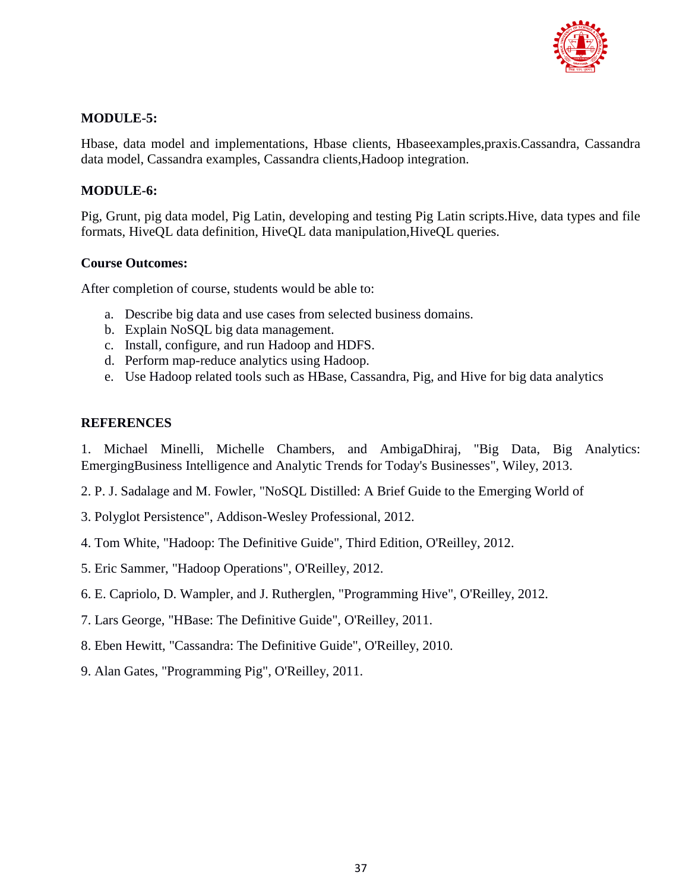**MODULE-5:**

Hbase, data model and implementations, Hbase clients, Hbaseexamples,praxis.Cassandra, Cassandra data model, Cassandra examples, Cassandra clients,Hadoop integration.

**MODULE-6:**

Pig, Grunt, pig data model, Pig Latin, developing and testing Pig Latin scripts.Hive, data types and file formats, HiveQL data definition, HiveQL data manipulation,HiveQL queries.

**Course Outcomes:**

After completion of course, students would be able to:

a. Describe big data and use cases from selected business domains.
b. Explain NoSQL big data management.
c. Install, configure, and run Hadoop and HDFS.
d. Perform map-reduce analytics using Hadoop.
e. Use Hadoop related tools such as HBase, Cassandra, Pig, and Hive for big data analytics

**REFERENCES**

1. Michael Minelli, Michelle Chambers, and AmbigaDhiraj, "Big Data, Big Analytics: EmergingBusiness Intelligence and Analytic Trends for Today's Businesses", Wiley, 2013.

2. P. J. Sadalage and M. Fowler, "NoSQL Distilled: A Brief Guide to the Emerging World of

3. Polyglot Persistence", Addison-Wesley Professional, 2012.

4. Tom White, "Hadoop: The Definitive Guide", Third Edition, O'Reilley, 2012.

5. Eric Sammer, "Hadoop Operations", O'Reilley, 2012.

6. E. Capriolo, D. Wampler, and J. Rutherglen, "Programming Hive", O'Reilley, 2012.

7. Lars George, "HBase: The Definitive Guide", O'Reilley, 2011.

8. Eben Hewitt, "Cassandra: The Definitive Guide", O'Reilley, 2010.

9. Alan Gates, "Programming Pig", O'Reilley, 2011.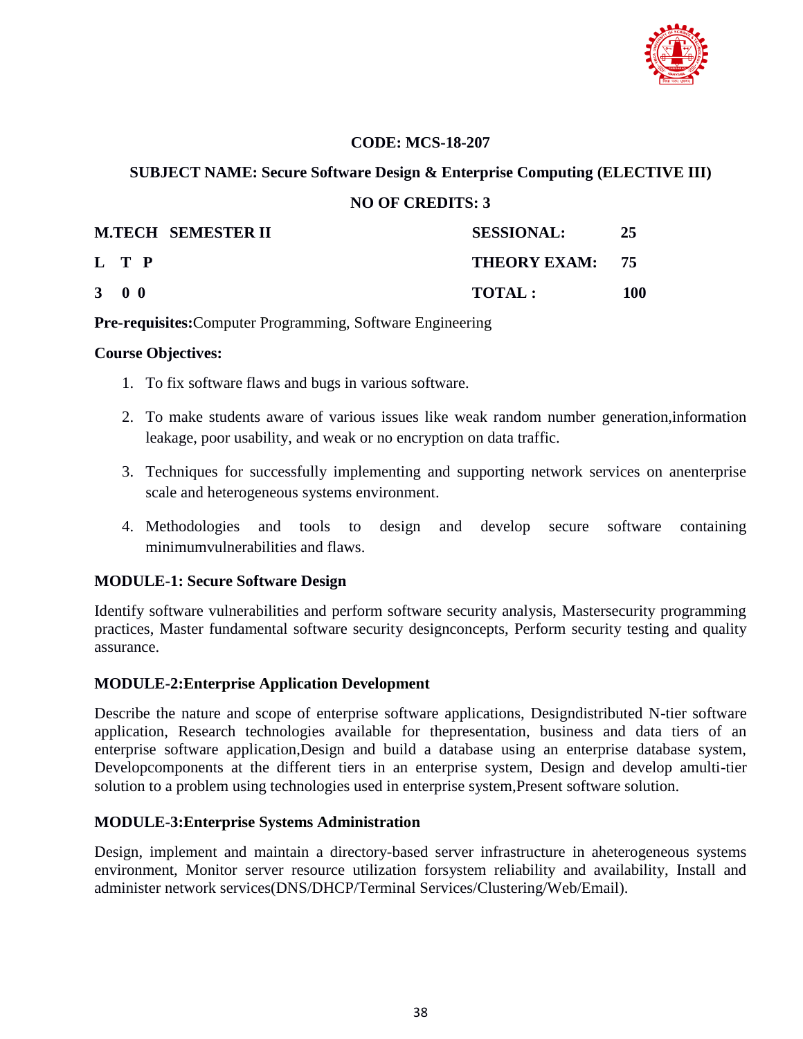**CODE: MCS-18-207**

**SUBJECT NAME: Secure Software Design & Enterprise Computing (ELECTIVE III)**

**NO OF CREDITS: 3**

| M.TECH SEMESTER II | SESSIONAL: | 25 |
|---|---|---|
| L T P | THEORY EXAM: | 75 |
| 3 0 0 | TOTAL : | 100 |

**Pre-requisites:**Computer Programming, Software Engineering

**Course Objectives:**

1. To fix software flaws and bugs in various software.
2. To make students aware of various issues like weak random number generation,information leakage, poor usability, and weak or no encryption on data traffic.
3. Techniques for successfully implementing and supporting network services on anenterprise scale and heterogeneous systems environment.
4. Methodologies and tools to design and develop secure software containing minimumvulnerabilities and flaws.

**MODULE-1: Secure Software Design**

Identify software vulnerabilities and perform software security analysis, Mastersecurity programming practices, Master fundamental software security designconcepts, Perform security testing and quality assurance.

**MODULE-2:Enterprise Application Development**

Describe the nature and scope of enterprise software applications, Designdistributed N-tier software application, Research technologies available for thepresentation, business and data tiers of an enterprise software application,Design and build a database using an enterprise database system, Developcomponents at the different tiers in an enterprise system, Design and develop amulti-tier solution to a problem using technologies used in enterprise system,Present software solution.

**MODULE-3:Enterprise Systems Administration**

Design, implement and maintain a directory-based server infrastructure in aheterogeneous systems environment, Monitor server resource utilization forsystem reliability and availability, Install and administer network services(DNS/DHCP/Terminal Services/Clustering/Web/Email).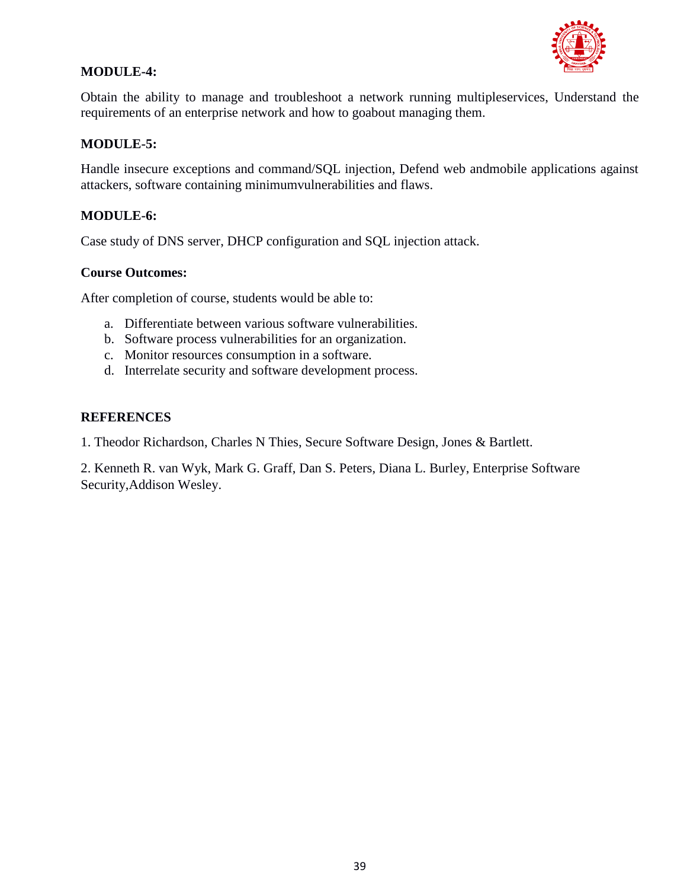**MODULE-4:**

Obtain the ability to manage and troubleshoot a network running multipleservices, Understand the requirements of an enterprise network and how to goabout managing them.

**MODULE-5:**

Handle insecure exceptions and command/SQL injection, Defend web andmobile applications against attackers, software containing minimumvulnerabilities and flaws.

**MODULE-6:**

Case study of DNS server, DHCP configuration and SQL injection attack.

**Course Outcomes:**

After completion of course, students would be able to:

a. Differentiate between various software vulnerabilities.
b. Software process vulnerabilities for an organization.
c. Monitor resources consumption in a software.
d. Interrelate security and software development process.

**REFERENCES**

1. Theodor Richardson, Charles N Thies, Secure Software Design, Jones & Bartlett.

2. Kenneth R. van Wyk, Mark G. Graff, Dan S. Peters, Diana L. Burley, Enterprise Software Security,Addison Wesley.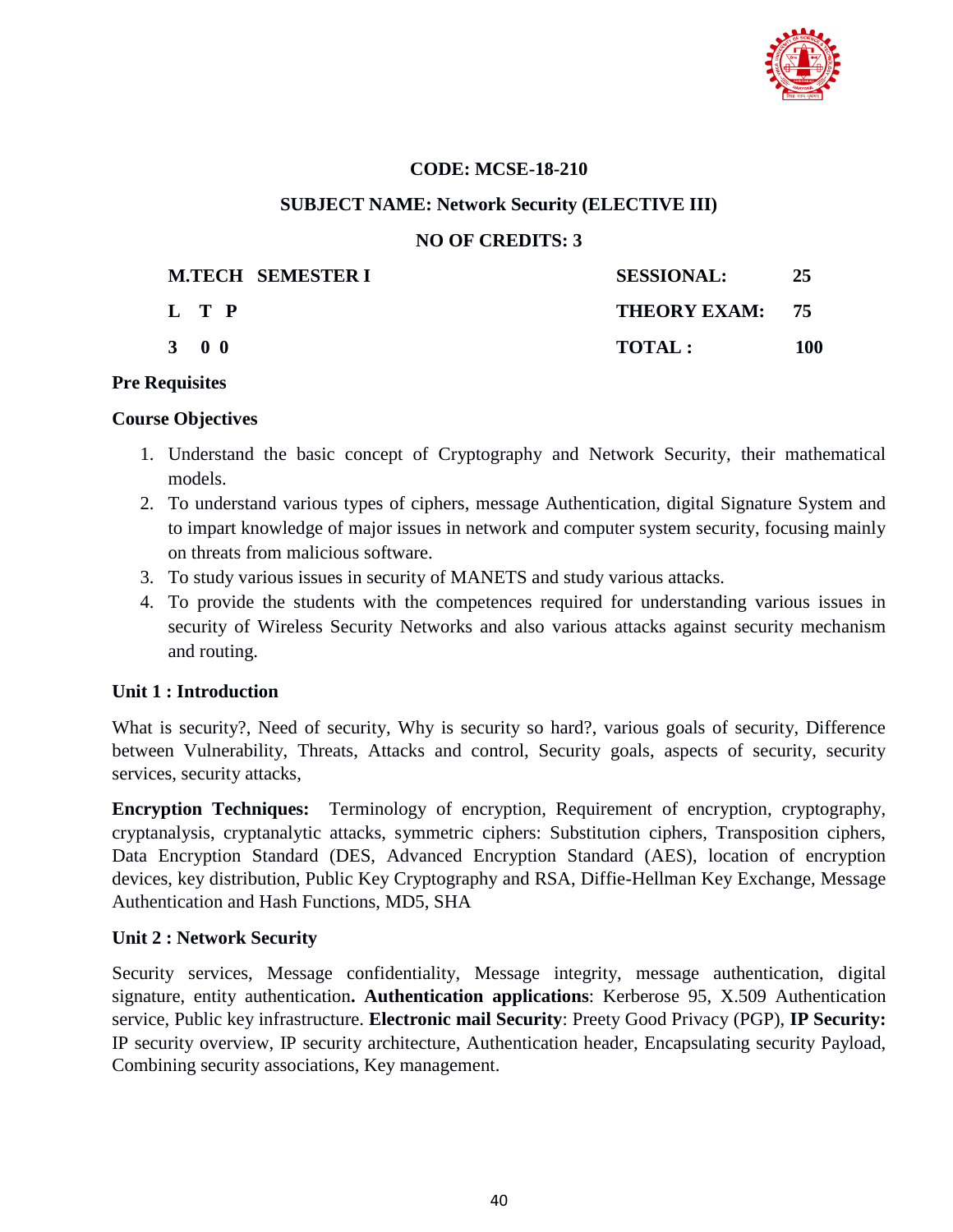**CODE: MCSE-18-210**

**SUBJECT NAME: Network Security (ELECTIVE III)**

**NO OF CREDITS: 3**

| **M.TECH SEMESTER I** | **SESSIONAL:** | **25** |
|---|---|---|
| **L T P** | **THEORY EXAM:** | **75** |
| **3 0 0** | **TOTAL :** | **100** |

**Pre Requisites**

**Course Objectives**

1. Understand the basic concept of Cryptography and Network Security, their mathematical models.
2. To understand various types of ciphers, message Authentication, digital Signature System and to impart knowledge of major issues in network and computer system security, focusing mainly on threats from malicious software.
3. To study various issues in security of MANETS and study various attacks.
4. To provide the students with the competences required for understanding various issues in security of Wireless Security Networks and also various attacks against security mechanism and routing.

**Unit 1 : Introduction**

What is security?, Need of security, Why is security so hard?, various goals of security, Difference between Vulnerability, Threats, Attacks and control, Security goals, aspects of security, security services, security attacks,

**Encryption Techniques:** Terminology of encryption, Requirement of encryption, cryptography, cryptanalysis, cryptanalytic attacks, symmetric ciphers: Substitution ciphers, Transposition ciphers, Data Encryption Standard (DES, Advanced Encryption Standard (AES), location of encryption devices, key distribution, Public Key Cryptography and RSA, Diffie-Hellman Key Exchange, Message Authentication and Hash Functions, MD5, SHA

**Unit 2 : Network Security**

Security services, Message confidentiality, Message integrity, message authentication, digital signature, entity authentication**. Authentication applications**: Kerberose 95, X.509 Authentication service, Public key infrastructure. **Electronic mail Security**: Preety Good Privacy (PGP), **IP Security:** IP security overview, IP security architecture, Authentication header, Encapsulating security Payload, Combining security associations, Key management.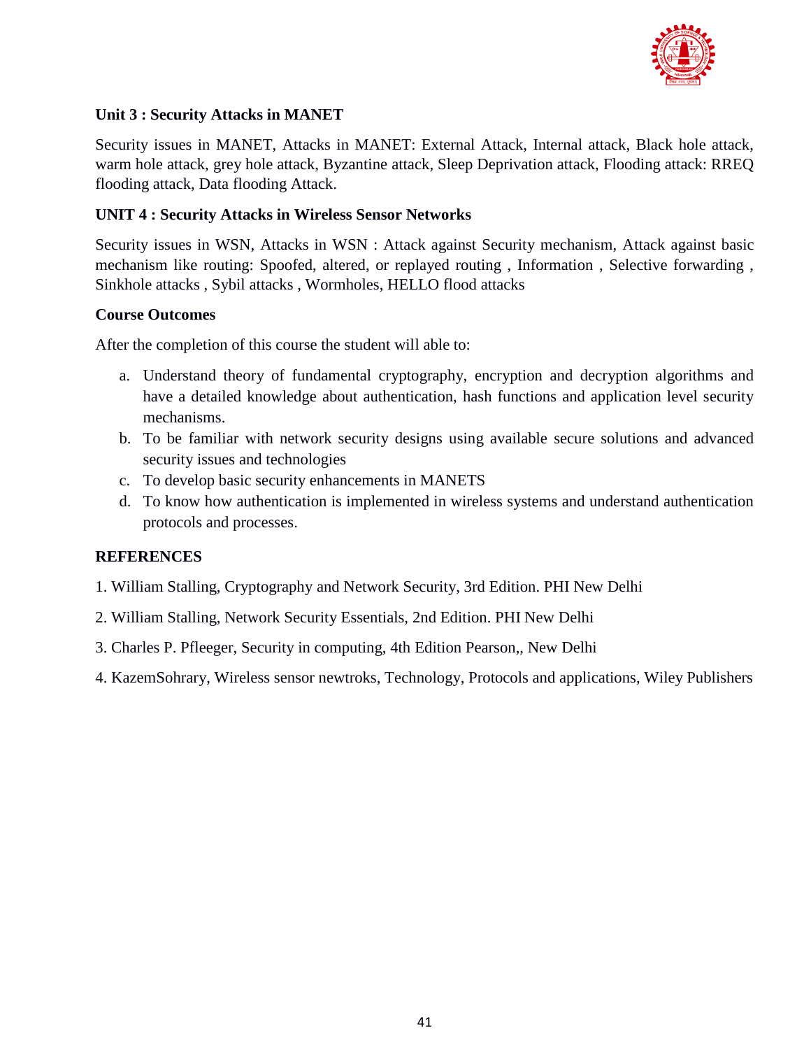**Unit 3 : Security Attacks in MANET**

Security issues in MANET, Attacks in MANET: External Attack, Internal attack, Black hole attack, warm hole attack, grey hole attack, Byzantine attack, Sleep Deprivation attack, Flooding attack: RREQ flooding attack, Data flooding Attack.

**UNIT 4 : Security Attacks in Wireless Sensor Networks**

Security issues in WSN, Attacks in WSN : Attack against Security mechanism, Attack against basic mechanism like routing: Spoofed, altered, or replayed routing , Information , Selective forwarding , Sinkhole attacks , Sybil attacks , Wormholes, HELLO flood attacks

**Course Outcomes**

After the completion of this course the student will able to:

a. Understand theory of fundamental cryptography, encryption and decryption algorithms and have a detailed knowledge about authentication, hash functions and application level security mechanisms.
b. To be familiar with network security designs using available secure solutions and advanced security issues and technologies
c. To develop basic security enhancements in MANETS
d. To know how authentication is implemented in wireless systems and understand authentication protocols and processes.

**REFERENCES**

1. William Stalling, Cryptography and Network Security, 3rd Edition. PHI New Delhi
2. William Stalling, Network Security Essentials, 2nd Edition. PHI New Delhi
3. Charles P. Pfleeger, Security in computing, 4th Edition Pearson,, New Delhi
4. KazemSohrary, Wireless sensor newtroks, Technology, Protocols and applications, Wiley Publishers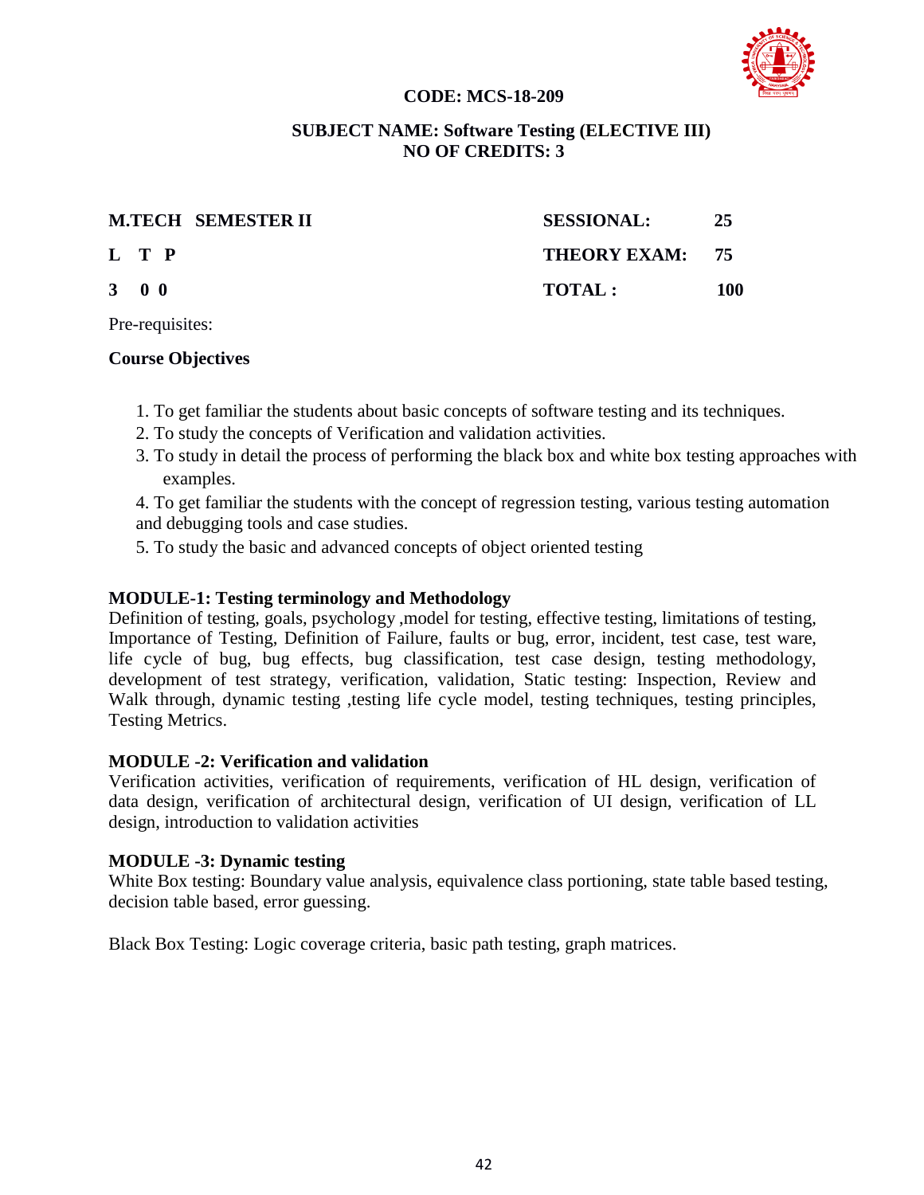**CODE: MCS-18-209**

**SUBJECT NAME: Software Testing (ELECTIVE III)**
**NO OF CREDITS: 3**

| **M.TECH SEMESTER II** | **SESSIONAL:** | **25** |
|---|---|---|
| **L T P** | **THEORY EXAM:** | **75** |
| **3 0 0** | **TOTAL :** | **100** |

Pre-requisites:

**Course Objectives**

1. To get familiar the students about basic concepts of software testing and its techniques.
2. To study the concepts of Verification and validation activities.
3. To study in detail the process of performing the black box and white box testing approaches with examples.
4. To get familiar the students with the concept of regression testing, various testing automation and debugging tools and case studies.
5. To study the basic and advanced concepts of object oriented testing

**MODULE-1: Testing terminology and Methodology**

Definition of testing, goals, psychology ,model for testing, effective testing, limitations of testing, Importance of Testing, Definition of Failure, faults or bug, error, incident, test case, test ware, life cycle of bug, bug effects, bug classification, test case design, testing methodology, development of test strategy, verification, validation, Static testing: Inspection, Review and Walk through, dynamic testing ,testing life cycle model, testing techniques, testing principles, Testing Metrics.

**MODULE -2: Verification and validation**

Verification activities, verification of requirements, verification of HL design, verification of data design, verification of architectural design, verification of UI design, verification of LL design, introduction to validation activities

**MODULE -3: Dynamic testing**

White Box testing: Boundary value analysis, equivalence class portioning, state table based testing, decision table based, error guessing.

Black Box Testing: Logic coverage criteria, basic path testing, graph matrices.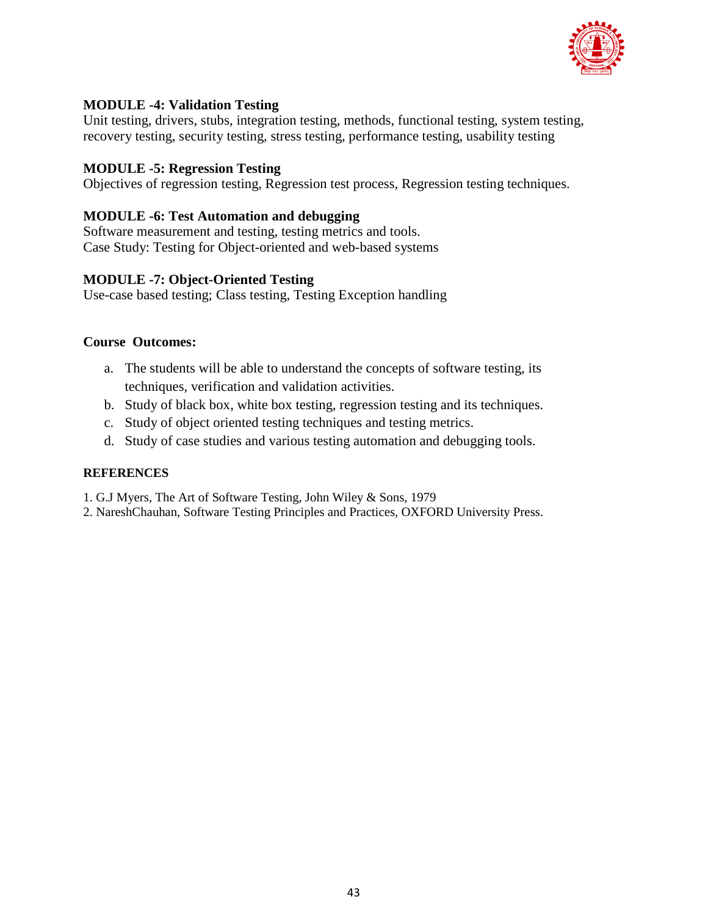**MODULE -4: Validation Testing**
Unit testing, drivers, stubs, integration testing, methods, functional testing, system testing, recovery testing, security testing, stress testing, performance testing, usability testing

**MODULE -5: Regression Testing**
Objectives of regression testing, Regression test process, Regression testing techniques.

**MODULE -6: Test Automation and debugging**
Software measurement and testing, testing metrics and tools.
Case Study: Testing for Object-oriented and web-based systems

**MODULE -7: Object-Oriented Testing**
Use-case based testing; Class testing, Testing Exception handling

**Course Outcomes:**

a. The students will be able to understand the concepts of software testing, its techniques, verification and validation activities.
b. Study of black box, white box testing, regression testing and its techniques.
c. Study of object oriented testing techniques and testing metrics.
d. Study of case studies and various testing automation and debugging tools.

**REFERENCES**

1. G.J Myers, The Art of Software Testing, John Wiley & Sons, 1979
2. NareshChauhan, Software Testing Principles and Practices, OXFORD University Press.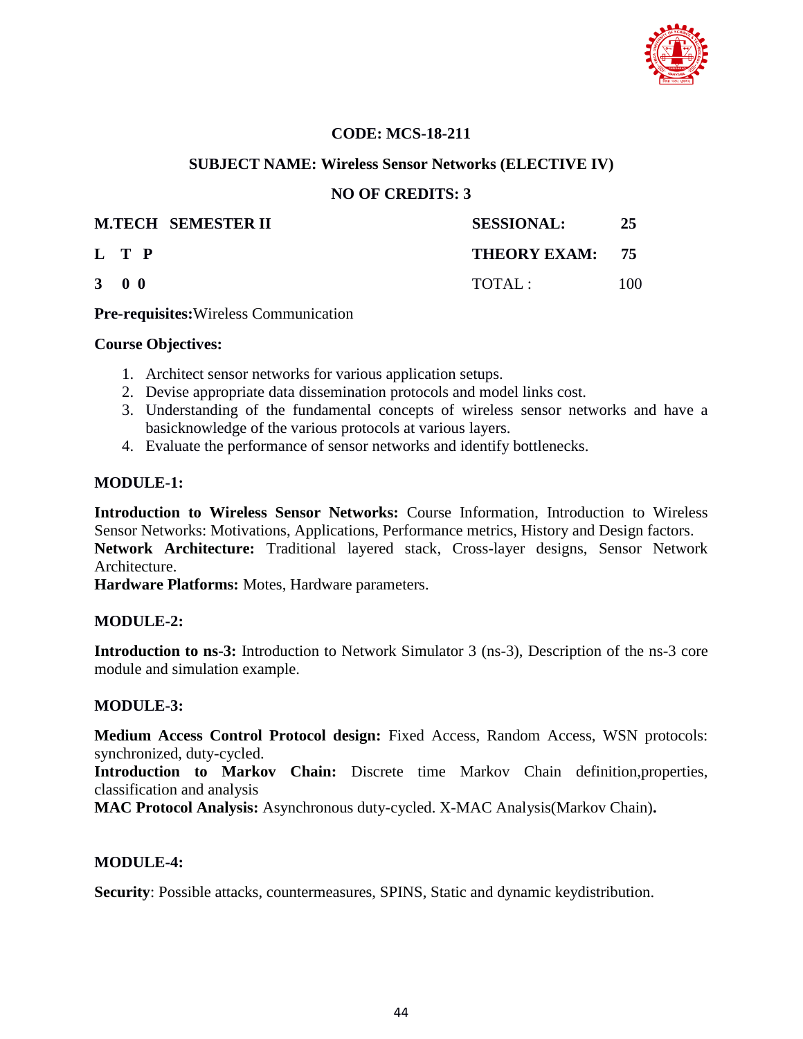**CODE: MCS-18-211**

**SUBJECT NAME: Wireless Sensor Networks (ELECTIVE IV)**

**NO OF CREDITS: 3**

| **M.TECH SEMESTER II** | **SESSIONAL:** | **25** |
|---|---|---|
| **L T P** | **THEORY EXAM:** | **75** |
| **3 0 0** | TOTAL : | 100 |

**Pre-requisites:**Wireless Communication

**Course Objectives:**

1. Architect sensor networks for various application setups.
2. Devise appropriate data dissemination protocols and model links cost.
3. Understanding of the fundamental concepts of wireless sensor networks and have a basicknowledge of the various protocols at various layers.
4. Evaluate the performance of sensor networks and identify bottlenecks.

**MODULE-1:**

**Introduction to Wireless Sensor Networks:** Course Information, Introduction to Wireless Sensor Networks: Motivations, Applications, Performance metrics, History and Design factors.
**Network Architecture:** Traditional layered stack, Cross-layer designs, Sensor Network Architecture.
**Hardware Platforms:** Motes, Hardware parameters.

**MODULE-2:**

**Introduction to ns-3:** Introduction to Network Simulator 3 (ns-3), Description of the ns-3 core module and simulation example.

**MODULE-3:**

**Medium Access Control Protocol design:** Fixed Access, Random Access, WSN protocols: synchronized, duty-cycled.
**Introduction to Markov Chain:** Discrete time Markov Chain definition,properties, classification and analysis
**MAC Protocol Analysis:** Asynchronous duty-cycled. X-MAC Analysis(Markov Chain)**.**

**MODULE-4:**

**Security**: Possible attacks, countermeasures, SPINS, Static and dynamic keydistribution.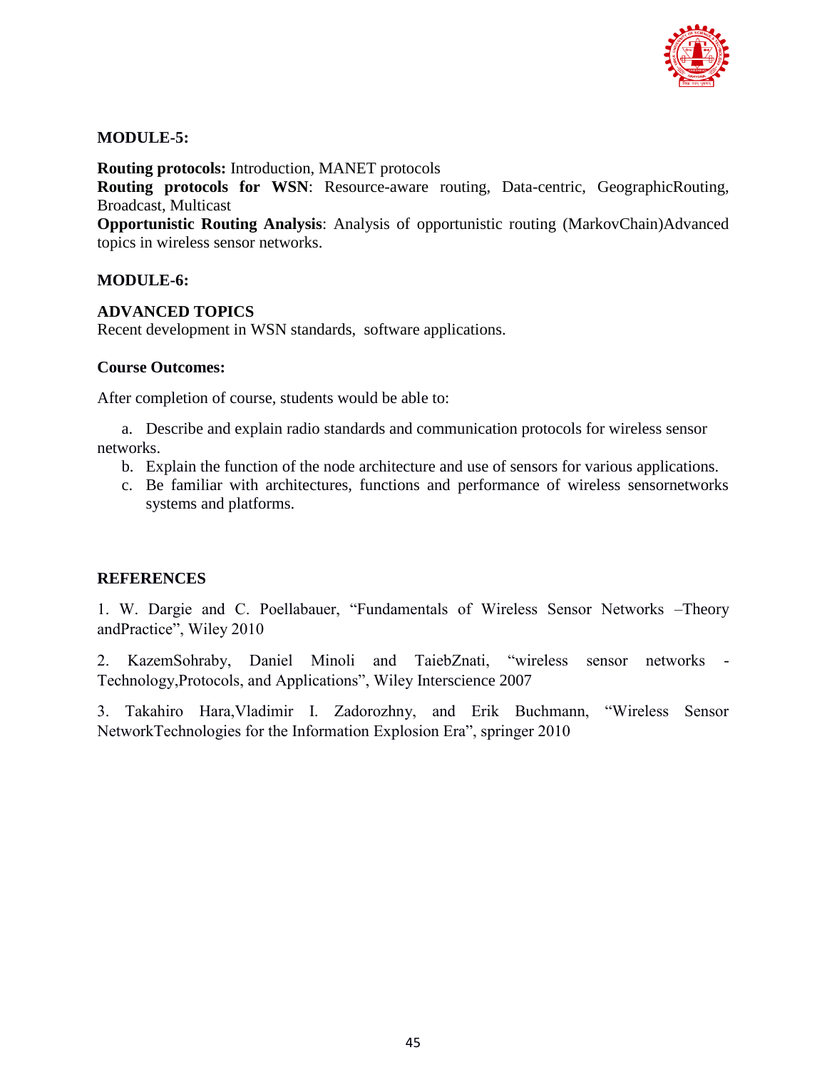**MODULE-5:**

**Routing protocols:** Introduction, MANET protocols
**Routing protocols for WSN**: Resource-aware routing, Data-centric, GeographicRouting, Broadcast, Multicast
**Opportunistic Routing Analysis**: Analysis of opportunistic routing (MarkovChain)Advanced topics in wireless sensor networks.

**MODULE-6:**

**ADVANCED TOPICS**
Recent development in WSN standards, software applications.

**Course Outcomes:**

After completion of course, students would be able to:

a. Describe and explain radio standards and communication protocols for wireless sensor networks.
b. Explain the function of the node architecture and use of sensors for various applications.
c. Be familiar with architectures, functions and performance of wireless sensornetworks systems and platforms.

**REFERENCES**

1. W. Dargie and C. Poellabauer, "Fundamentals of Wireless Sensor Networks –Theory andPractice", Wiley 2010

2. KazemSohraby, Daniel Minoli and TaiebZnati, "wireless sensor networks -Technology,Protocols, and Applications", Wiley Interscience 2007

3. Takahiro Hara,Vladimir I. Zadorozhny, and Erik Buchmann, "Wireless Sensor NetworkTechnologies for the Information Explosion Era", springer 2010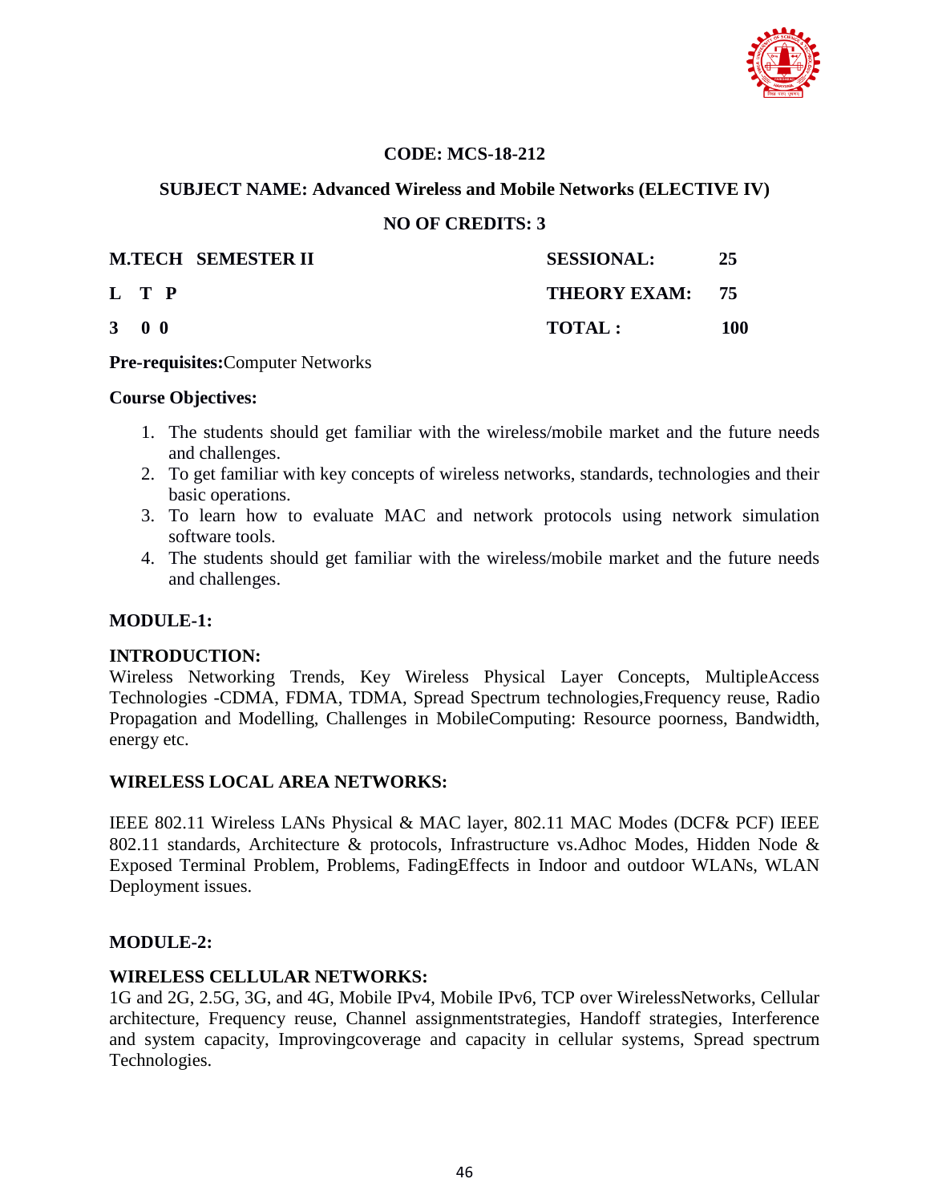**CODE: MCS-18-212**

**SUBJECT NAME: Advanced Wireless and Mobile Networks (ELECTIVE IV)**

**NO OF CREDITS: 3**

| **M.TECH SEMESTER II** | **SESSIONAL:** | **25** |
|---|---|---|
| **L T P** | **THEORY EXAM:** | **75** |
| **3 0 0** | **TOTAL :** | **100** |

**Pre-requisites:**Computer Networks

**Course Objectives:**

1. The students should get familiar with the wireless/mobile market and the future needs and challenges.
2. To get familiar with key concepts of wireless networks, standards, technologies and their basic operations.
3. To learn how to evaluate MAC and network protocols using network simulation software tools.
4. The students should get familiar with the wireless/mobile market and the future needs and challenges.

**MODULE-1:**

**INTRODUCTION:**
Wireless Networking Trends, Key Wireless Physical Layer Concepts, MultipleAccess Technologies -CDMA, FDMA, TDMA, Spread Spectrum technologies,Frequency reuse, Radio Propagation and Modelling, Challenges in MobileComputing: Resource poorness, Bandwidth, energy etc.

**WIRELESS LOCAL AREA NETWORKS:**

IEEE 802.11 Wireless LANs Physical & MAC layer, 802.11 MAC Modes (DCF& PCF) IEEE 802.11 standards, Architecture & protocols, Infrastructure vs.Adhoc Modes, Hidden Node & Exposed Terminal Problem, Problems, FadingEffects in Indoor and outdoor WLANs, WLAN Deployment issues.

**MODULE-2:**

**WIRELESS CELLULAR NETWORKS:**
1G and 2G, 2.5G, 3G, and 4G, Mobile IPv4, Mobile IPv6, TCP over WirelessNetworks, Cellular architecture, Frequency reuse, Channel assignmentstrategies, Handoff strategies, Interference and system capacity, Improvingcoverage and capacity in cellular systems, Spread spectrum Technologies.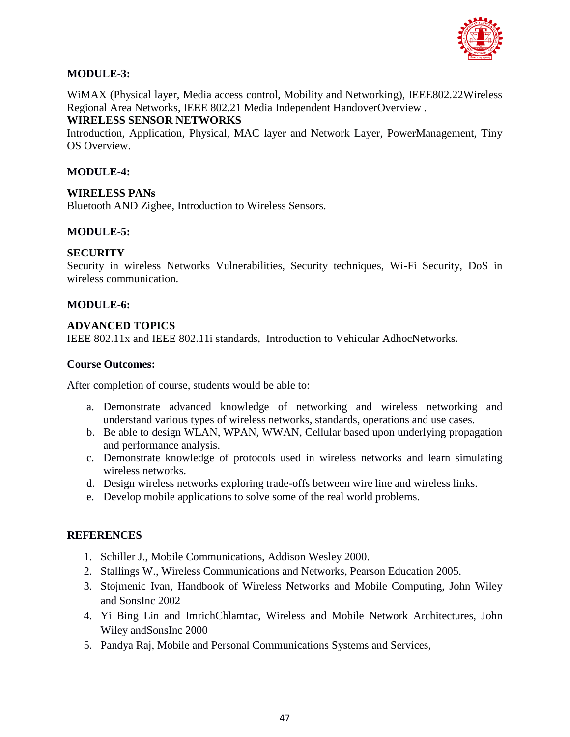**MODULE-3:**

WiMAX (Physical layer, Media access control, Mobility and Networking), IEEE802.22Wireless Regional Area Networks, IEEE 802.21 Media Independent HandoverOverview .

**WIRELESS SENSOR NETWORKS**

Introduction, Application, Physical, MAC layer and Network Layer, PowerManagement, Tiny OS Overview.

**MODULE-4:**

**WIRELESS PANs**

Bluetooth AND Zigbee, Introduction to Wireless Sensors.

**MODULE-5:**

**SECURITY**

Security in wireless Networks Vulnerabilities, Security techniques, Wi-Fi Security, DoS in wireless communication.

**MODULE-6:**

**ADVANCED TOPICS**

IEEE 802.11x and IEEE 802.11i standards, Introduction to Vehicular AdhocNetworks.

**Course Outcomes:**

After completion of course, students would be able to:

a. Demonstrate advanced knowledge of networking and wireless networking and understand various types of wireless networks, standards, operations and use cases.
b. Be able to design WLAN, WPAN, WWAN, Cellular based upon underlying propagation and performance analysis.
c. Demonstrate knowledge of protocols used in wireless networks and learn simulating wireless networks.
d. Design wireless networks exploring trade-offs between wire line and wireless links.
e. Develop mobile applications to solve some of the real world problems.

**REFERENCES**

1. Schiller J., Mobile Communications, Addison Wesley 2000.
2. Stallings W., Wireless Communications and Networks, Pearson Education 2005.
3. Stojmenic Ivan, Handbook of Wireless Networks and Mobile Computing, John Wiley and SonsInc 2002
4. Yi Bing Lin and ImrichChlamtac, Wireless and Mobile Network Architectures, John Wiley andSonsInc 2000
5. Pandya Raj, Mobile and Personal Communications Systems and Services,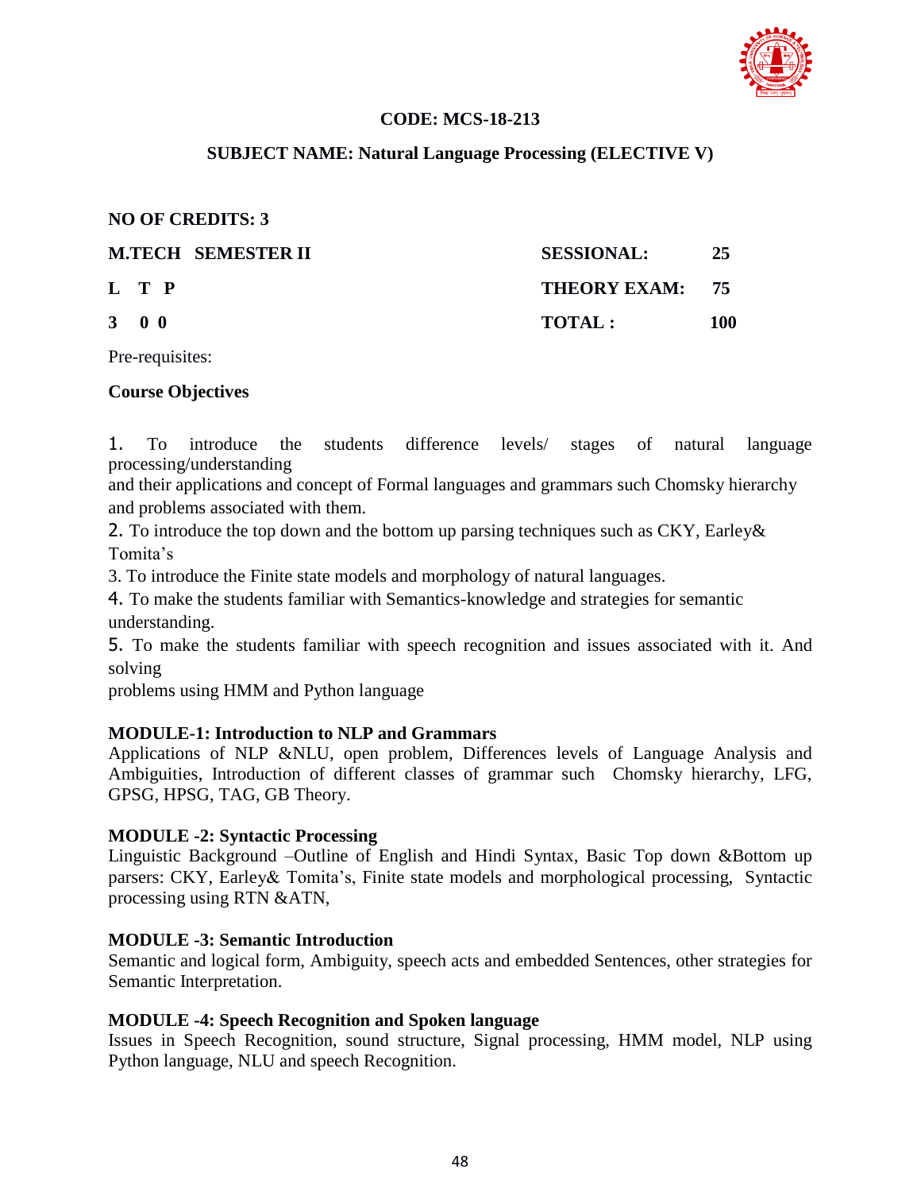**CODE: MCS-18-213**

**SUBJECT NAME: Natural Language Processing (ELECTIVE V)**

**NO OF CREDITS: 3**

| **M.TECH SEMESTER II** | **SESSIONAL:** | **25** |
|---|---|---|
| **L T P** | **THEORY EXAM:** | **75** |
| **3 0 0** | **TOTAL :** | **100** |

Pre-requisites:

**Course Objectives**

1. To introduce the students difference levels/ stages of natural language processing/understanding and their applications and concept of Formal languages and grammars such Chomsky hierarchy and problems associated with them.
2. To introduce the top down and the bottom up parsing techniques such as CKY, Earley& Tomita's
3. To introduce the Finite state models and morphology of natural languages.
4. To make the students familiar with Semantics-knowledge and strategies for semantic understanding.
5. To make the students familiar with speech recognition and issues associated with it. And solving problems using HMM and Python language

**MODULE-1: Introduction to NLP and Grammars**

Applications of NLP &NLU, open problem, Differences levels of Language Analysis and Ambiguities, Introduction of different classes of grammar such Chomsky hierarchy, LFG, GPSG, HPSG, TAG, GB Theory.

**MODULE -2: Syntactic Processing**

Linguistic Background –Outline of English and Hindi Syntax, Basic Top down &Bottom up parsers: CKY, Earley& Tomita's, Finite state models and morphological processing, Syntactic processing using RTN &ATN,

**MODULE -3: Semantic Introduction**

Semantic and logical form, Ambiguity, speech acts and embedded Sentences, other strategies for Semantic Interpretation.

**MODULE -4: Speech Recognition and Spoken language**

Issues in Speech Recognition, sound structure, Signal processing, HMM model, NLP using Python language, NLU and speech Recognition.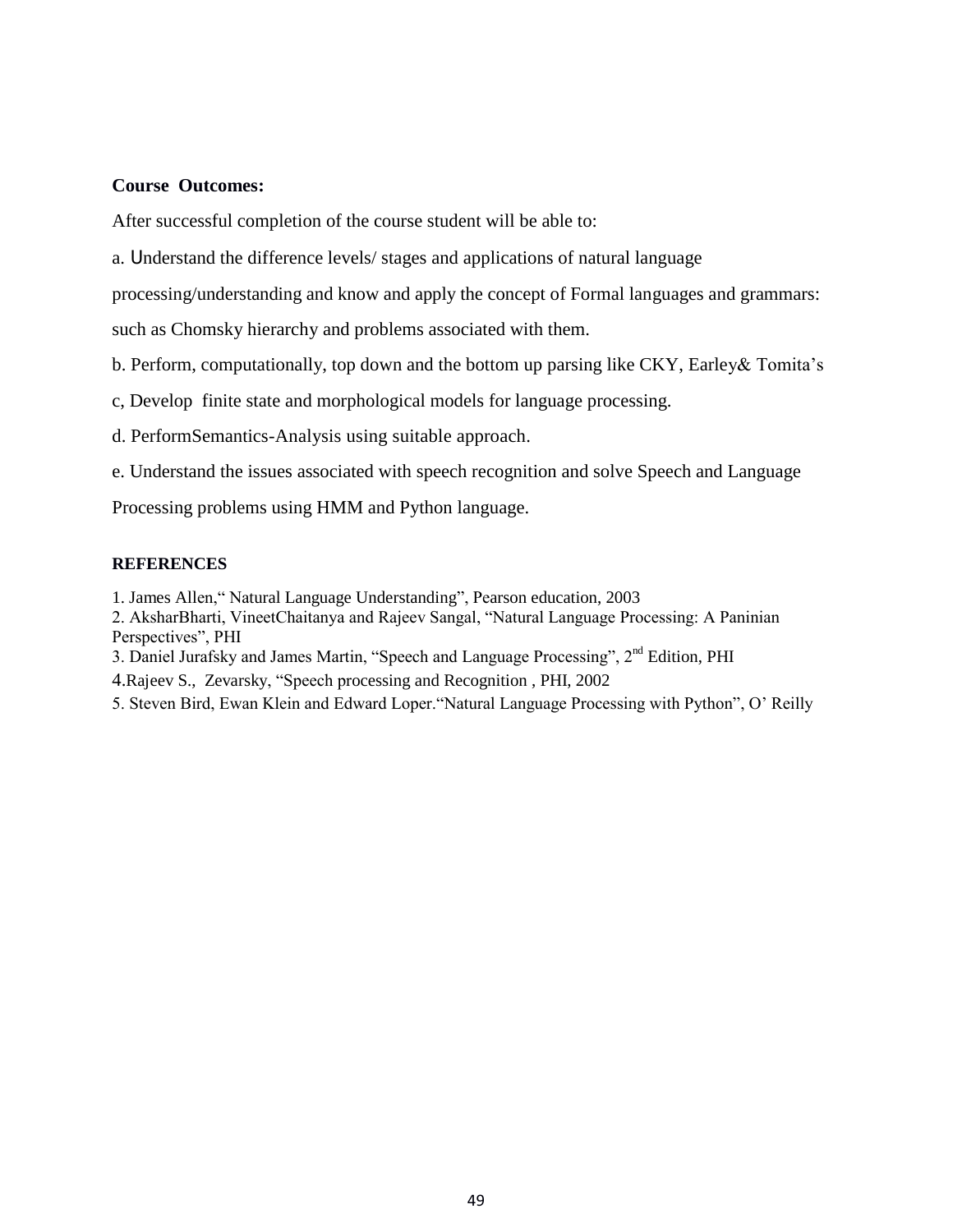**Course Outcomes:**

After successful completion of the course student will be able to:

a. Understand the difference levels/ stages and applications of natural language processing/understanding and know and apply the concept of Formal languages and grammars: such as Chomsky hierarchy and problems associated with them.

b. Perform, computationally, top down and the bottom up parsing like CKY, Earley& Tomita's

c, Develop finite state and morphological models for language processing.

d. PerformSemantics-Analysis using suitable approach.

e. Understand the issues associated with speech recognition and solve Speech and Language Processing problems using HMM and Python language.

**REFERENCES**

1. James Allen," Natural Language Understanding", Pearson education, 2003
2. AksharBharti, VineetChaitanya and Rajeev Sangal, "Natural Language Processing: A Paninian Perspectives", PHI
3. Daniel Jurafsky and James Martin, "Speech and Language Processing", 2nd Edition, PHI
4. Rajeev S., Zevarsky, "Speech processing and Recognition , PHI, 2002
5. Steven Bird, Ewan Klein and Edward Loper."Natural Language Processing with Python", O' Reilly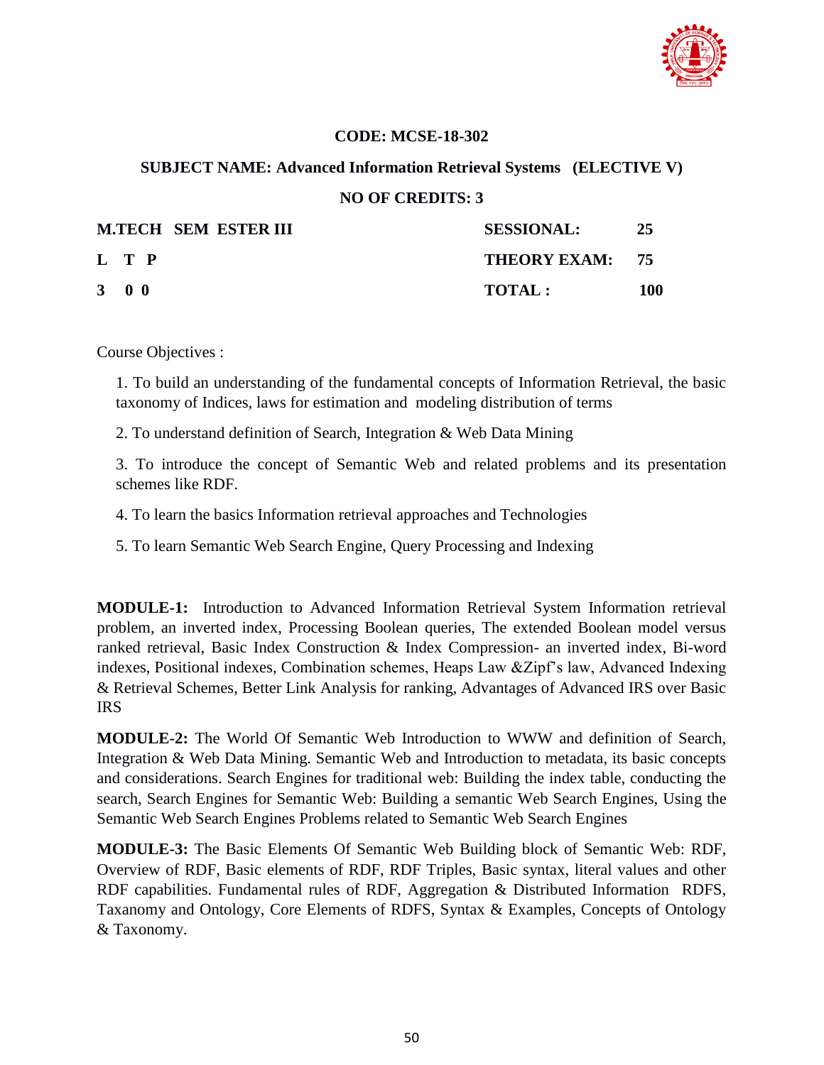**CODE: MCSE-18-302**

**SUBJECT NAME: Advanced Information Retrieval Systems (ELECTIVE V)**

**NO OF CREDITS: 3**

| | |
|---|---|
| **M.TECH SEM ESTER III** | **SESSIONAL: 25** |
| **L T P** | **THEORY EXAM: 75** |
| **3 0 0** | **TOTAL : 100** |

Course Objectives :

1. To build an understanding of the fundamental concepts of Information Retrieval, the basic taxonomy of Indices, laws for estimation and modeling distribution of terms

2. To understand definition of Search, Integration & Web Data Mining

3. To introduce the concept of Semantic Web and related problems and its presentation schemes like RDF.

4. To learn the basics Information retrieval approaches and Technologies

5. To learn Semantic Web Search Engine, Query Processing and Indexing

**MODULE-1:** Introduction to Advanced Information Retrieval System Information retrieval problem, an inverted index, Processing Boolean queries, The extended Boolean model versus ranked retrieval, Basic Index Construction & Index Compression- an inverted index, Bi-word indexes, Positional indexes, Combination schemes, Heaps Law &Zipf's law, Advanced Indexing & Retrieval Schemes, Better Link Analysis for ranking, Advantages of Advanced IRS over Basic IRS

**MODULE-2:** The World Of Semantic Web Introduction to WWW and definition of Search, Integration & Web Data Mining. Semantic Web and Introduction to metadata, its basic concepts and considerations. Search Engines for traditional web: Building the index table, conducting the search, Search Engines for Semantic Web: Building a semantic Web Search Engines, Using the Semantic Web Search Engines Problems related to Semantic Web Search Engines

**MODULE-3:** The Basic Elements Of Semantic Web Building block of Semantic Web: RDF, Overview of RDF, Basic elements of RDF, RDF Triples, Basic syntax, literal values and other RDF capabilities. Fundamental rules of RDF, Aggregation & Distributed Information RDFS, Taxanomy and Ontology, Core Elements of RDFS, Syntax & Examples, Concepts of Ontology & Taxonomy.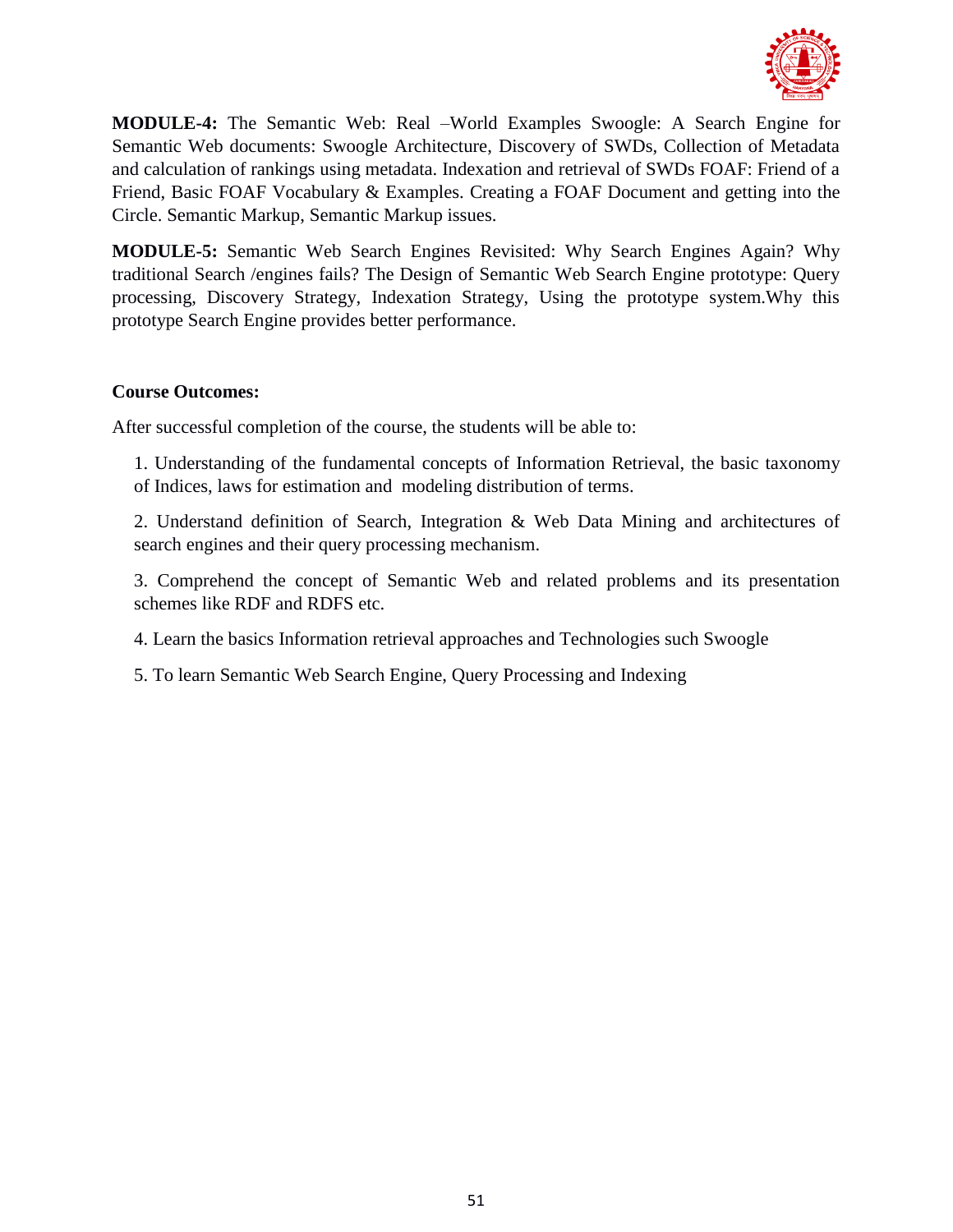**MODULE-4:** The Semantic Web: Real –World Examples Swoogle: A Search Engine for Semantic Web documents: Swoogle Architecture, Discovery of SWDs, Collection of Metadata and calculation of rankings using metadata. Indexation and retrieval of SWDs FOAF: Friend of a Friend, Basic FOAF Vocabulary & Examples. Creating a FOAF Document and getting into the Circle. Semantic Markup, Semantic Markup issues.

**MODULE-5:** Semantic Web Search Engines Revisited: Why Search Engines Again? Why traditional Search /engines fails? The Design of Semantic Web Search Engine prototype: Query processing, Discovery Strategy, Indexation Strategy, Using the prototype system.Why this prototype Search Engine provides better performance.

**Course Outcomes:**

After successful completion of the course, the students will be able to:

1. Understanding of the fundamental concepts of Information Retrieval, the basic taxonomy of Indices, laws for estimation and modeling distribution of terms.

2. Understand definition of Search, Integration & Web Data Mining and architectures of search engines and their query processing mechanism.

3. Comprehend the concept of Semantic Web and related problems and its presentation schemes like RDF and RDFS etc.

4. Learn the basics Information retrieval approaches and Technologies such Swoogle

5. To learn Semantic Web Search Engine, Query Processing and Indexing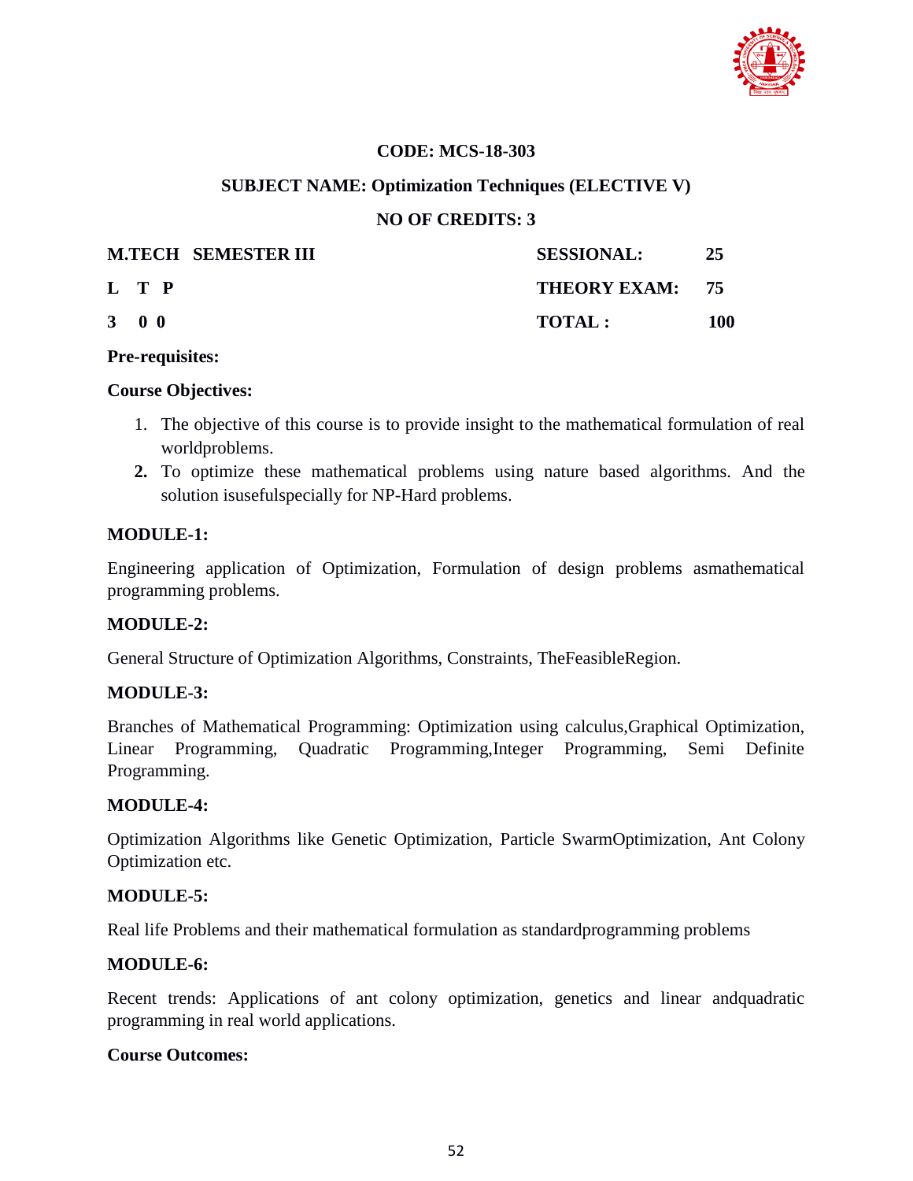**CODE: MCS-18-303**

**SUBJECT NAME: Optimization Techniques (ELECTIVE V)**

**NO OF CREDITS: 3**

| **M.TECH SEMESTER III** | **SESSIONAL:** | **25** |
|---|---|---|
| **L T P** | **THEORY EXAM:** | **75** |
| **3 0 0** | **TOTAL :** | **100** |

**Pre-requisites:**

**Course Objectives:**

1. The objective of this course is to provide insight to the mathematical formulation of real worldproblems.
2. To optimize these mathematical problems using nature based algorithms. And the solution isusefulspecially for NP-Hard problems.

**MODULE-1:**

Engineering application of Optimization, Formulation of design problems asmathematical programming problems.

**MODULE-2:**

General Structure of Optimization Algorithms, Constraints, TheFeasibleRegion.

**MODULE-3:**

Branches of Mathematical Programming: Optimization using calculus,Graphical Optimization, Linear Programming, Quadratic Programming,Integer Programming, Semi Definite Programming.

**MODULE-4:**

Optimization Algorithms like Genetic Optimization, Particle SwarmOptimization, Ant Colony Optimization etc.

**MODULE-5:**

Real life Problems and their mathematical formulation as standardprogramming problems

**MODULE-6:**

Recent trends: Applications of ant colony optimization, genetics and linear andquadratic programming in real world applications.

**Course Outcomes:**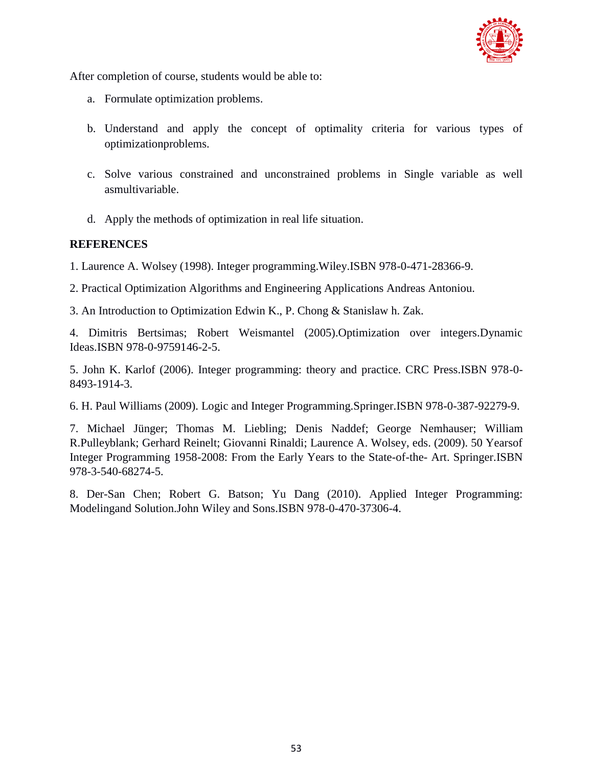After completion of course, students would be able to:

a. Formulate optimization problems.

b. Understand and apply the concept of optimality criteria for various types of optimizationproblems.

c. Solve various constrained and unconstrained problems in Single variable as well asmultivariable.

d. Apply the methods of optimization in real life situation.

**REFERENCES**

1. Laurence A. Wolsey (1998). Integer programming.Wiley.ISBN 978-0-471-28366-9.

2. Practical Optimization Algorithms and Engineering Applications Andreas Antoniou.

3. An Introduction to Optimization Edwin K., P. Chong & Stanislaw h. Zak.

4. Dimitris Bertsimas; Robert Weismantel (2005).Optimization over integers.Dynamic Ideas.ISBN 978-0-9759146-2-5.

5. John K. Karlof (2006). Integer programming: theory and practice. CRC Press.ISBN 978-0-8493-1914-3.

6. H. Paul Williams (2009). Logic and Integer Programming.Springer.ISBN 978-0-387-92279-9.

7. Michael Jünger; Thomas M. Liebling; Denis Naddef; George Nemhauser; William R.Pulleyblank; Gerhard Reinelt; Giovanni Rinaldi; Laurence A. Wolsey, eds. (2009). 50 Yearsof Integer Programming 1958-2008: From the Early Years to the State-of-the- Art. Springer.ISBN 978-3-540-68274-5.

8. Der-San Chen; Robert G. Batson; Yu Dang (2010). Applied Integer Programming: Modelingand Solution.John Wiley and Sons.ISBN 978-0-470-37306-4.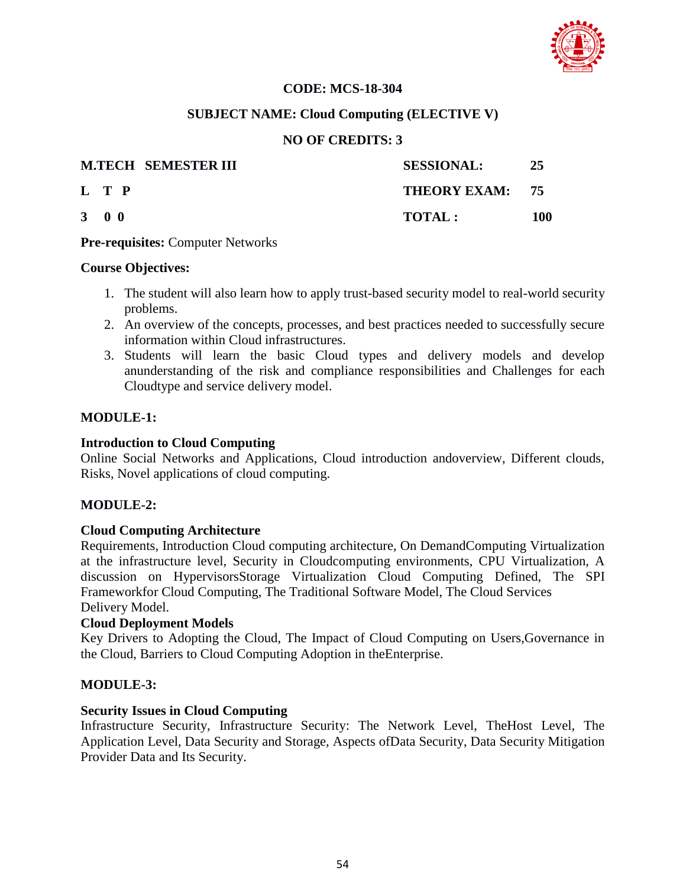**CODE: MCS-18-304**

**SUBJECT NAME: Cloud Computing (ELECTIVE V)**

**NO OF CREDITS: 3**

| **M.TECH SEMESTER III** | **SESSIONAL:** | **25** |
|---|---|---|
| **L T P** | **THEORY EXAM:** | **75** |
| **3 0 0** | **TOTAL :** | **100** |

**Pre-requisites:** Computer Networks

**Course Objectives:**

1. The student will also learn how to apply trust-based security model to real-world security problems.
2. An overview of the concepts, processes, and best practices needed to successfully secure information within Cloud infrastructures.
3. Students will learn the basic Cloud types and delivery models and develop anunderstanding of the risk and compliance responsibilities and Challenges for each Cloudtype and service delivery model.

**MODULE-1:**

**Introduction to Cloud Computing**

Online Social Networks and Applications, Cloud introduction andoverview, Different clouds, Risks, Novel applications of cloud computing.

**MODULE-2:**

**Cloud Computing Architecture**

Requirements, Introduction Cloud computing architecture, On DemandComputing Virtualization at the infrastructure level, Security in Cloudcomputing environments, CPU Virtualization, A discussion on HypervisorsStorage Virtualization Cloud Computing Defined, The SPI Frameworkfor Cloud Computing, The Traditional Software Model, The Cloud Services Delivery Model.

**Cloud Deployment Models**

Key Drivers to Adopting the Cloud, The Impact of Cloud Computing on Users,Governance in the Cloud, Barriers to Cloud Computing Adoption in theEnterprise.

**MODULE-3:**

**Security Issues in Cloud Computing**

Infrastructure Security, Infrastructure Security: The Network Level, TheHost Level, The Application Level, Data Security and Storage, Aspects ofData Security, Data Security Mitigation Provider Data and Its Security.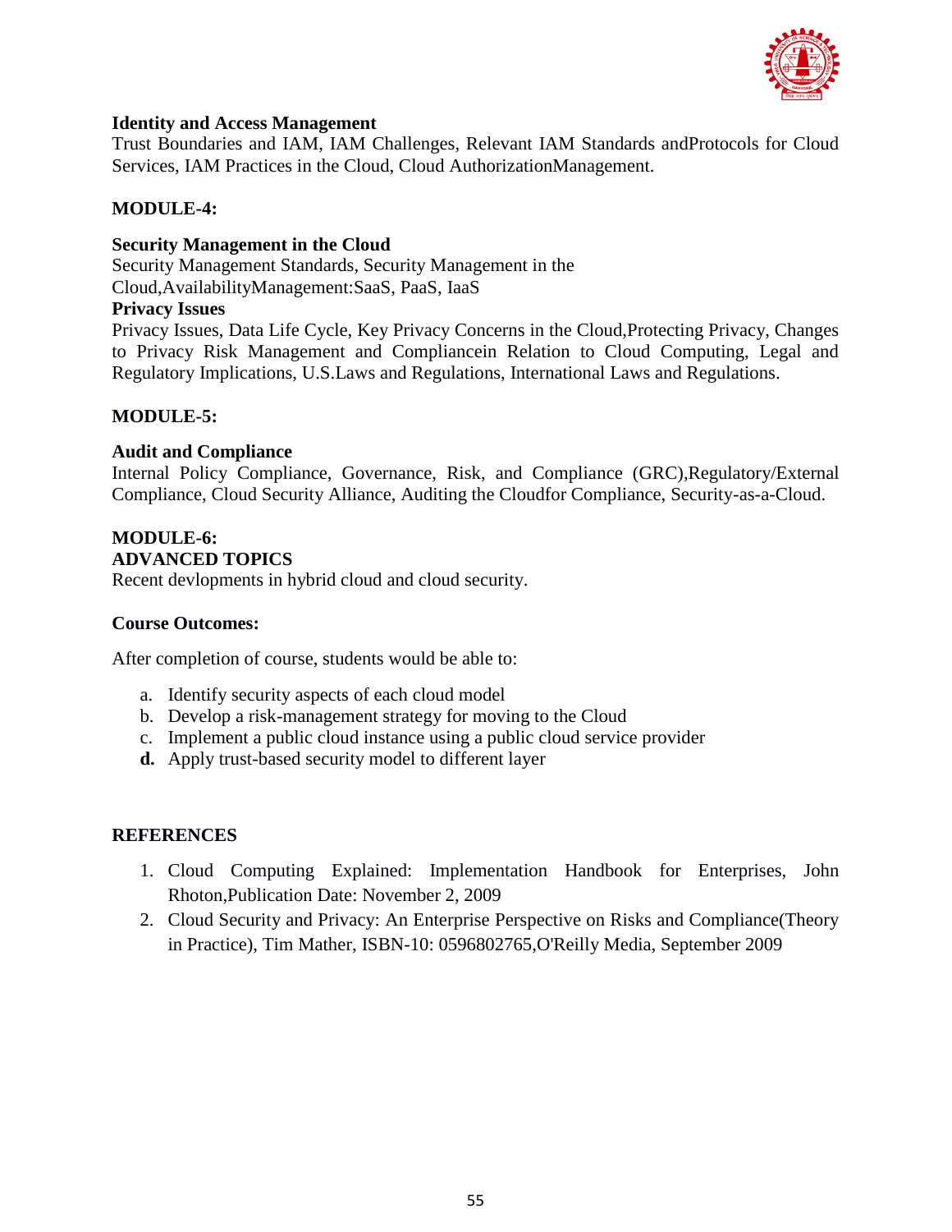**Identity and Access Management**

Trust Boundaries and IAM, IAM Challenges, Relevant IAM Standards andProtocols for Cloud Services, IAM Practices in the Cloud, Cloud AuthorizationManagement.

**MODULE-4:**

**Security Management in the Cloud**

Security Management Standards, Security Management in the Cloud,AvailabilityManagement:SaaS, PaaS, IaaS

**Privacy Issues**

Privacy Issues, Data Life Cycle, Key Privacy Concerns in the Cloud,Protecting Privacy, Changes to Privacy Risk Management and Compliancein Relation to Cloud Computing, Legal and Regulatory Implications, U.S.Laws and Regulations, International Laws and Regulations.

**MODULE-5:**

**Audit and Compliance**

Internal Policy Compliance, Governance, Risk, and Compliance (GRC),Regulatory/External Compliance, Cloud Security Alliance, Auditing the Cloudfor Compliance, Security-as-a-Cloud.

**MODULE-6:**

**ADVANCED TOPICS**

Recent devlopments in hybrid cloud and cloud security.

**Course Outcomes:**

After completion of course, students would be able to:

a. Identify security aspects of each cloud model
b. Develop a risk-management strategy for moving to the Cloud
c. Implement a public cloud instance using a public cloud service provider
**d.** Apply trust-based security model to different layer

**REFERENCES**

1. Cloud Computing Explained: Implementation Handbook for Enterprises, John Rhoton,Publication Date: November 2, 2009
2. Cloud Security and Privacy: An Enterprise Perspective on Risks and Compliance(Theory in Practice), Tim Mather, ISBN-10: 0596802765,O'Reilly Media, September 2009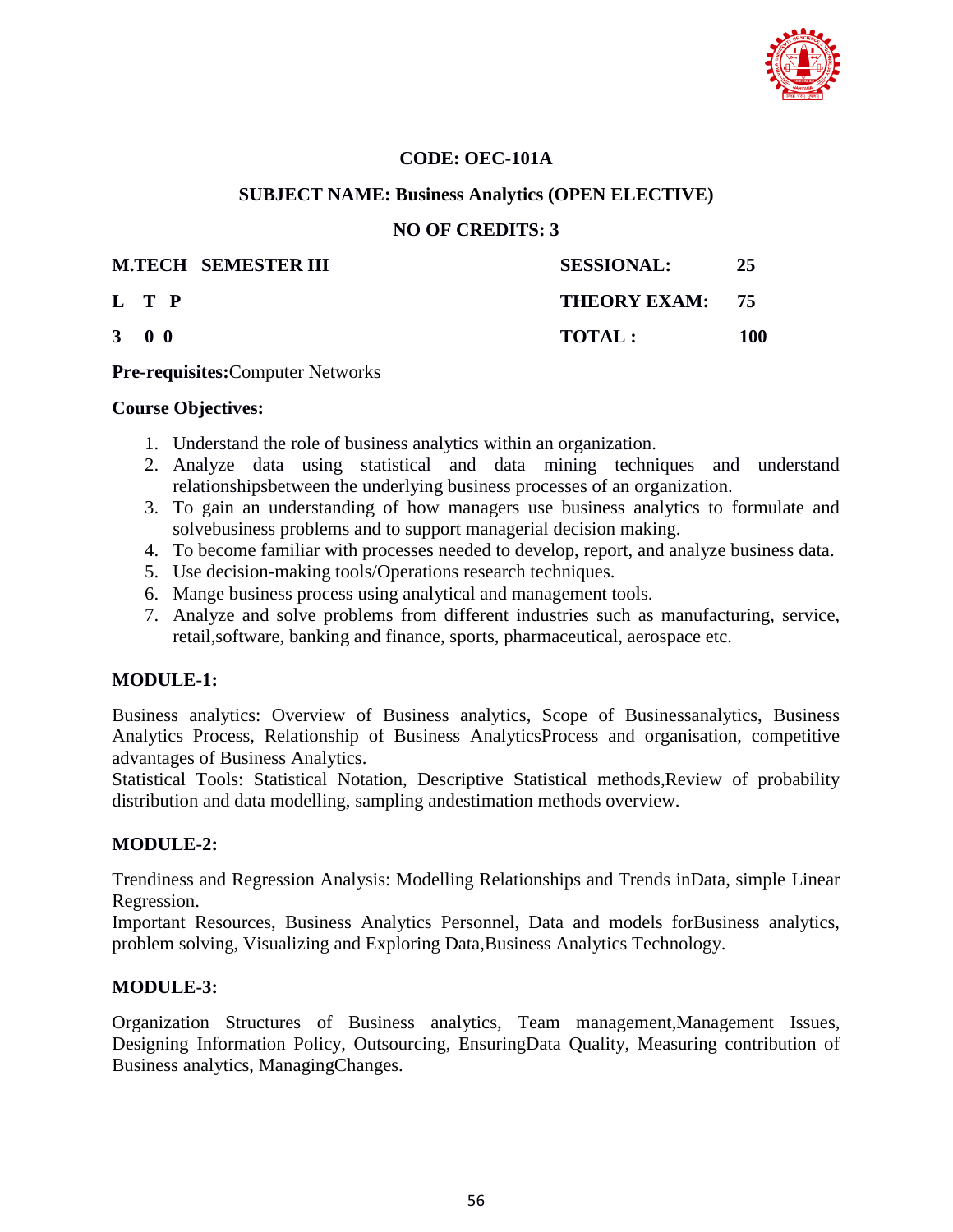**CODE: OEC-101A**

**SUBJECT NAME: Business Analytics (OPEN ELECTIVE)**

**NO OF CREDITS: 3**

| **M.TECH SEMESTER III** | **SESSIONAL:** | **25** |
|---|---|---|
| **L T P** | **THEORY EXAM:** | **75** |
| **3 0 0** | **TOTAL :** | **100** |

**Pre-requisites:**Computer Networks

**Course Objectives:**

1. Understand the role of business analytics within an organization.
2. Analyze data using statistical and data mining techniques and understand relationshipsbetween the underlying business processes of an organization.
3. To gain an understanding of how managers use business analytics to formulate and solvebusiness problems and to support managerial decision making.
4. To become familiar with processes needed to develop, report, and analyze business data.
5. Use decision-making tools/Operations research techniques.
6. Mange business process using analytical and management tools.
7. Analyze and solve problems from different industries such as manufacturing, service, retail,software, banking and finance, sports, pharmaceutical, aerospace etc.

**MODULE-1:**

Business analytics: Overview of Business analytics, Scope of Businessanalytics, Business Analytics Process, Relationship of Business AnalyticsProcess and organisation, competitive advantages of Business Analytics.
Statistical Tools: Statistical Notation, Descriptive Statistical methods,Review of probability distribution and data modelling, sampling andestimation methods overview.

**MODULE-2:**

Trendiness and Regression Analysis: Modelling Relationships and Trends inData, simple Linear Regression.
Important Resources, Business Analytics Personnel, Data and models forBusiness analytics, problem solving, Visualizing and Exploring Data,Business Analytics Technology.

**MODULE-3:**

Organization Structures of Business analytics, Team management,Management Issues, Designing Information Policy, Outsourcing, EnsuringData Quality, Measuring contribution of Business analytics, ManagingChanges.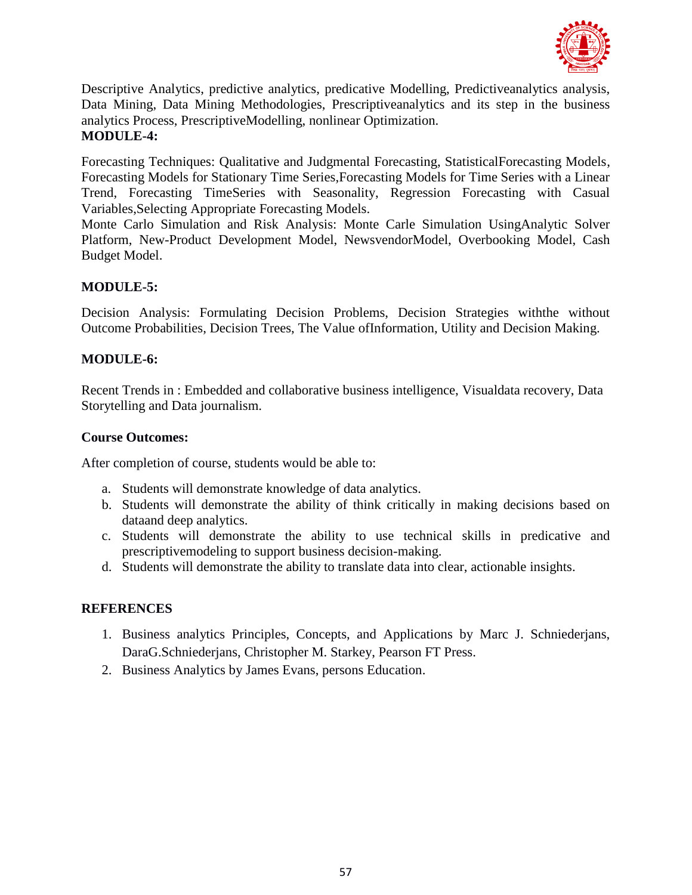Descriptive Analytics, predictive analytics, predicative Modelling, Predictiveanalytics analysis, Data Mining, Data Mining Methodologies, Prescriptiveanalytics and its step in the business analytics Process, PrescriptiveModelling, nonlinear Optimization.

**MODULE-4:**

Forecasting Techniques: Qualitative and Judgmental Forecasting, StatisticalForecasting Models, Forecasting Models for Stationary Time Series,Forecasting Models for Time Series with a Linear Trend, Forecasting TimeSeries with Seasonality, Regression Forecasting with Casual Variables,Selecting Appropriate Forecasting Models.

Monte Carlo Simulation and Risk Analysis: Monte Carle Simulation UsingAnalytic Solver Platform, New-Product Development Model, NewsvendorModel, Overbooking Model, Cash Budget Model.

**MODULE-5:**

Decision Analysis: Formulating Decision Problems, Decision Strategies withthe without Outcome Probabilities, Decision Trees, The Value ofInformation, Utility and Decision Making.

**MODULE-6:**

Recent Trends in : Embedded and collaborative business intelligence, Visualdata recovery, Data Storytelling and Data journalism.

**Course Outcomes:**

After completion of course, students would be able to:

a. Students will demonstrate knowledge of data analytics.
b. Students will demonstrate the ability of think critically in making decisions based on dataand deep analytics.
c. Students will demonstrate the ability to use technical skills in predicative and prescriptivemodeling to support business decision-making.
d. Students will demonstrate the ability to translate data into clear, actionable insights.

**REFERENCES**

1. Business analytics Principles, Concepts, and Applications by Marc J. Schniederjans, DaraG.Schniederjans, Christopher M. Starkey, Pearson FT Press.
2. Business Analytics by James Evans, persons Education.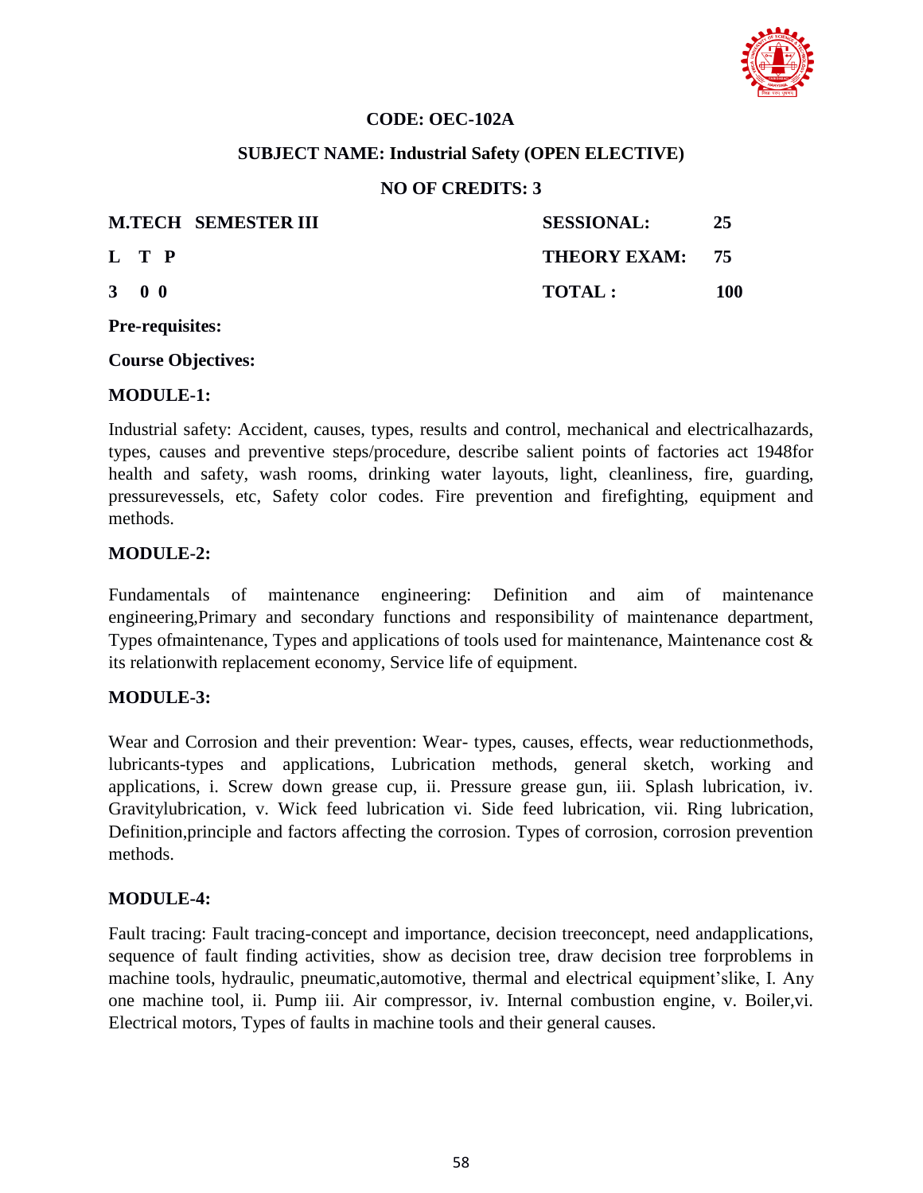**CODE: OEC-102A**

**SUBJECT NAME: Industrial Safety (OPEN ELECTIVE)**

**NO OF CREDITS: 3**

| **M.TECH SEMESTER III** | **SESSIONAL:** | **25** |
|---|---|---|
| **L T P** | **THEORY EXAM:** | **75** |
| **3 0 0** | **TOTAL :** | **100** |

**Pre-requisites:**

**Course Objectives:**

**MODULE-1:**

Industrial safety: Accident, causes, types, results and control, mechanical and electricalhazards, types, causes and preventive steps/procedure, describe salient points of factories act 1948for health and safety, wash rooms, drinking water layouts, light, cleanliness, fire, guarding, pressurevessels, etc, Safety color codes. Fire prevention and firefighting, equipment and methods.

**MODULE-2:**

Fundamentals of maintenance engineering: Definition and aim of maintenance engineering,Primary and secondary functions and responsibility of maintenance department, Types ofmaintenance, Types and applications of tools used for maintenance, Maintenance cost & its relationwith replacement economy, Service life of equipment.

**MODULE-3:**

Wear and Corrosion and their prevention: Wear- types, causes, effects, wear reductionmethods, lubricants-types and applications, Lubrication methods, general sketch, working and applications, i. Screw down grease cup, ii. Pressure grease gun, iii. Splash lubrication, iv. Gravitylubrication, v. Wick feed lubrication vi. Side feed lubrication, vii. Ring lubrication, Definition,principle and factors affecting the corrosion. Types of corrosion, corrosion prevention methods.

**MODULE-4:**

Fault tracing: Fault tracing-concept and importance, decision treeconcept, need andapplications, sequence of fault finding activities, show as decision tree, draw decision tree forproblems in machine tools, hydraulic, pneumatic,automotive, thermal and electrical equipment'slike, I. Any one machine tool, ii. Pump iii. Air compressor, iv. Internal combustion engine, v. Boiler,vi. Electrical motors, Types of faults in machine tools and their general causes.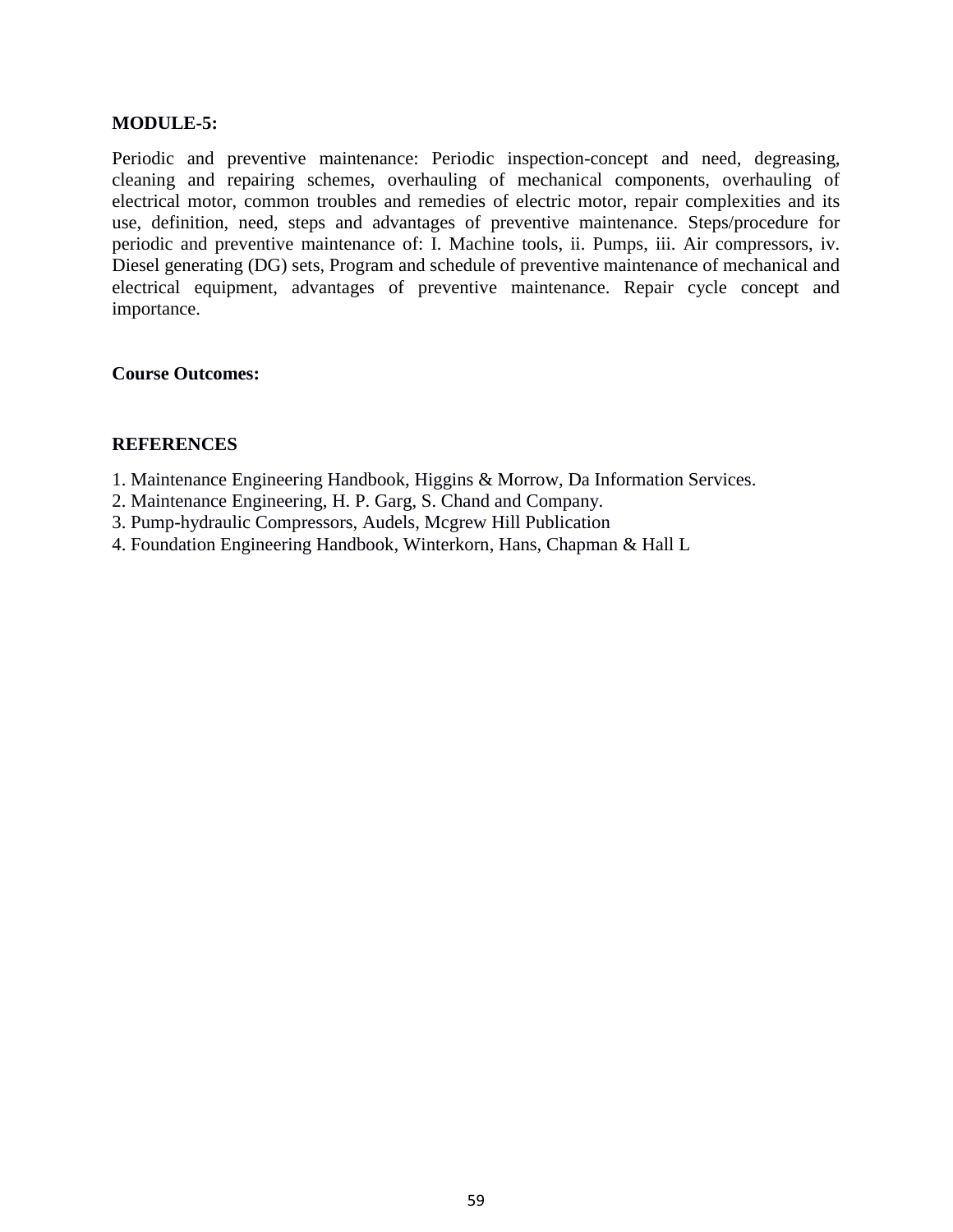**MODULE-5:**

Periodic and preventive maintenance: Periodic inspection-concept and need, degreasing, cleaning and repairing schemes, overhauling of mechanical components, overhauling of electrical motor, common troubles and remedies of electric motor, repair complexities and its use, definition, need, steps and advantages of preventive maintenance. Steps/procedure for periodic and preventive maintenance of: I. Machine tools, ii. Pumps, iii. Air compressors, iv. Diesel generating (DG) sets, Program and schedule of preventive maintenance of mechanical and electrical equipment, advantages of preventive maintenance. Repair cycle concept and importance.

**Course Outcomes:**

**REFERENCES**

1. Maintenance Engineering Handbook, Higgins & Morrow, Da Information Services.
2. Maintenance Engineering, H. P. Garg, S. Chand and Company.
3. Pump-hydraulic Compressors, Audels, Mcgrew Hill Publication
4. Foundation Engineering Handbook, Winterkorn, Hans, Chapman & Hall L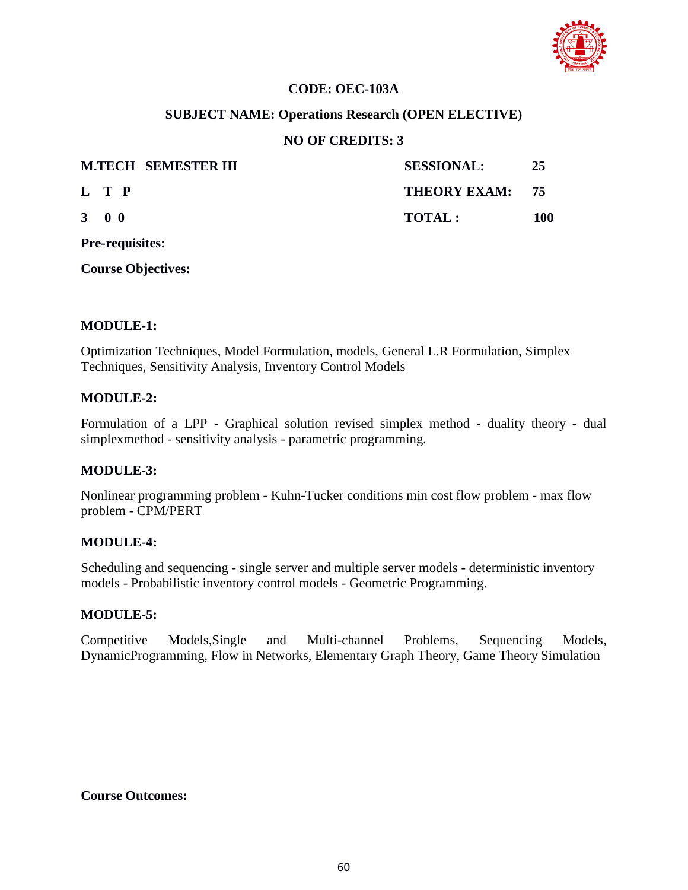**CODE: OEC-103A**

**SUBJECT NAME: Operations Research (OPEN ELECTIVE)**

**NO OF CREDITS: 3**

| **M.TECH SEMESTER III** | **SESSIONAL:** | **25** |
|---|---|---|
| **L T P** | **THEORY EXAM:** | **75** |
| **3 0 0** | **TOTAL :** | **100** |

**Pre-requisites:**

**Course Objectives:**

**MODULE-1:**

Optimization Techniques, Model Formulation, models, General L.R Formulation, Simplex Techniques, Sensitivity Analysis, Inventory Control Models

**MODULE-2:**

Formulation of a LPP - Graphical solution revised simplex method - duality theory - dual simplexmethod - sensitivity analysis - parametric programming.

**MODULE-3:**

Nonlinear programming problem - Kuhn-Tucker conditions min cost flow problem - max flow problem - CPM/PERT

**MODULE-4:**

Scheduling and sequencing - single server and multiple server models - deterministic inventory models - Probabilistic inventory control models - Geometric Programming.

**MODULE-5:**

Competitive Models,Single and Multi-channel Problems, Sequencing Models, DynamicProgramming, Flow in Networks, Elementary Graph Theory, Game Theory Simulation

**Course Outcomes:**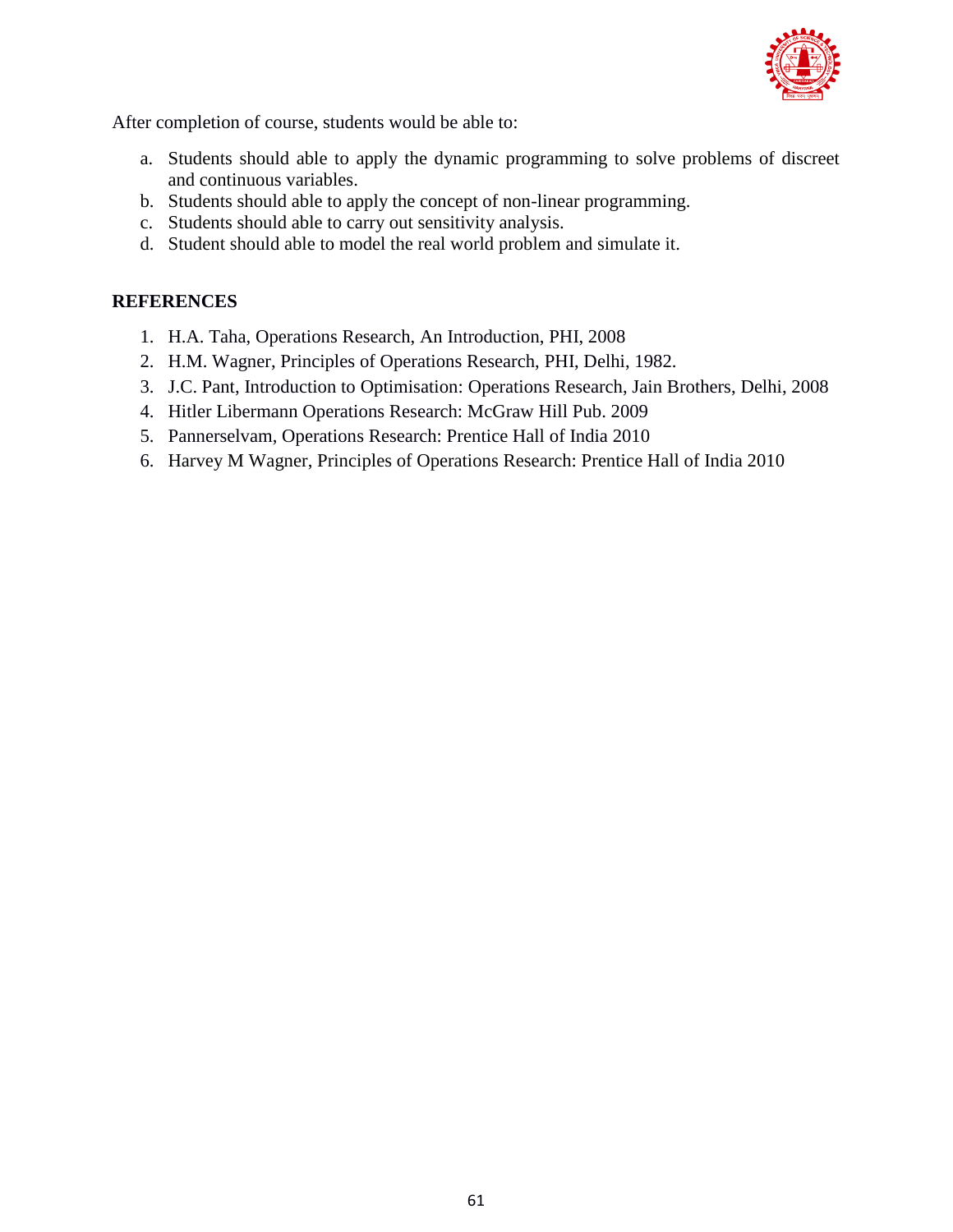After completion of course, students would be able to:

a. Students should able to apply the dynamic programming to solve problems of discreet and continuous variables.
b. Students should able to apply the concept of non-linear programming.
c. Students should able to carry out sensitivity analysis.
d. Student should able to model the real world problem and simulate it.

## REFERENCES

1. H.A. Taha, Operations Research, An Introduction, PHI, 2008
2. H.M. Wagner, Principles of Operations Research, PHI, Delhi, 1982.
3. J.C. Pant, Introduction to Optimisation: Operations Research, Jain Brothers, Delhi, 2008
4. Hitler Libermann Operations Research: McGraw Hill Pub. 2009
5. Pannerselvam, Operations Research: Prentice Hall of India 2010
6. Harvey M Wagner, Principles of Operations Research: Prentice Hall of India 2010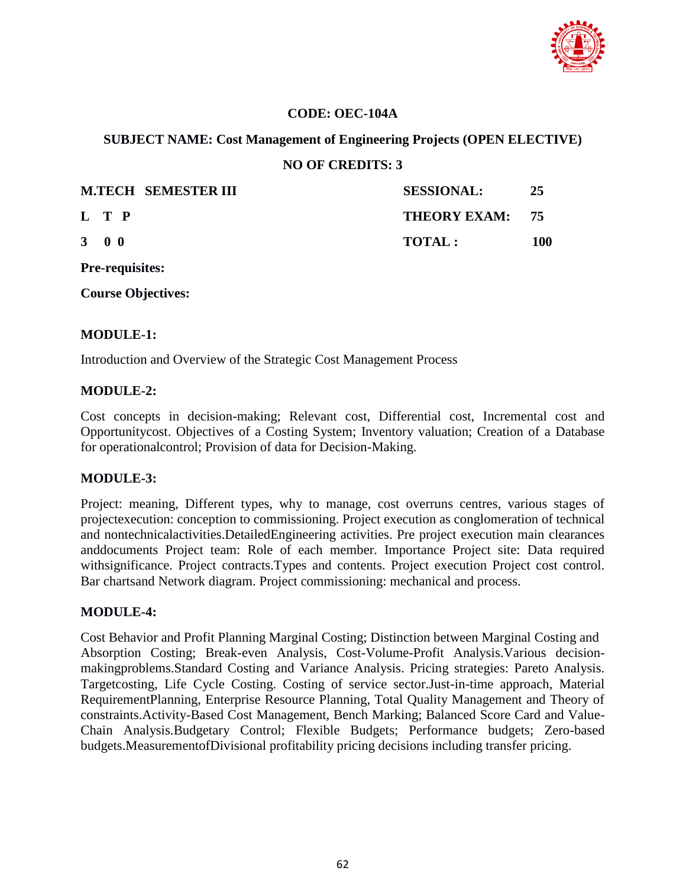**CODE: OEC-104A**

**SUBJECT NAME: Cost Management of Engineering Projects (OPEN ELECTIVE)**

**NO OF CREDITS: 3**

| **M.TECH SEMESTER III** | **SESSIONAL:** | **25** |
|---|---|---|
| **L T P** | **THEORY EXAM:** | **75** |
| **3 0 0** | **TOTAL :** | **100** |

**Pre-requisites:**

**Course Objectives:**

**MODULE-1:**

Introduction and Overview of the Strategic Cost Management Process

**MODULE-2:**

Cost concepts in decision-making; Relevant cost, Differential cost, Incremental cost and Opportunitycost. Objectives of a Costing System; Inventory valuation; Creation of a Database for operationalcontrol; Provision of data for Decision-Making.

**MODULE-3:**

Project: meaning, Different types, why to manage, cost overruns centres, various stages of projectexecution: conception to commissioning. Project execution as conglomeration of technical and nontechnicalactivities.DetailedEngineering activities. Pre project execution main clearances anddocuments Project team: Role of each member. Importance Project site: Data required withsignificance. Project contracts.Types and contents. Project execution Project cost control. Bar chartsand Network diagram. Project commissioning: mechanical and process.

**MODULE-4:**

Cost Behavior and Profit Planning Marginal Costing; Distinction between Marginal Costing and Absorption Costing; Break-even Analysis, Cost-Volume-Profit Analysis.Various decision-makingproblems.Standard Costing and Variance Analysis. Pricing strategies: Pareto Analysis. Targetcosting, Life Cycle Costing. Costing of service sector.Just-in-time approach, Material RequirementPlanning, Enterprise Resource Planning, Total Quality Management and Theory of constraints.Activity-Based Cost Management, Bench Marking; Balanced Score Card and Value-Chain Analysis.Budgetary Control; Flexible Budgets; Performance budgets; Zero-based budgets.MeasurementofDivisional profitability pricing decisions including transfer pricing.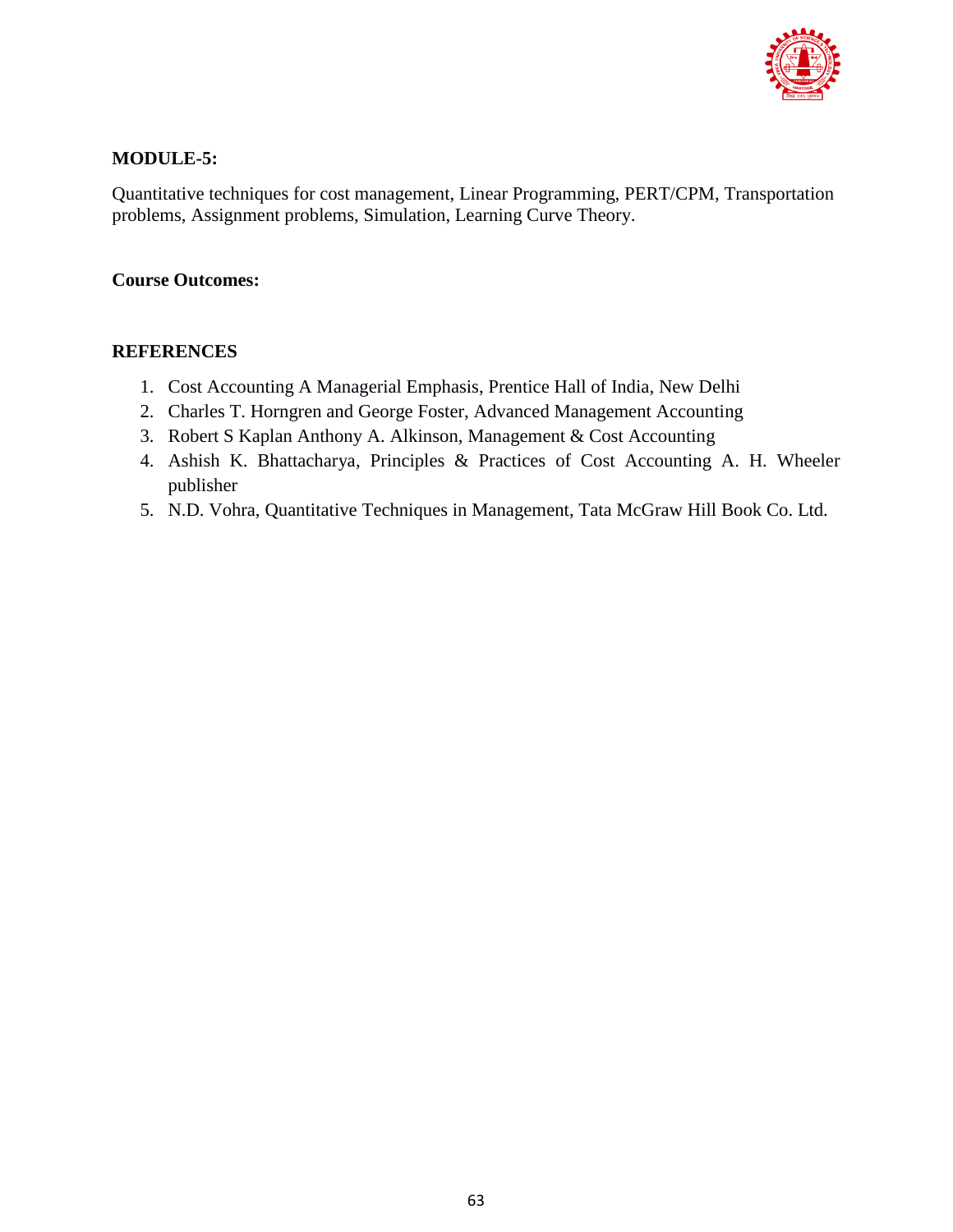**MODULE-5:**

Quantitative techniques for cost management, Linear Programming, PERT/CPM, Transportation problems, Assignment problems, Simulation, Learning Curve Theory.

**Course Outcomes:**

**REFERENCES**

1. Cost Accounting A Managerial Emphasis, Prentice Hall of India, New Delhi
2. Charles T. Horngren and George Foster, Advanced Management Accounting
3. Robert S Kaplan Anthony A. Alkinson, Management & Cost Accounting
4. Ashish K. Bhattacharya, Principles & Practices of Cost Accounting A. H. Wheeler publisher
5. N.D. Vohra, Quantitative Techniques in Management, Tata McGraw Hill Book Co. Ltd.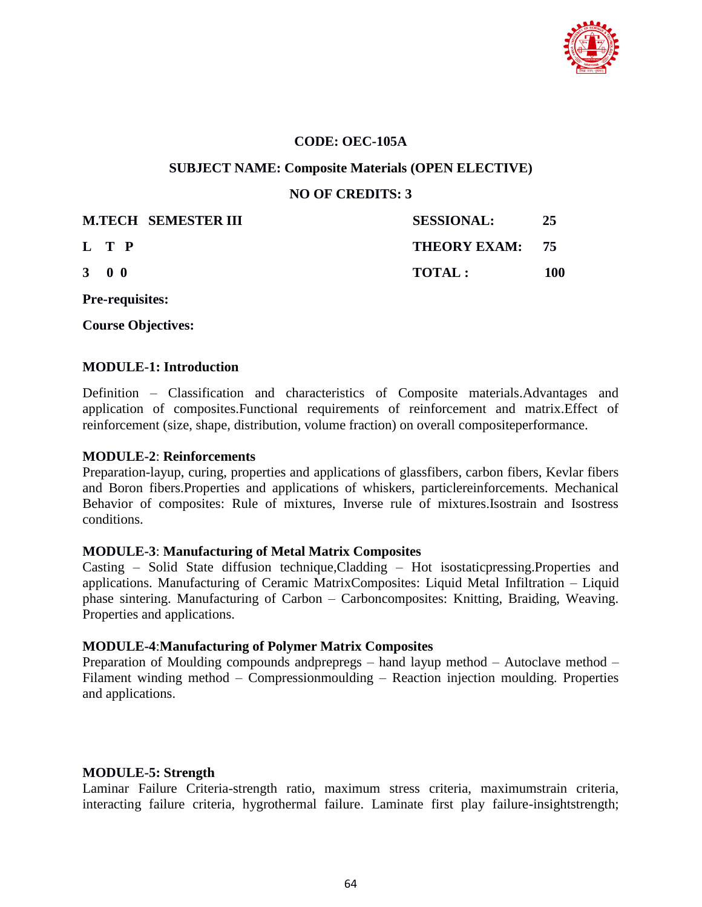**CODE: OEC-105A**

**SUBJECT NAME: Composite Materials (OPEN ELECTIVE)**

**NO OF CREDITS: 3**

| **M.TECH SEMESTER III** | **SESSIONAL:** | **25** |
|---|---|---|
| **L T P** | **THEORY EXAM:** | **75** |
| **3 0 0** | **TOTAL :** | **100** |

**Pre-requisites:**

**Course Objectives:**

**MODULE-1: Introduction**

Definition – Classification and characteristics of Composite materials.Advantages and application of composites.Functional requirements of reinforcement and matrix.Effect of reinforcement (size, shape, distribution, volume fraction) on overall compositeperformance.

**MODULE-2**: **Reinforcements**

Preparation-layup, curing, properties and applications of glassfibers, carbon fibers, Kevlar fibers and Boron fibers.Properties and applications of whiskers, particlereinforcements. Mechanical Behavior of composites: Rule of mixtures, Inverse rule of mixtures.Isostrain and Isostress conditions.

**MODULE-3**: **Manufacturing of Metal Matrix Composites**

Casting – Solid State diffusion technique,Cladding – Hot isostaticpressing.Properties and applications. Manufacturing of Ceramic MatrixComposites: Liquid Metal Infiltration – Liquid phase sintering. Manufacturing of Carbon – Carboncomposites: Knitting, Braiding, Weaving. Properties and applications.

**MODULE-4**:**Manufacturing of Polymer Matrix Composites**

Preparation of Moulding compounds andprepregs – hand layup method – Autoclave method – Filament winding method – Compressionmoulding – Reaction injection moulding. Properties and applications.

**MODULE-5: Strength**

Laminar Failure Criteria-strength ratio, maximum stress criteria, maximumstrain criteria, interacting failure criteria, hygrothermal failure. Laminate first play failure-insightstrength;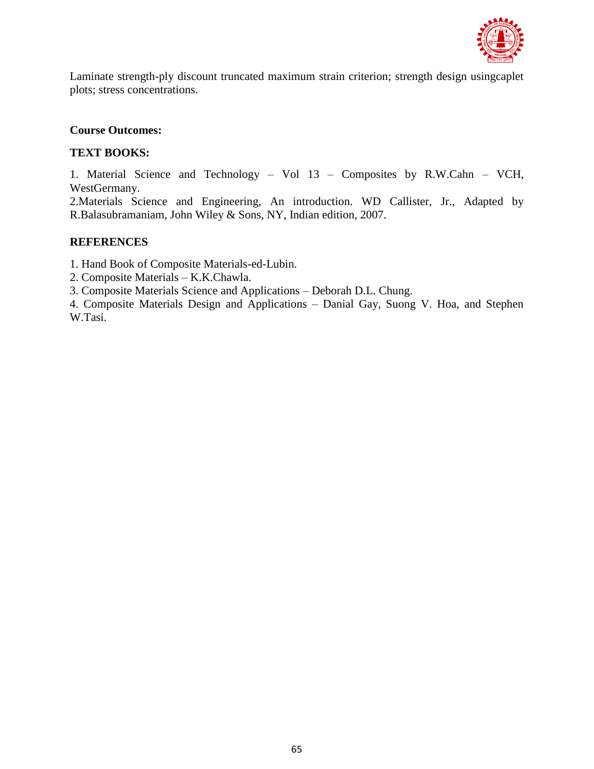Laminate strength-ply discount truncated maximum strain criterion; strength design usingcaplet plots; stress concentrations.

**Course Outcomes:**

**TEXT BOOKS:**

1. Material Science and Technology – Vol 13 – Composites by R.W.Cahn – VCH, WestGermany.
2. Materials Science and Engineering, An introduction. WD Callister, Jr., Adapted by R.Balasubramaniam, John Wiley & Sons, NY, Indian edition, 2007.

**REFERENCES**

1. Hand Book of Composite Materials-ed-Lubin.
2. Composite Materials – K.K.Chawla.
3. Composite Materials Science and Applications – Deborah D.L. Chung.
4. Composite Materials Design and Applications – Danial Gay, Suong V. Hoa, and Stephen W.Tasi.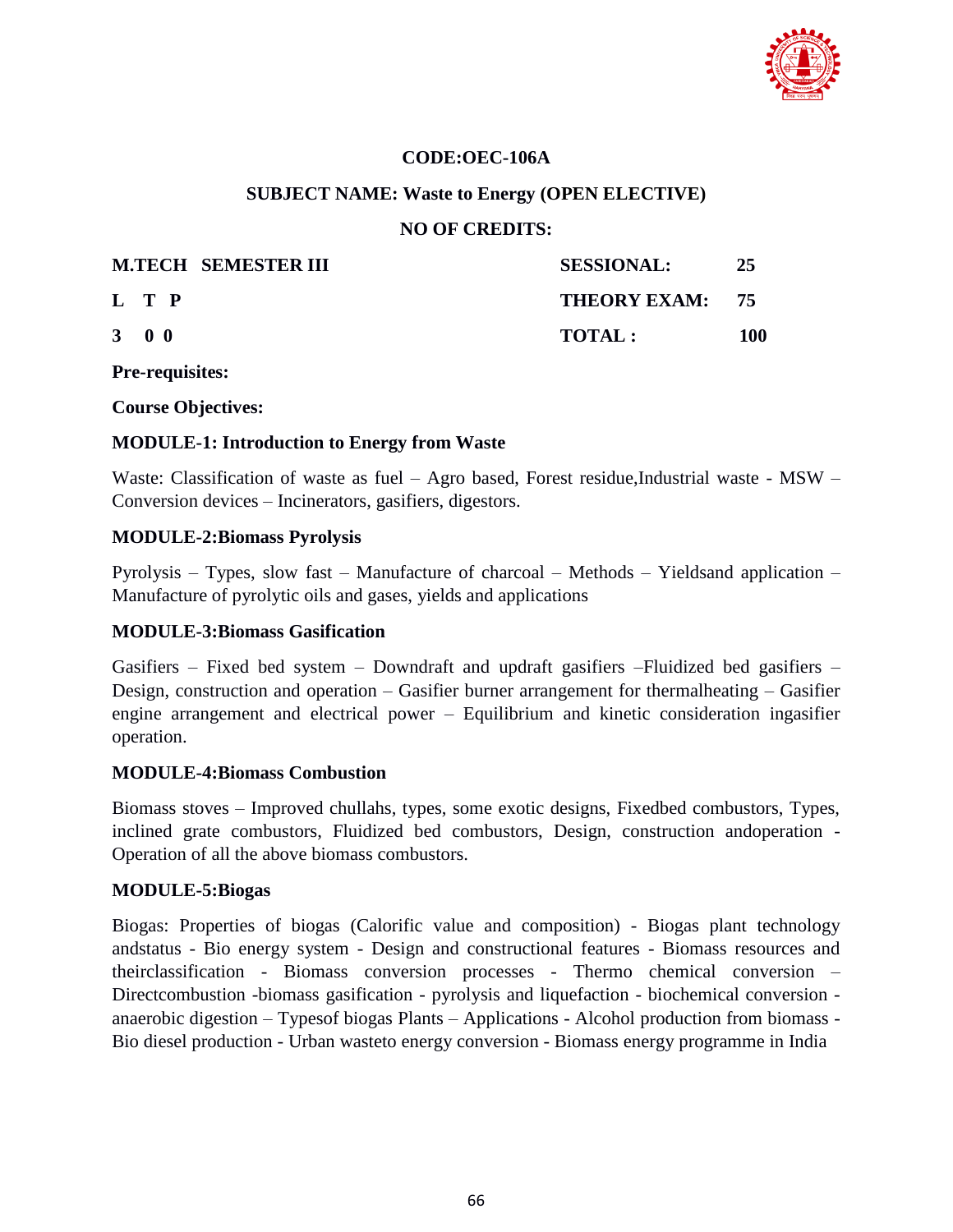**CODE:OEC-106A**

**SUBJECT NAME: Waste to Energy (OPEN ELECTIVE)**

**NO OF CREDITS:**

| **M.TECH SEMESTER III** | **SESSIONAL:** | **25** |
|---|---|---|
| **L T P** | **THEORY EXAM:** | **75** |
| **3 0 0** | **TOTAL :** | **100** |

**Pre-requisites:**

**Course Objectives:**

**MODULE-1: Introduction to Energy from Waste**

Waste: Classification of waste as fuel – Agro based, Forest residue,Industrial waste - MSW – Conversion devices – Incinerators, gasifiers, digestors.

**MODULE-2:Biomass Pyrolysis**

Pyrolysis – Types, slow fast – Manufacture of charcoal – Methods – Yieldsand application – Manufacture of pyrolytic oils and gases, yields and applications

**MODULE-3:Biomass Gasification**

Gasifiers – Fixed bed system – Downdraft and updraft gasifiers –Fluidized bed gasifiers – Design, construction and operation – Gasifier burner arrangement for thermalheating – Gasifier engine arrangement and electrical power – Equilibrium and kinetic consideration ingasifier operation.

**MODULE-4:Biomass Combustion**

Biomass stoves – Improved chullahs, types, some exotic designs, Fixedbed combustors, Types, inclined grate combustors, Fluidized bed combustors, Design, construction andoperation - Operation of all the above biomass combustors.

**MODULE-5:Biogas**

Biogas: Properties of biogas (Calorific value and composition) - Biogas plant technology andstatus - Bio energy system - Design and constructional features - Biomass resources and theirclassification - Biomass conversion processes - Thermo chemical conversion – Directcombustion -biomass gasification - pyrolysis and liquefaction - biochemical conversion - anaerobic digestion – Typesof biogas Plants – Applications - Alcohol production from biomass - Bio diesel production - Urban wasteto energy conversion - Biomass energy programme in India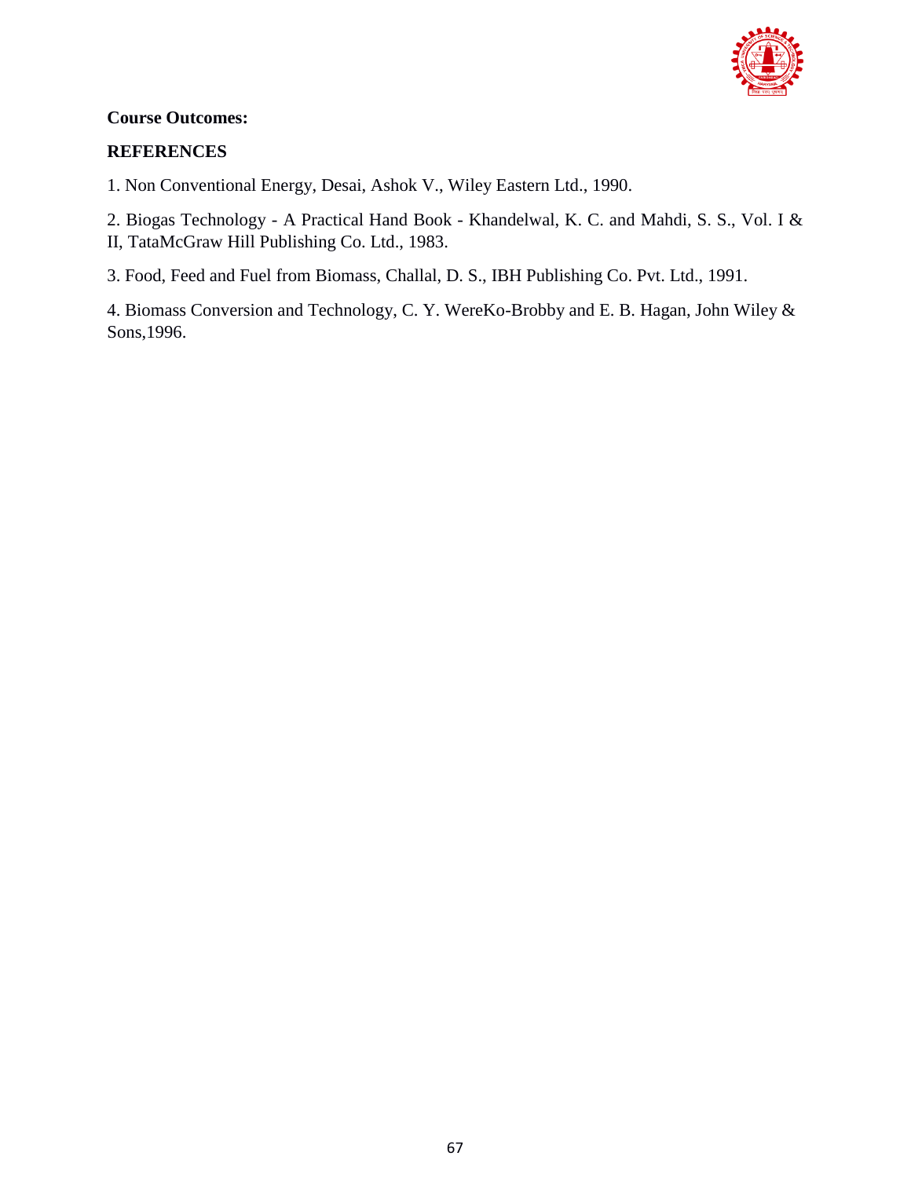**Course Outcomes:**

**REFERENCES**

1. Non Conventional Energy, Desai, Ashok V., Wiley Eastern Ltd., 1990.

2. Biogas Technology - A Practical Hand Book - Khandelwal, K. C. and Mahdi, S. S., Vol. I & II, TataMcGraw Hill Publishing Co. Ltd., 1983.

3. Food, Feed and Fuel from Biomass, Challal, D. S., IBH Publishing Co. Pvt. Ltd., 1991.

4. Biomass Conversion and Technology, C. Y. WereKo-Brobby and E. B. Hagan, John Wiley & Sons,1996.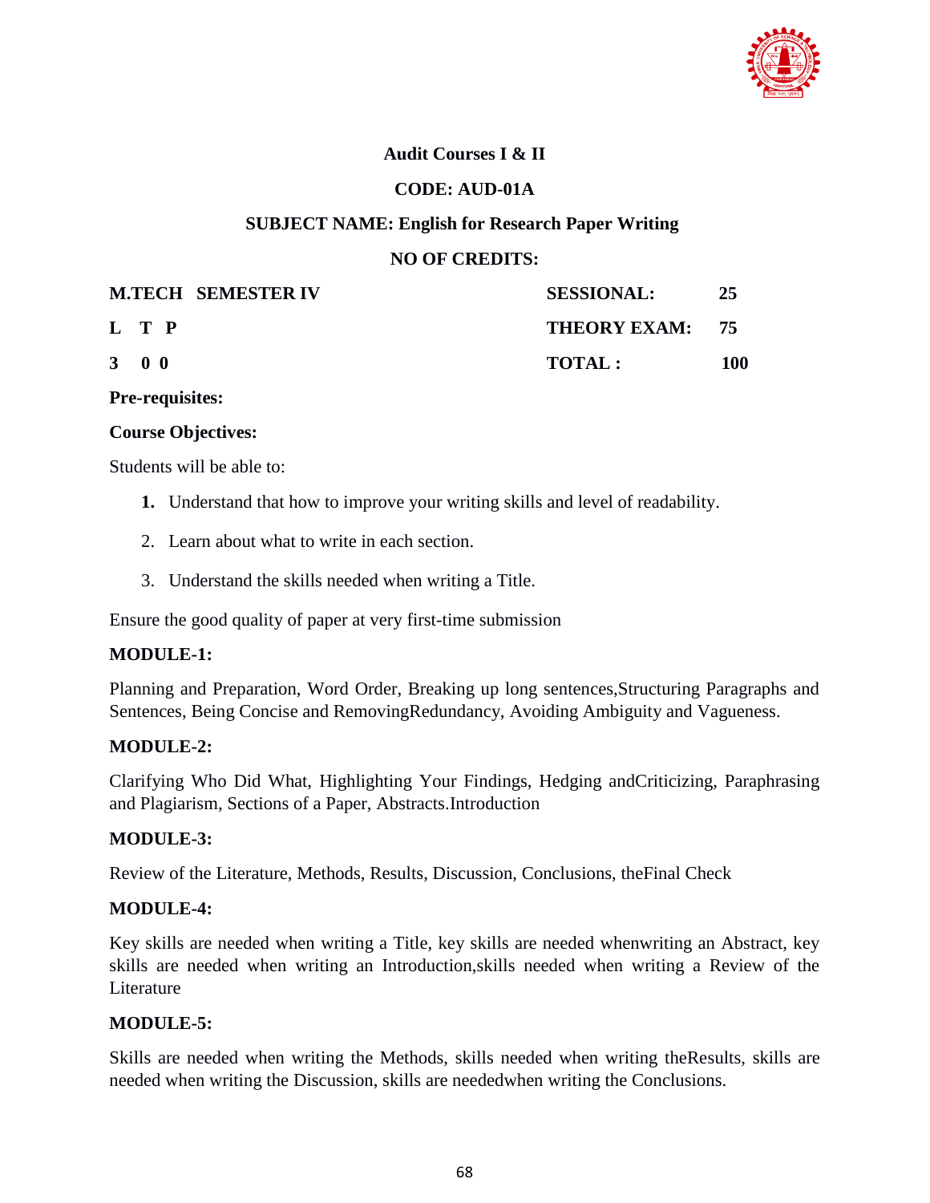**Audit Courses I & II**

**CODE: AUD-01A**

**SUBJECT NAME: English for Research Paper Writing**

**NO OF CREDITS:**

| **M.TECH SEMESTER IV** | **SESSIONAL:** | **25** |
|---|---|---|
| **L T P** | **THEORY EXAM:** | **75** |
| **3 0 0** | **TOTAL :** | **100** |

**Pre-requisites:**

**Course Objectives:**

Students will be able to:

1. Understand that how to improve your writing skills and level of readability.
2. Learn about what to write in each section.
3. Understand the skills needed when writing a Title.

Ensure the good quality of paper at very first-time submission

**MODULE-1:**

Planning and Preparation, Word Order, Breaking up long sentences,Structuring Paragraphs and Sentences, Being Concise and RemovingRedundancy, Avoiding Ambiguity and Vagueness.

**MODULE-2:**

Clarifying Who Did What, Highlighting Your Findings, Hedging andCriticizing, Paraphrasing and Plagiarism, Sections of a Paper, Abstracts.Introduction

**MODULE-3:**

Review of the Literature, Methods, Results, Discussion, Conclusions, theFinal Check

**MODULE-4:**

Key skills are needed when writing a Title, key skills are needed whenwriting an Abstract, key skills are needed when writing an Introduction,skills needed when writing a Review of the Literature

**MODULE-5:**

Skills are needed when writing the Methods, skills needed when writing theResults, skills are needed when writing the Discussion, skills are neededwhen writing the Conclusions.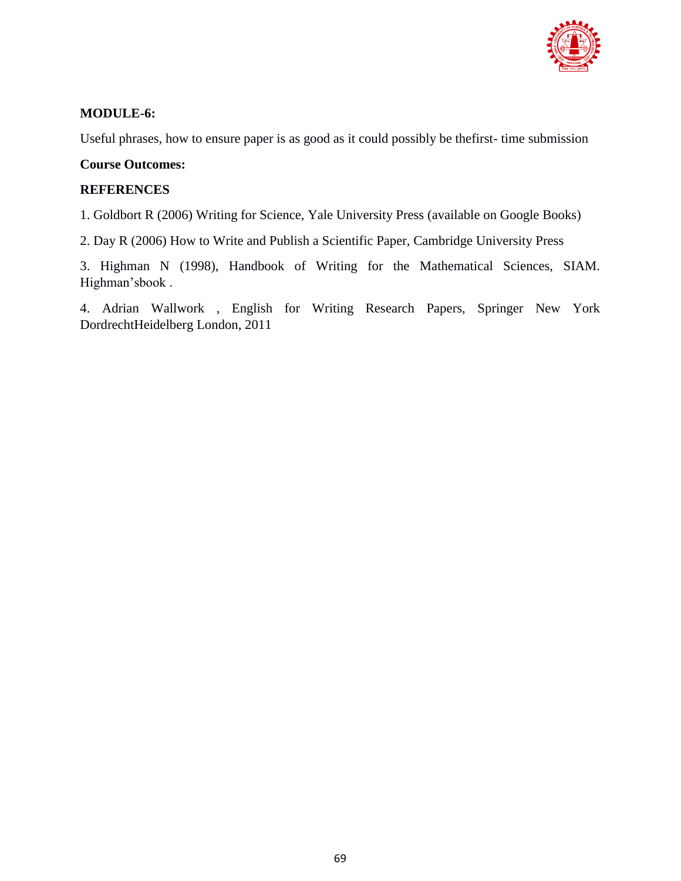**MODULE-6:**

Useful phrases, how to ensure paper is as good as it could possibly be thefirst- time submission

**Course Outcomes:**

**REFERENCES**

1. Goldbort R (2006) Writing for Science, Yale University Press (available on Google Books)

2. Day R (2006) How to Write and Publish a Scientific Paper, Cambridge University Press

3. Highman N (1998), Handbook of Writing for the Mathematical Sciences, SIAM. Highman'sbook .

4. Adrian Wallwork , English for Writing Research Papers, Springer New York DordrechtHeidelberg London, 2011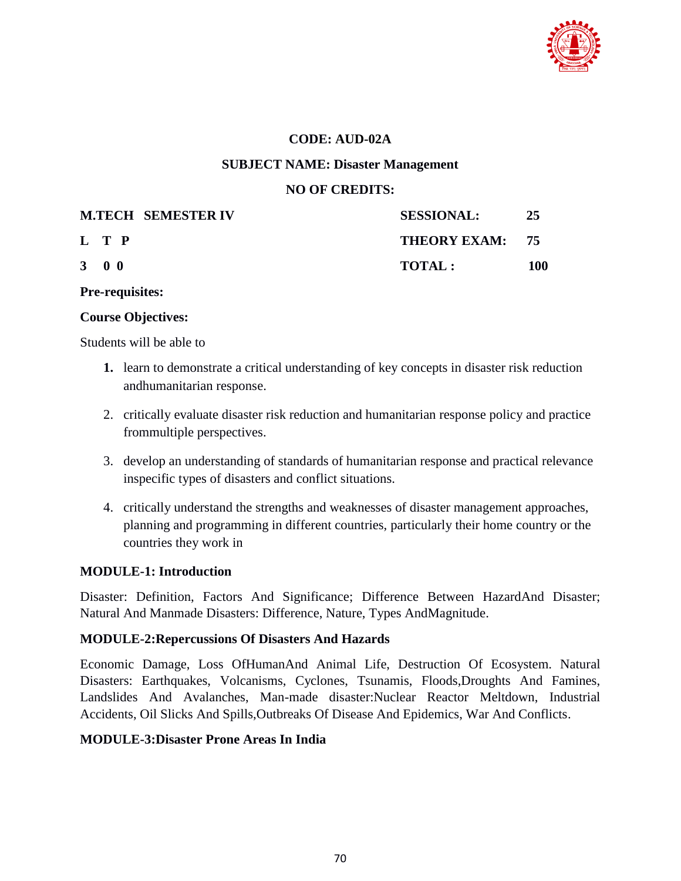**CODE: AUD-02A**

**SUBJECT NAME: Disaster Management**

**NO OF CREDITS:**

| **M.TECH SEMESTER IV** | **SESSIONAL:** | **25** |
|---|---|---|
| **L T P** | **THEORY EXAM:** | **75** |
| **3 0 0** | **TOTAL :** | **100** |

**Pre-requisites:**

**Course Objectives:**

Students will be able to

1. learn to demonstrate a critical understanding of key concepts in disaster risk reduction andhumanitarian response.
2. critically evaluate disaster risk reduction and humanitarian response policy and practice frommultiple perspectives.
3. develop an understanding of standards of humanitarian response and practical relevance inspecific types of disasters and conflict situations.
4. critically understand the strengths and weaknesses of disaster management approaches, planning and programming in different countries, particularly their home country or the countries they work in

**MODULE-1: Introduction**

Disaster: Definition, Factors And Significance; Difference Between HazardAnd Disaster; Natural And Manmade Disasters: Difference, Nature, Types AndMagnitude.

**MODULE-2:Repercussions Of Disasters And Hazards**

Economic Damage, Loss OfHumanAnd Animal Life, Destruction Of Ecosystem. Natural Disasters: Earthquakes, Volcanisms, Cyclones, Tsunamis, Floods,Droughts And Famines, Landslides And Avalanches, Man-made disaster:Nuclear Reactor Meltdown, Industrial Accidents, Oil Slicks And Spills,Outbreaks Of Disease And Epidemics, War And Conflicts.

**MODULE-3:Disaster Prone Areas In India**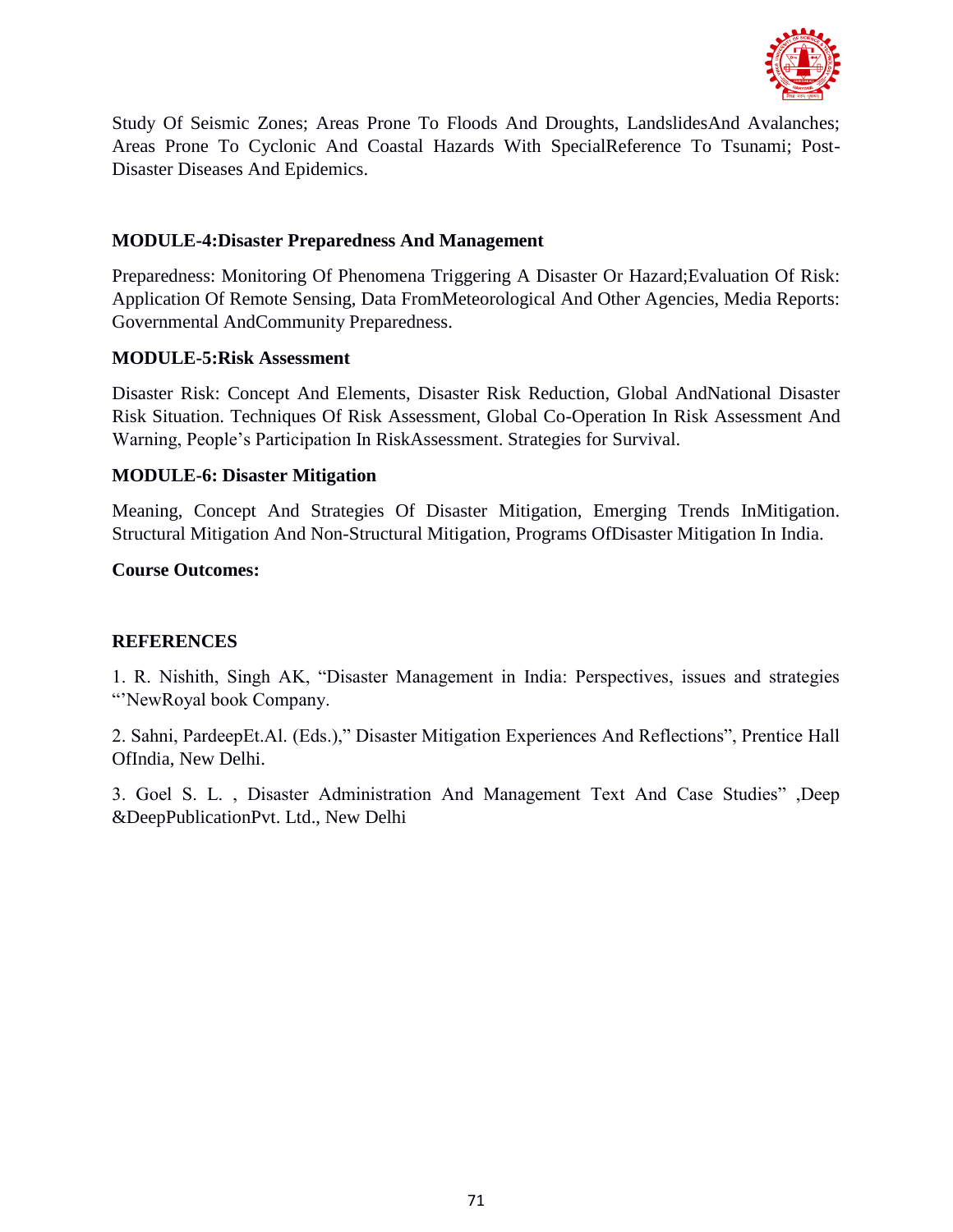Study Of Seismic Zones; Areas Prone To Floods And Droughts, LandslidesAnd Avalanches; Areas Prone To Cyclonic And Coastal Hazards With SpecialReference To Tsunami; Post-Disaster Diseases And Epidemics.

**MODULE-4:Disaster Preparedness And Management**

Preparedness: Monitoring Of Phenomena Triggering A Disaster Or Hazard;Evaluation Of Risk: Application Of Remote Sensing, Data FromMeteorological And Other Agencies, Media Reports: Governmental AndCommunity Preparedness.

**MODULE-5:Risk Assessment**

Disaster Risk: Concept And Elements, Disaster Risk Reduction, Global AndNational Disaster Risk Situation. Techniques Of Risk Assessment, Global Co-Operation In Risk Assessment And Warning, People's Participation In RiskAssessment. Strategies for Survival.

**MODULE-6: Disaster Mitigation**

Meaning, Concept And Strategies Of Disaster Mitigation, Emerging Trends InMitigation. Structural Mitigation And Non-Structural Mitigation, Programs OfDisaster Mitigation In India.

**Course Outcomes:**

**REFERENCES**

1. R. Nishith, Singh AK, "Disaster Management in India: Perspectives, issues and strategies "'NewRoyal book Company.

2. Sahni, PardeepEt.Al. (Eds.)," Disaster Mitigation Experiences And Reflections", Prentice Hall OfIndia, New Delhi.

3. Goel S. L. , Disaster Administration And Management Text And Case Studies" ,Deep &DeepPublicationPvt. Ltd., New Delhi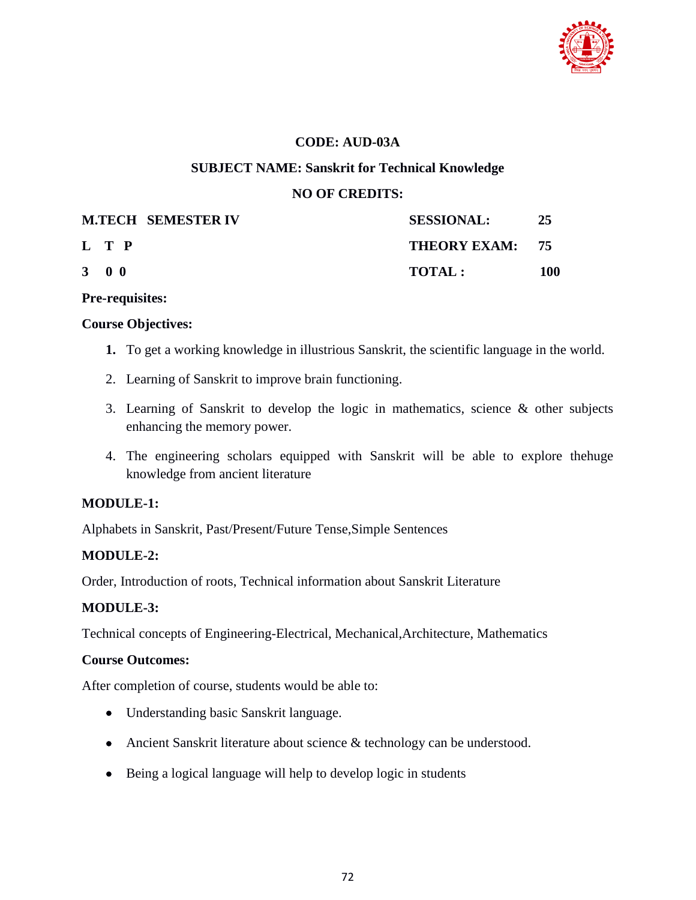**CODE: AUD-03A**

**SUBJECT NAME: Sanskrit for Technical Knowledge**

**NO OF CREDITS:**

| **M.TECH SEMESTER IV** | **SESSIONAL:** | **25** |
|---|---|---|
| **L T P** | **THEORY EXAM:** | **75** |
| **3 0 0** | **TOTAL :** | **100** |

**Pre-requisites:**

**Course Objectives:**

1. To get a working knowledge in illustrious Sanskrit, the scientific language in the world.
2. Learning of Sanskrit to improve brain functioning.
3. Learning of Sanskrit to develop the logic in mathematics, science & other subjects enhancing the memory power.
4. The engineering scholars equipped with Sanskrit will be able to explore thehuge knowledge from ancient literature

**MODULE-1:**

Alphabets in Sanskrit, Past/Present/Future Tense,Simple Sentences

**MODULE-2:**

Order, Introduction of roots, Technical information about Sanskrit Literature

**MODULE-3:**

Technical concepts of Engineering-Electrical, Mechanical,Architecture, Mathematics

**Course Outcomes:**

After completion of course, students would be able to:

- Understanding basic Sanskrit language.
- Ancient Sanskrit literature about science & technology can be understood.
- Being a logical language will help to develop logic in students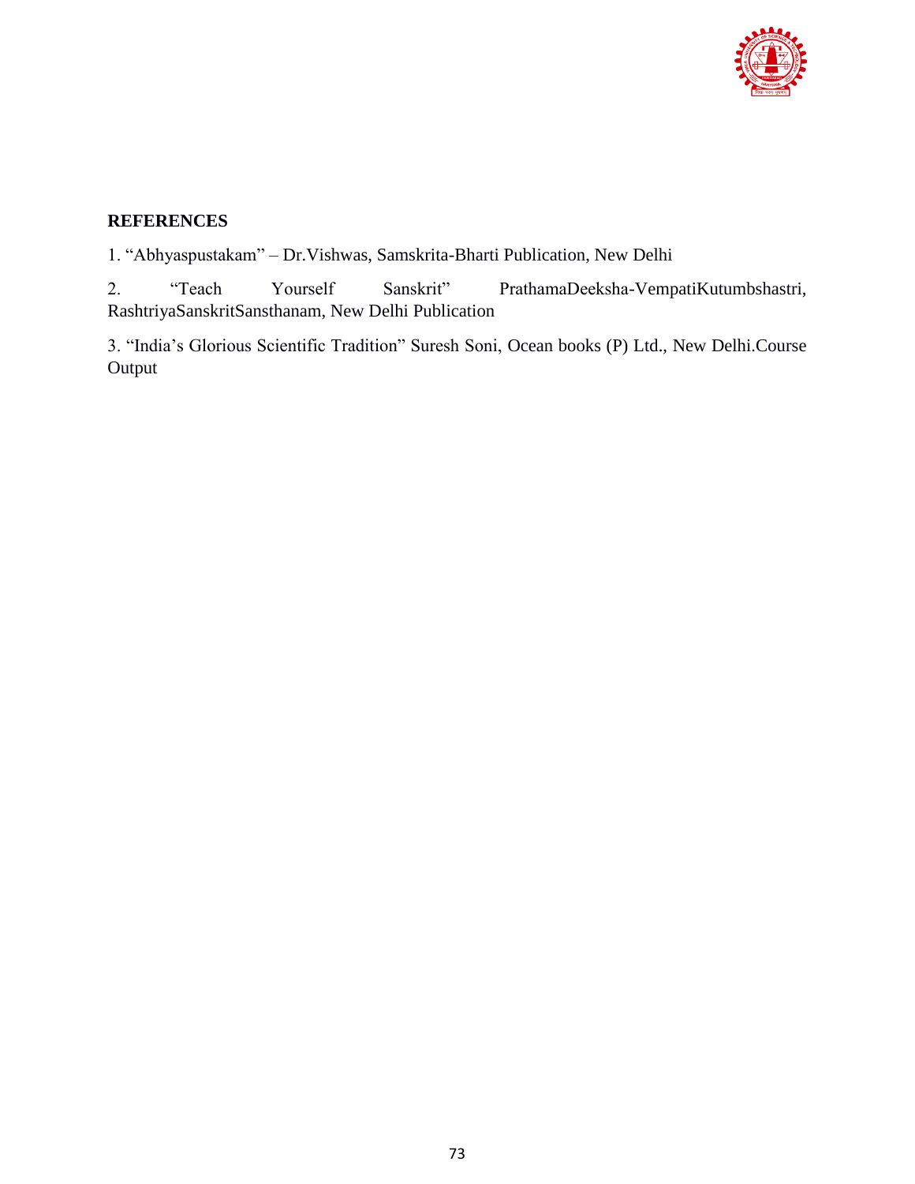**REFERENCES**

1. "Abhyaspustakam" – Dr.Vishwas, Samskrita-Bharti Publication, New Delhi

2. "Teach Yourself Sanskrit" PrathamaDeeksha-VempatiKutumbshastri, RashtriyaSanskritSansthanam, New Delhi Publication

3. "India's Glorious Scientific Tradition" Suresh Soni, Ocean books (P) Ltd., New Delhi.Course Output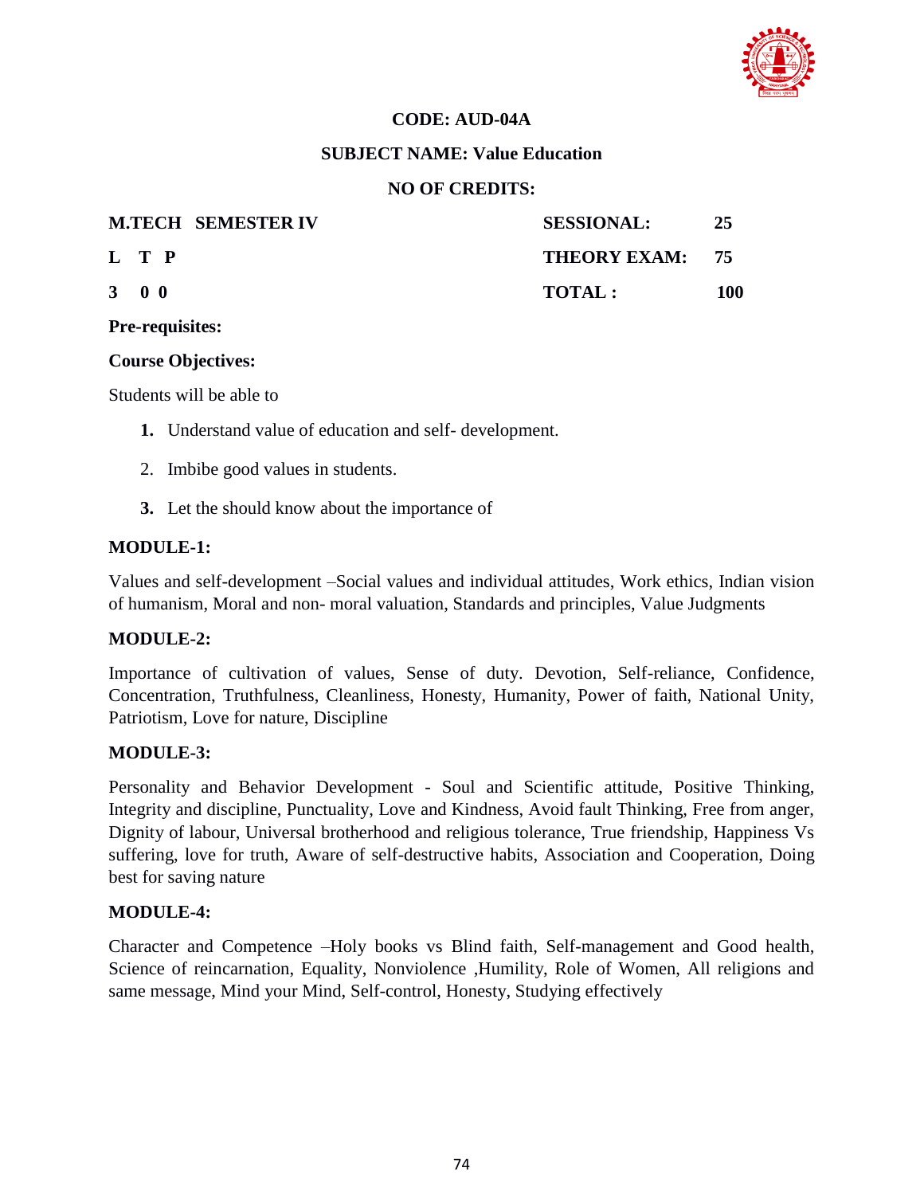**CODE: AUD-04A**

**SUBJECT NAME: Value Education**

**NO OF CREDITS:**

| **M.TECH SEMESTER IV** | **SESSIONAL:** | **25** |
|---|---|---|
| **L T P** | **THEORY EXAM:** | **75** |
| **3 0 0** | **TOTAL :** | **100** |

**Pre-requisites:**

**Course Objectives:**

Students will be able to

1. Understand value of education and self- development.
2. Imbibe good values in students.
3. Let the should know about the importance of

**MODULE-1:**

Values and self-development –Social values and individual attitudes, Work ethics, Indian vision of humanism, Moral and non- moral valuation, Standards and principles, Value Judgments

**MODULE-2:**

Importance of cultivation of values, Sense of duty. Devotion, Self-reliance, Confidence, Concentration, Truthfulness, Cleanliness, Honesty, Humanity, Power of faith, National Unity, Patriotism, Love for nature, Discipline

**MODULE-3:**

Personality and Behavior Development - Soul and Scientific attitude, Positive Thinking, Integrity and discipline, Punctuality, Love and Kindness, Avoid fault Thinking, Free from anger, Dignity of labour, Universal brotherhood and religious tolerance, True friendship, Happiness Vs suffering, love for truth, Aware of self-destructive habits, Association and Cooperation, Doing best for saving nature

**MODULE-4:**

Character and Competence –Holy books vs Blind faith, Self-management and Good health, Science of reincarnation, Equality, Nonviolence ,Humility, Role of Women, All religions and same message, Mind your Mind, Self-control, Honesty, Studying effectively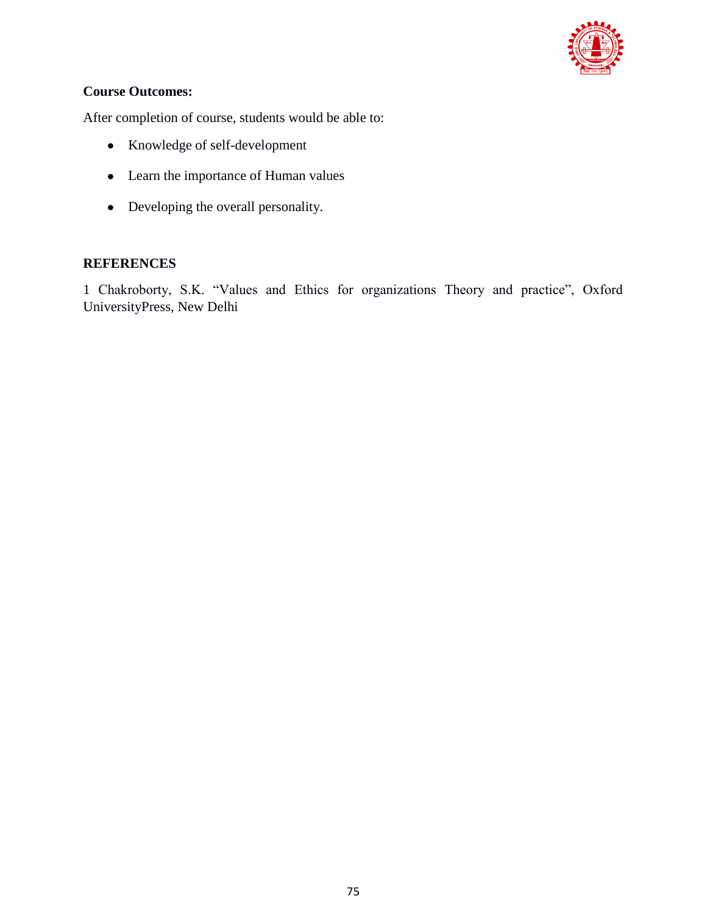**Course Outcomes:**

After completion of course, students would be able to:

- Knowledge of self-development
- Learn the importance of Human values
- Developing the overall personality.

**REFERENCES**

1 Chakroborty, S.K. “Values and Ethics for organizations Theory and practice”, Oxford UniversityPress, New Delhi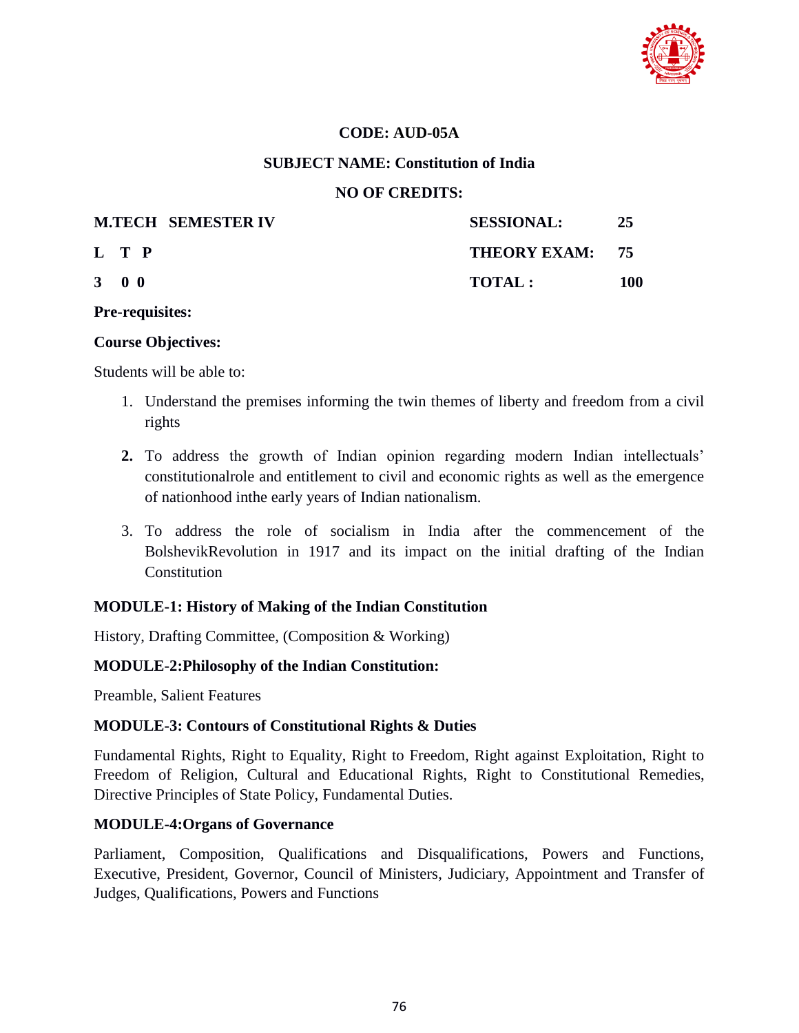**CODE: AUD-05A**

**SUBJECT NAME: Constitution of India**

**NO OF CREDITS:**

| **M.TECH SEMESTER IV** | **SESSIONAL:** | **25** |
|---|---|---|
| **L T P** | **THEORY EXAM:** | **75** |
| **3 0 0** | **TOTAL :** | **100** |

**Pre-requisites:**

**Course Objectives:**

Students will be able to:

1. Understand the premises informing the twin themes of liberty and freedom from a civil rights
2. To address the growth of Indian opinion regarding modern Indian intellectuals' constitutionalrole and entitlement to civil and economic rights as well as the emergence of nationhood inthe early years of Indian nationalism.
3. To address the role of socialism in India after the commencement of the BolshevikRevolution in 1917 and its impact on the initial drafting of the Indian Constitution

**MODULE-1: History of Making of the Indian Constitution**

History, Drafting Committee, (Composition & Working)

**MODULE-2:Philosophy of the Indian Constitution:**

Preamble, Salient Features

**MODULE-3: Contours of Constitutional Rights & Duties**

Fundamental Rights, Right to Equality, Right to Freedom, Right against Exploitation, Right to Freedom of Religion, Cultural and Educational Rights, Right to Constitutional Remedies, Directive Principles of State Policy, Fundamental Duties.

**MODULE-4:Organs of Governance**

Parliament, Composition, Qualifications and Disqualifications, Powers and Functions, Executive, President, Governor, Council of Ministers, Judiciary, Appointment and Transfer of Judges, Qualifications, Powers and Functions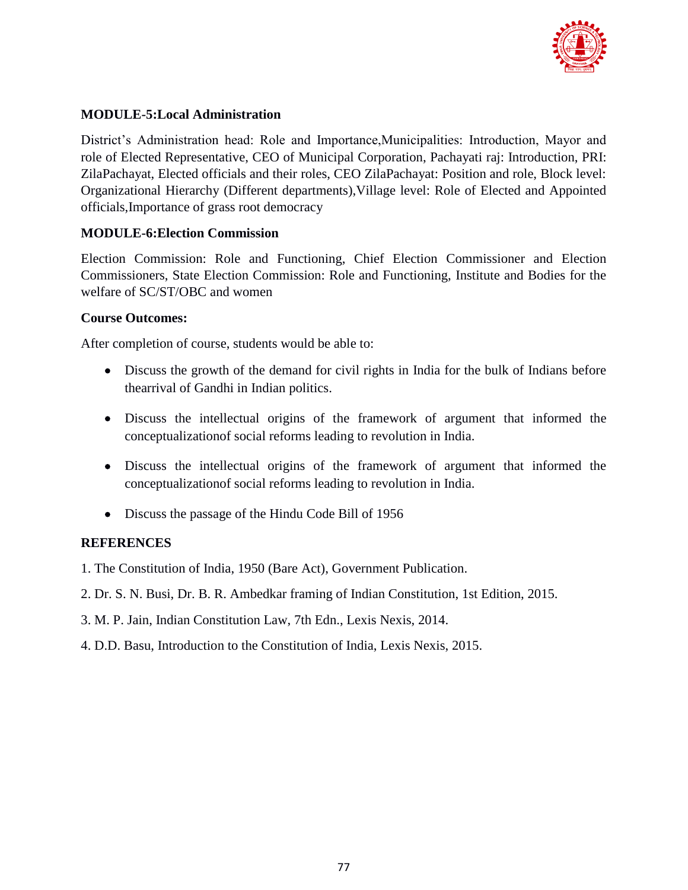**MODULE-5:Local Administration**

District's Administration head: Role and Importance,Municipalities: Introduction, Mayor and role of Elected Representative, CEO of Municipal Corporation, Pachayati raj: Introduction, PRI: ZilaPachayat, Elected officials and their roles, CEO ZilaPachayat: Position and role, Block level: Organizational Hierarchy (Different departments),Village level: Role of Elected and Appointed officials,Importance of grass root democracy

**MODULE-6:Election Commission**

Election Commission: Role and Functioning, Chief Election Commissioner and Election Commissioners, State Election Commission: Role and Functioning, Institute and Bodies for the welfare of SC/ST/OBC and women

**Course Outcomes:**

After completion of course, students would be able to:

- Discuss the growth of the demand for civil rights in India for the bulk of Indians before thearrival of Gandhi in Indian politics.
- Discuss the intellectual origins of the framework of argument that informed the conceptualizationof social reforms leading to revolution in India.
- Discuss the intellectual origins of the framework of argument that informed the conceptualizationof social reforms leading to revolution in India.
- Discuss the passage of the Hindu Code Bill of 1956

**REFERENCES**

1. The Constitution of India, 1950 (Bare Act), Government Publication.
2. Dr. S. N. Busi, Dr. B. R. Ambedkar framing of Indian Constitution, 1st Edition, 2015.
3. M. P. Jain, Indian Constitution Law, 7th Edn., Lexis Nexis, 2014.
4. D.D. Basu, Introduction to the Constitution of India, Lexis Nexis, 2015.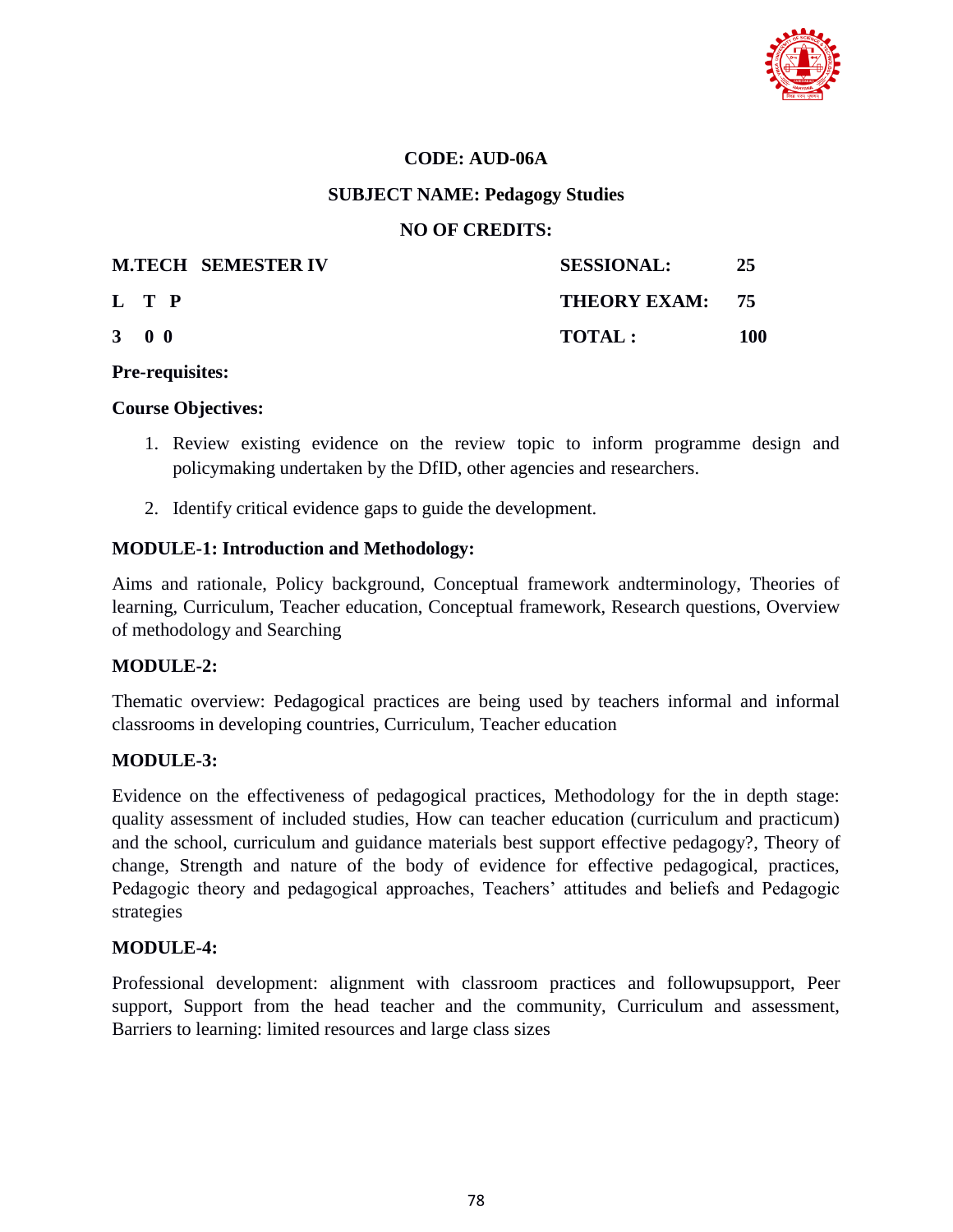**CODE: AUD-06A**

**SUBJECT NAME: Pedagogy Studies**

**NO OF CREDITS:**

| **M.TECH SEMESTER IV** | **SESSIONAL:** | **25** |
|---|---|---|
| **L T P** | **THEORY EXAM:** | **75** |
| **3 0 0** | **TOTAL :** | **100** |

**Pre-requisites:**

**Course Objectives:**

1. Review existing evidence on the review topic to inform programme design and policymaking undertaken by the DfID, other agencies and researchers.
2. Identify critical evidence gaps to guide the development.

**MODULE-1: Introduction and Methodology:**

Aims and rationale, Policy background, Conceptual framework andterminology, Theories of learning, Curriculum, Teacher education, Conceptual framework, Research questions, Overview of methodology and Searching

**MODULE-2:**

Thematic overview: Pedagogical practices are being used by teachers informal and informal classrooms in developing countries, Curriculum, Teacher education

**MODULE-3:**

Evidence on the effectiveness of pedagogical practices, Methodology for the in depth stage: quality assessment of included studies, How can teacher education (curriculum and practicum) and the school, curriculum and guidance materials best support effective pedagogy?, Theory of change, Strength and nature of the body of evidence for effective pedagogical, practices, Pedagogic theory and pedagogical approaches, Teachers' attitudes and beliefs and Pedagogic strategies

**MODULE-4:**

Professional development: alignment with classroom practices and followupsupport, Peer support, Support from the head teacher and the community, Curriculum and assessment, Barriers to learning: limited resources and large class sizes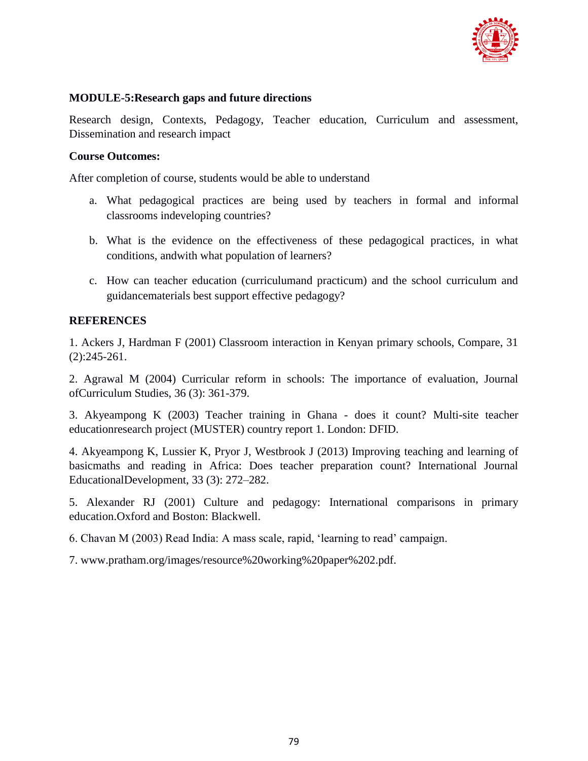**MODULE-5:Research gaps and future directions**

Research design, Contexts, Pedagogy, Teacher education, Curriculum and assessment, Dissemination and research impact

**Course Outcomes:**

After completion of course, students would be able to understand

a. What pedagogical practices are being used by teachers in formal and informal classrooms indeveloping countries?

b. What is the evidence on the effectiveness of these pedagogical practices, in what conditions, andwith what population of learners?

c. How can teacher education (curriculumand practicum) and the school curriculum and guidancematerials best support effective pedagogy?

**REFERENCES**

1. Ackers J, Hardman F (2001) Classroom interaction in Kenyan primary schools, Compare, 31 (2):245-261.

2. Agrawal M (2004) Curricular reform in schools: The importance of evaluation, Journal ofCurriculum Studies, 36 (3): 361-379.

3. Akyeampong K (2003) Teacher training in Ghana - does it count? Multi-site teacher educationresearch project (MUSTER) country report 1. London: DFID.

4. Akyeampong K, Lussier K, Pryor J, Westbrook J (2013) Improving teaching and learning of basicmaths and reading in Africa: Does teacher preparation count? International Journal EducationalDevelopment, 33 (3): 272–282.

5. Alexander RJ (2001) Culture and pedagogy: International comparisons in primary education.Oxford and Boston: Blackwell.

6. Chavan M (2003) Read India: A mass scale, rapid, 'learning to read' campaign.

7. www.pratham.org/images/resource%20working%20paper%202.pdf.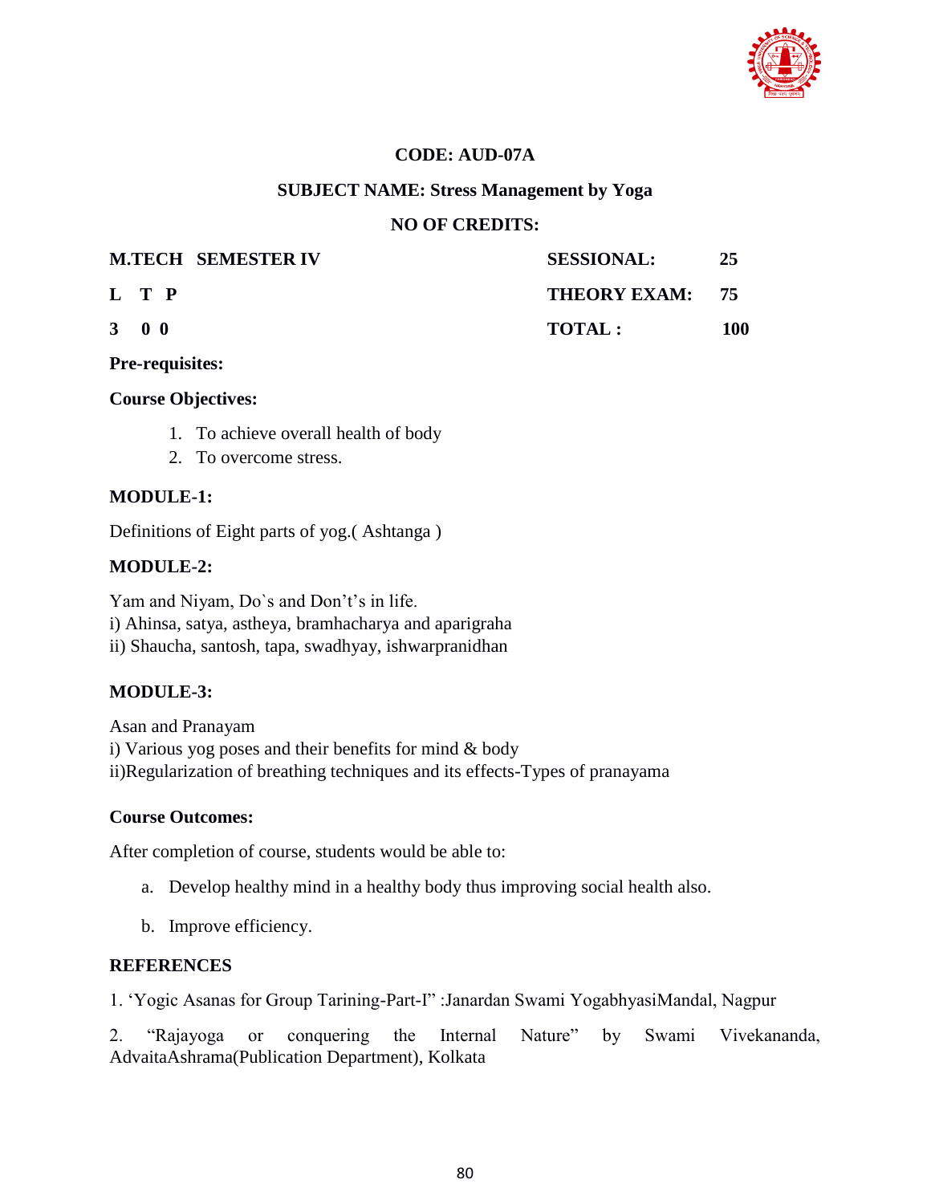**CODE: AUD-07A**

**SUBJECT NAME: Stress Management by Yoga**

**NO OF CREDITS:**

| **M.TECH SEMESTER IV** | **SESSIONAL:** | **25** |
|---|---|---|
| **L T P** | **THEORY EXAM:** | **75** |
| **3 0 0** | **TOTAL :** | **100** |

**Pre-requisites:**

**Course Objectives:**

1. To achieve overall health of body
2. To overcome stress.

**MODULE-1:**

Definitions of Eight parts of yog.( Ashtanga )

**MODULE-2:**

Yam and Niyam, Do`s and Don't's in life.
i) Ahinsa, satya, astheya, bramhacharya and aparigraha
ii) Shaucha, santosh, tapa, swadhyay, ishwarpranidhan

**MODULE-3:**

Asan and Pranayam
i) Various yog poses and their benefits for mind & body
ii)Regularization of breathing techniques and its effects-Types of pranayama

**Course Outcomes:**

After completion of course, students would be able to:

a. Develop healthy mind in a healthy body thus improving social health also.

b. Improve efficiency.

**REFERENCES**

1. 'Yogic Asanas for Group Tarining-Part-I" :Janardan Swami YogabhyasiMandal, Nagpur

2. "Rajayoga or conquering the Internal Nature" by Swami Vivekananda, AdvaitaAshrama(Publication Department), Kolkata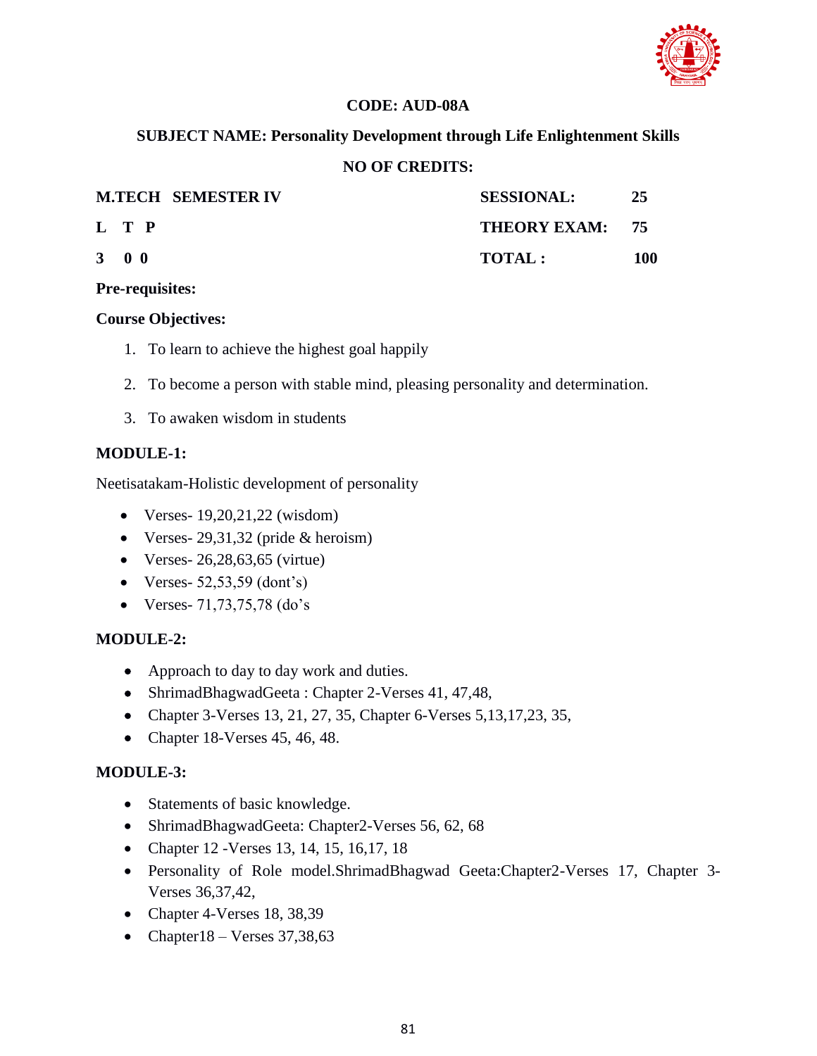**CODE: AUD-08A**

**SUBJECT NAME: Personality Development through Life Enlightenment Skills**

**NO OF CREDITS:**

| **M.TECH SEMESTER IV** | **SESSIONAL:** | **25** |
|---|---|---|
| **L T P** | **THEORY EXAM:** | **75** |
| **3 0 0** | **TOTAL :** | **100** |

**Pre-requisites:**

**Course Objectives:**

1. To learn to achieve the highest goal happily
2. To become a person with stable mind, pleasing personality and determination.
3. To awaken wisdom in students

**MODULE-1:**

Neetisatakam-Holistic development of personality

- Verses- 19,20,21,22 (wisdom)
- Verses- 29,31,32 (pride & heroism)
- Verses- 26,28,63,65 (virtue)
- Verses- 52,53,59 (dont's)
- Verses- 71,73,75,78 (do's

**MODULE-2:**

- Approach to day to day work and duties.
- ShrimadBhagwadGeeta : Chapter 2-Verses 41, 47,48,
- Chapter 3-Verses 13, 21, 27, 35, Chapter 6-Verses 5,13,17,23, 35,
- Chapter 18-Verses 45, 46, 48.

**MODULE-3:**

- Statements of basic knowledge.
- ShrimadBhagwadGeeta: Chapter2-Verses 56, 62, 68
- Chapter 12 -Verses 13, 14, 15, 16,17, 18
- Personality of Role model.ShrimadBhagwad Geeta:Chapter2-Verses 17, Chapter 3-Verses 36,37,42,
- Chapter 4-Verses 18, 38,39
- Chapter18 – Verses 37,38,63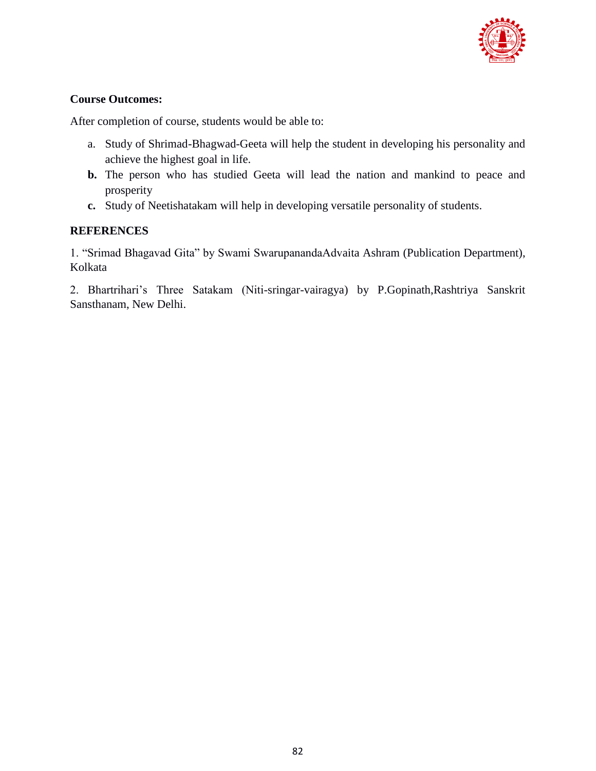**Course Outcomes:**

After completion of course, students would be able to:

a. Study of Shrimad-Bhagwad-Geeta will help the student in developing his personality and achieve the highest goal in life.

**b.** The person who has studied Geeta will lead the nation and mankind to peace and prosperity

**c.** Study of Neetishatakam will help in developing versatile personality of students.

**REFERENCES**

1. "Srimad Bhagavad Gita" by Swami SwarupanandaAdvaita Ashram (Publication Department), Kolkata

2. Bhartrihari's Three Satakam (Niti-sringar-vairagya) by P.Gopinath,Rashtriya Sanskrit Sansthanam, New Delhi.